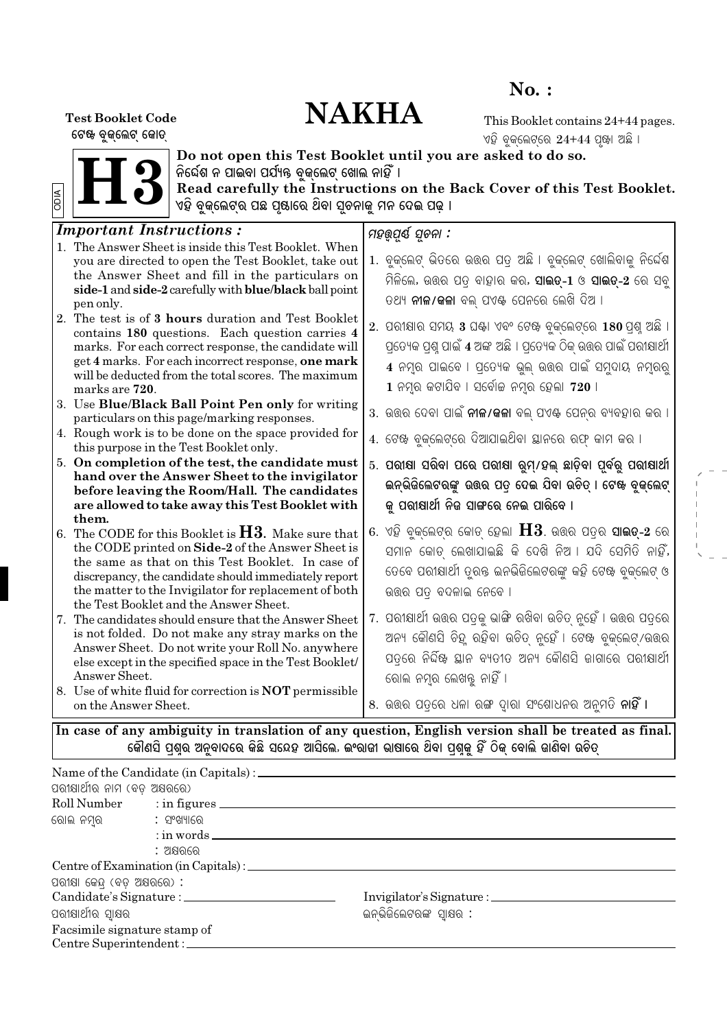**No. :**

# NAKHA

**Test Booklet Code**
ଟେଷ୍ଟ ବୁକ୍‌ଲେଟ୍ କୋଡ୍

This Booklet contains 24+44 pages.
ଏହି ବୁକ୍‌ଲେଟ୍‌ରେ 24+44 ପୃଷ୍ଠା ଅଛି ।

**H3**

ODIA

**Do not open this Test Booklet until you are asked to do so.**
ନିର୍ଦ୍ଦେଶ ନ ପାଇବା ପର୍ଯ୍ୟନ୍ତ ବୁକ୍‌ଲେଟ୍ ଖୋଲ ନାହିଁ ।
**Read carefully the Instructions on the Back Cover of this Test Booklet.**
ଏହି ବୁକ୍‌ଲେଟ୍‌ର ପଛ ପୃଷ୍ଠାରେ ଥିବା ସୂଚନାକୁ ମନ ଦେଇ ପଢ଼ ।

| ***Important Instructions :*** | ***ମହତ୍ତ୍ୱପୂର୍ଣ୍ଣ ସୂଚନା :*** |
|---|---|
| 1. The Answer Sheet is inside this Test Booklet. When you are directed to open the Test Booklet, take out the Answer Sheet and fill in the particulars on **side-1** and **side-2** carefully with **blue/black** ball point pen only. | 1. ବୁକ୍‌ଲେଟ୍ ଭିତରେ ଉତ୍ତର ପତ୍ର ଅଛି । ବୁକ୍‌ଲେଟ୍ ଖୋଲିବାକୁ ନିର୍ଦ୍ଦେଶ ମିଳିଲେ, ଉତ୍ତର ପତ୍ର ବାହାର କର, **ସାଇଡ୍-1** ଓ **ସାଇଡ୍-2** ରେ ସବୁ ତଥ୍ୟ **ନୀଳ/କଳା** ବଲ୍ ପଏଣ୍ଟ ପେନରେ ଲେଖି ଦିଅ । |
| 2. The test is of **3 hours** duration and Test Booklet contains **180** questions. Each question carries **4** marks. For each correct response, the candidate will get **4** marks. For each incorrect response, **one mark** will be deducted from the total scores. The maximum marks are **720**. | 2. ପରୀକ୍ଷାର ସମୟ **3** ଘଣ୍ଟା ଏବଂ ଟେଷ୍ଟ ବୁକ୍‌ଲେଟ୍‌ରେ **180** ପ୍ରଶ୍ନ ଅଛି । ପ୍ରତ୍ୟେକ ପ୍ରଶ୍ନ ପାଇଁ **4** ଅଙ୍କ ଅଛି । ପ୍ରତ୍ୟେକ ଠିକ୍ ଉତ୍ତର ପାଇଁ ପରୀକ୍ଷାର୍ଥୀ **4** ନମ୍ବର ପାଇବେ । ପ୍ରତ୍ୟେକ ଭୁଲ୍ ଉତ୍ତର ପାଇଁ ସମୁଦାୟ ନମ୍ବରରୁ **1** ନମ୍ବର କଟାଯିବ । ସର୍ବୋଚ୍ଚ ନମ୍ବର ହେଲା **720** । |
| 3. Use **Blue/Black Ball Point Pen only** for writing particulars on this page/marking responses. | 3. ଉତ୍ତର ଦେବା ପାଇଁ **ନୀଳ/କଳା** ବଲ୍ ପଏଣ୍ଟ ପେନ୍‌ର ବ୍ୟବହାର କର । |
| 4. Rough work is to be done on the space provided for this purpose in the Test Booklet only. | 4. ଟେଷ୍ଟ ବୁକ୍‌ଲେଟ୍‌ରେ ଦିଆଯାଇଥିବା ସ୍ଥାନରେ ରଫ୍ କାମ କର । |
| 5. **On completion of the test, the candidate must hand over the Answer Sheet to the invigilator before leaving the Room/Hall. The candidates are allowed to take away this Test Booklet with them.** | 5. **ପରୀକ୍ଷା ସରିବା ପରେ ପରୀକ୍ଷା ରୁମ୍/ହଲ୍ ଛାଡ଼ିବା ପୂର୍ବରୁ ପରୀକ୍ଷାର୍ଥୀ ଇନ୍‌ଭିଜିଲେଟରଙ୍କୁ ଉତ୍ତର ପତ୍ର ଦେଇ ଯିବା ଉଚିତ୍ । ଟେଷ୍ଟ ବୁକ୍‌ଲେଟ୍‌କୁ ପରୀକ୍ଷାର୍ଥୀ ନିଜ ସାଙ୍ଗରେ ନେଇ ପାରିବେ ।** |
| 6. The CODE for this Booklet is **H3**. Make sure that the CODE printed on **Side-2** of the Answer Sheet is the same as that on this Test Booklet. In case of discrepancy, the candidate should immediately report the matter to the Invigilator for replacement of both the Test Booklet and the Answer Sheet. | 6. ଏହି ବୁକ୍‌ଲେଟ୍‌ର କୋଡ୍ ହେଲା **H3**. ଉତ୍ତର ପତ୍ରର **ସାଇଡ୍-2** ରେ ସମାନ କୋଡ୍ ଲେଖାଯାଇଛି କି ଦେଖି ନିଅ । ଯଦି ସେମିତି ନାହିଁ, ତେବେ ପରୀକ୍ଷାର୍ଥୀ ତୁରନ୍ତ ଇନ୍‌ଭିଜିଲେଟରଙ୍କୁ କହି ଟେଷ୍ଟ ବୁକ୍‌ଲେଟ୍ ଓ ଉତ୍ତର ପତ୍ର ବଦଳାଇ ନେବେ । |
| 7. The candidates should ensure that the Answer Sheet is not folded. Do not make any stray marks on the Answer Sheet. Do not write your Roll No. anywhere else except in the specified space in the Test Booklet/ Answer Sheet. | 7. ପରୀକ୍ଷାର୍ଥୀ ଉତ୍ତର ପତ୍ରକୁ ଭାଙ୍ଗି ରଖିବା ଉଚିତ୍ ନୁହେଁ । ଉତ୍ତର ପତ୍ରରେ ଅନ୍ୟ କୌଣସି ଚିହ୍ନ ରହିବା ଉଚିତ୍ ନୁହେଁ । ଟେଷ୍ଟ ବୁକ୍‌ଲେଟ୍/ଉତ୍ତର ପତ୍ରରେ ନିର୍ଦ୍ଦିଷ୍ଟ ସ୍ଥାନ ବ୍ୟତୀତ ଅନ୍ୟ କୌଣସି ଜାଗାରେ ପରୀକ୍ଷାର୍ଥୀ ରୋଲ ନମ୍ବର ଲେଖନ୍ତୁ ନାହିଁ । |
| 8. Use of white fluid for correction is **NOT** permissible on the Answer Sheet. | 8. ଉତ୍ତର ପତ୍ରରେ ଧଳା ରଙ୍ଗ ଦ୍ୱାରା ସଂଶୋଧନର ଅନୁମତି **ନାହିଁ** । |

**In case of any ambiguity in translation of any question, English version shall be treated as final.**
**କୌଣସି ପ୍ରଶ୍ନର ଅନୁବାଦରେ କିଛି ସନ୍ଦେହ ଆସିଲେ, ଇଂରାଜୀ ଭାଷାରେ ଥିବା ପ୍ରଶ୍ନକୁ ହିଁ ଠିକ୍ ବୋଲି ଜାଣିବା ଉଚିତ୍**

Name of the Candidate (in Capitals) : ____________________
ପରୀକ୍ଷାର୍ଥୀର ନାମ (ବଡ଼ ଅକ୍ଷରରେ)

Roll Number : in figures ____________________
ରୋଲ ନମ୍ବର : ସଂଖ୍ୟାରେ
: in words ____________________
: ଅକ୍ଷରରେ

Centre of Examination (in Capitals) : ____________________
ପରୀକ୍ଷା କେନ୍ଦ୍ର (ବଡ଼ ଅକ୍ଷରରେ) :

Candidate's Signature : ____________________
ପରୀକ୍ଷାର୍ଥୀର ସ୍ୱାକ୍ଷର

Invigilator's Signature : ____________________
ଇନ୍‌ଭିଜିଲେଟରଙ୍କ ସ୍ୱାକ୍ଷର :

Facsimile signature stamp of
Centre Superintendent : ____________________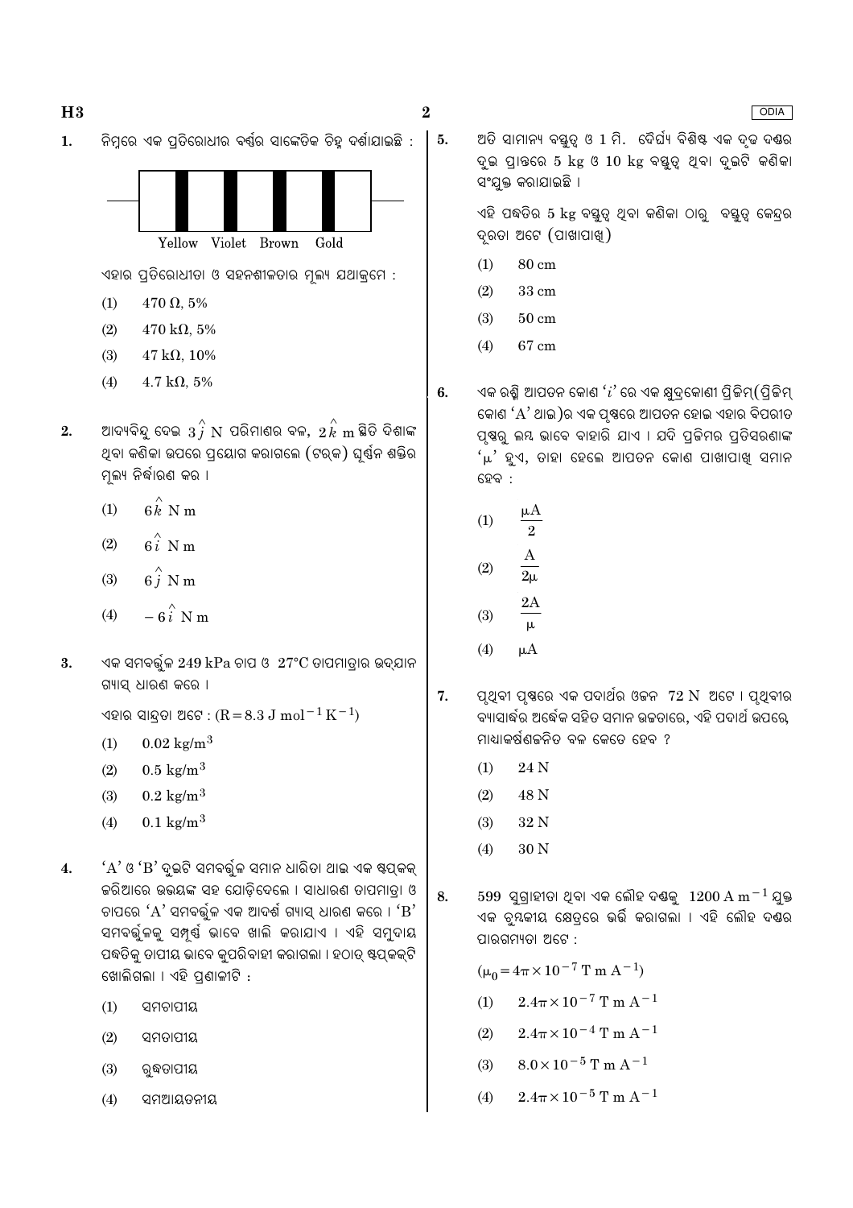1. ନିମ୍ନରେ ଏକ ପ୍ରତିରୋଧୀର ବର୍ଣ୍ଣର ସାଙ୍କେତିକ ଚିହ୍ନ ଦର୍ଶାଯାଇଛି :

Yellow Violet Brown Gold

ଏହାର ପ୍ରତିରୋଧୀତା ଓ ସହନଶୀଳତାର ମୂଲ୍ୟ ଯଥାକ୍ରମେ :

(1) $470\ \Omega$, 5%

(2) $470\ k\Omega$, 5%

(3) $47\ k\Omega$, 10%

(4) $4.7\ k\Omega$, 5%

2. ଆଦ୍ୟବିନ୍ଦୁ ଦେଇ $3\hat{j}$ N ପରିମାଣର ବଳ, $2\hat{k}$ m ସ୍ଥିତି ଦିଶାଙ୍କ ଥିବା କଣିକା ଉପରେ ପ୍ରୟୋଗ କରାଗଲେ (ଟର୍କ) ଘୂର୍ଣ୍ଣନ ଶକ୍ତିର ମୂଲ୍ୟ ନିର୍ଦ୍ଧାରଣ କର ।

(1) $6\hat{k}$ N m

(2) $6\hat{i}$ N m

(3) $6\hat{j}$ N m

(4) $-6\hat{i}$ N m

3. ଏକ ସମବର୍ତ୍ତୁଳ 249 kPa ଚାପ ଓ 27°C ତାପମାତ୍ରାର ଉଦ୍‌ଯାନ ଗ୍ୟାସ୍ ଧାରଣ କରେ ।

ଏହାର ସାନ୍ଦ୍ରତା ଅଟେ : ($R = 8.3\ J\ mol^{-1}\ K^{-1}$)

(1) $0.02\ kg/m^3$

(2) $0.5\ kg/m^3$

(3) $0.2\ kg/m^3$

(4) $0.1\ kg/m^3$

4. 'A' ଓ 'B' ଦୁଇଟି ସମବର୍ତ୍ତୁଳ ସମାନ ଧାରିତା ଥାଇ ଏକ ଷ୍ଟପ୍‌କକ୍ ଜରିଆରେ ଉଭୟଙ୍କ ସହ ଯୋଡ଼ିଦେଲେ । ସାଧାରଣ ତାପମାତ୍ରା ଓ ଚାପରେ 'A' ସମବର୍ତ୍ତୁଳକୁ ଏକ ଆଦର୍ଶ ଗ୍ୟାସ୍ ଧାରଣ କରେ । 'B' ସମବର୍ତ୍ତୁଳକୁ ସମ୍ପୂର୍ଣ୍ଣ ଭାବେ ଖାଲି କରାଯାଏ । ଏହି ସମୁଦାୟ ପଦ୍ଧତିକୁ ତାପୀୟ ଭାବେ କୁପରିବାହୀ କରାଗଲା । ହଠାତ୍ ଷ୍ଟପ୍‌କକ୍‌ଟି ଖୋଲିଗଲା । ଏହି ପ୍ରଣାଳୀଟି :

(1) ସମଚାପୀୟ

(2) ସମତାପୀୟ

(3) ରୁଦ୍ଧତାପୀୟ

(4) ସମଆୟତନୀୟ

5. ଅତି ସାମାନ୍ୟ ବସ୍ତୁତ୍ୱ ଓ 1 ମି. ଦୈର୍ଘ୍ୟ ବିଶିଷ୍ଟ ଏକ ଦୃଢ଼ ଦଣ୍ଡର ଦୁଇ ପ୍ରାନ୍ତରେ 5 kg ଓ 10 kg ବସ୍ତୁତ୍ୱ ଥିବା ଦୁଇଟି କଣିକା ସଂଯୁକ୍ତ କରାଯାଇଛି ।

ଏହି ପଦ୍ଧତିର 5 kg ବସ୍ତୁତ୍ୱ ଥିବା କଣିକା ଠାରୁ ବସ୍ତୁତ୍ୱ କେନ୍ଦ୍ରର ଦୂରତା ଅଟେ (ପାଖାପାଖି)

(1) 80 cm

(2) 33 cm

(3) 50 cm

(4) 67 cm

6. ଏକ ରଶ୍ମି ଆପତନ କୋଣ '$i$' ରେ ଏକ କ୍ଷୁଦ୍ରକୋଣୀ ପ୍ରିଜିମ୍ (ପ୍ରିଜିମ୍ କୋଣ 'A' ଥାଇ)ର ଏକ ପୃଷ୍ଠରେ ଆପତନ ହୋଇ ଏହାର ବିପରୀତ ପୃଷ୍ଠରୁ ଲମ୍ବ ଭାବେ ବାହାରି ଯାଏ । ଯଦି ପ୍ରିଜିମର ପ୍ରତିସରଣାଙ୍କ '$\mu$' ହୁଏ, ତାହା ହେଲେ ଆପତନ କୋଣ ପାଖାପାଖି ସମାନ ହେବ :

(1) $\frac{\mu A}{2}$

(2) $\frac{A}{2\mu}$

(3) $\frac{2A}{\mu}$

(4) $\mu A$

7. ପୃଥିବୀ ପୃଷ୍ଠରେ ଏକ ପଦାର୍ଥର ଓଜନ 72 N ଅଟେ । ପୃଥିବୀର ବ୍ୟାସାର୍ଦ୍ଧର ଅର୍ଦ୍ଧେକ ସହିତ ସମାନ ଉଚ୍ଚତାରେ, ଏହି ପଦାର୍ଥ ଉପରେ, ମାଧ୍ୟାକର୍ଷଣଜନିତ ବଳ କେତେ ହେବ ?

(1) 24 N

(2) 48 N

(3) 32 N

(4) 30 N

8. 599 ସୁଗ୍ରାହୀତା ଥିବା ଏକ ଲୌହ ଦଣ୍ଡକୁ $1200\ A\ m^{-1}$ ଯୁକ୍ତ ଏକ ଚୁମ୍ବକୀୟ କ୍ଷେତ୍ରରେ ଭର୍ତ୍ତି କରାଗଲା । ଏହି ଲୌହ ଦଣ୍ଡର ପାରଗମ୍ୟତା ଅଟେ :

($\mu_0 = 4\pi \times 10^{-7}\ T\ m\ A^{-1}$)

(1) $2.4\pi \times 10^{-7}\ T\ m\ A^{-1}$

(2) $2.4\pi \times 10^{-4}\ T\ m\ A^{-1}$

(3) $8.0 \times 10^{-5}\ T\ m\ A^{-1}$

(4) $2.4\pi \times 10^{-5}\ T\ m\ A^{-1}$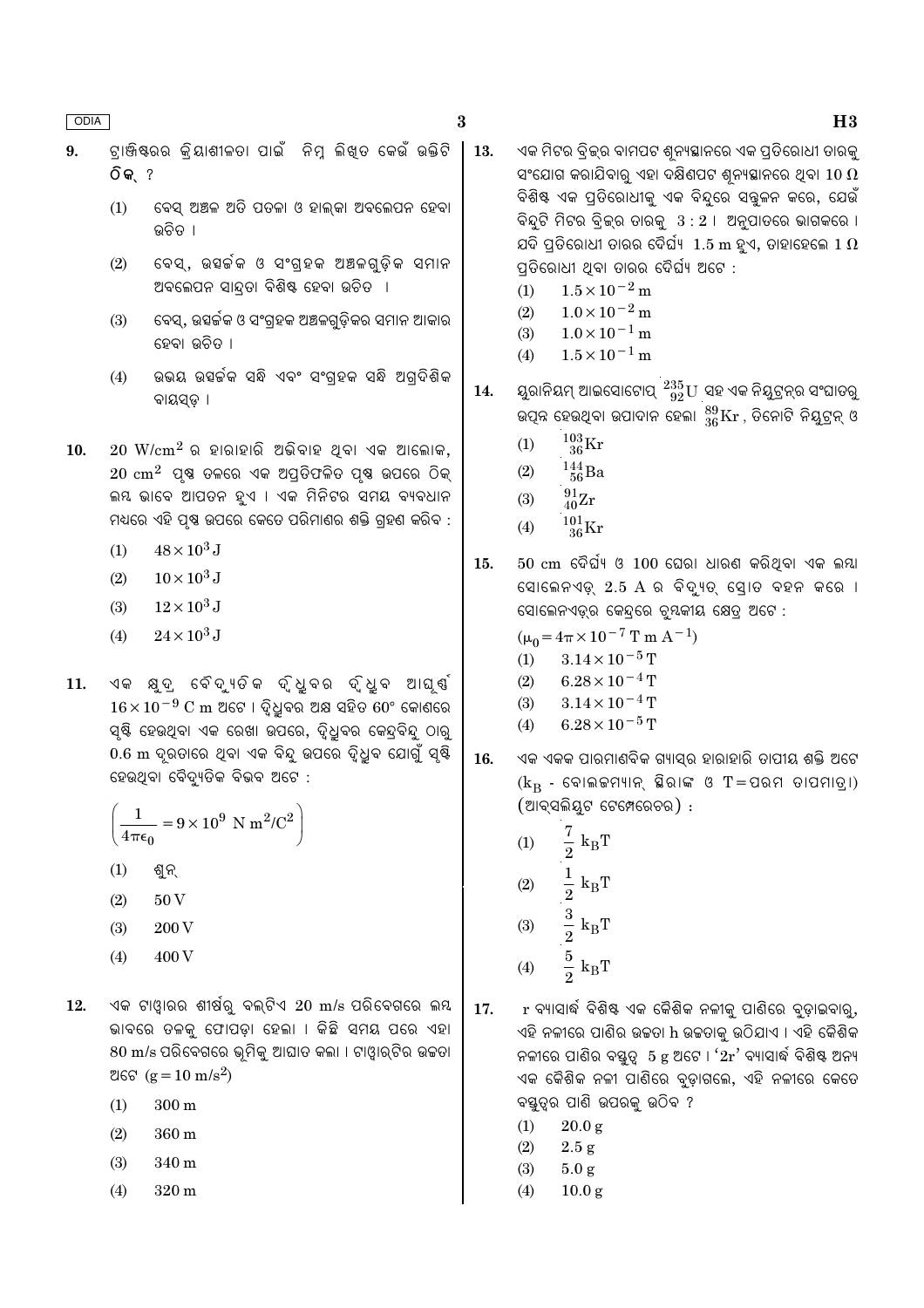9. ଟ୍ରାଞ୍ଜିଷ୍ଟରର କ୍ରିୟାଶୀଳତା ପାଇଁ ନିମ୍ନ ଲିଖିତ କେଉଁ ଉକ୍ତିଟି **ଠିକ୍** ?

   (1) ବେସ୍ ଅଞ୍ଚଳ ଅତି ପତଳା ଓ ହାଲ୍କା ଅବଲେପନ ହେବା ଉଚିତ ।

   (2) ବେସ୍, ଉତ୍ସର୍ଜକ ଓ ସଂଗ୍ରହକ ଅଞ୍ଚଳଗୁଡ଼ିକ ସମାନ ଅବଲେପନ ସାନ୍ଦ୍ରତା ବିଶିଷ୍ଟ ହେବା ଉଚିତ ।

   (3) ବେସ୍, ଉତ୍ସର୍ଜକ ଓ ସଂଗ୍ରହକ ଅଞ୍ଚଳଗୁଡ଼ିକର ସମାନ ଆକାର ହେବା ଉଚିତ ।

   (4) ଉଭୟ ଉତ୍ସର୍ଜକ ସନ୍ଧି ଏବଂ ସଂଗ୍ରହକ ସନ୍ଧି ଅଗ୍ରଦିଶିକ ବାୟସ୍ଡ୍ ।

10. $20\ \mathrm{W/cm^2}$ ର ହାରାହାରି ଅଭିବାହ ଥିବା ଏକ ଆଲୋକ, $20\ \mathrm{cm^2}$ ପୃଷ୍ଠ ତଳରେ ଏକ ଅପ୍ରତିଫଳିତ ପୃଷ୍ଠ ଉପରେ ଠିକ୍ ଲମ୍ବ ଭାବେ ଆପତନ ହୁଏ । ଏକ ମିନିଟର ସମୟ ବ୍ୟବଧାନ ମଧ୍ୟରେ ଏହି ପୃଷ୍ଠ ଉପରେ କେତେ ପରିମାଣର ଶକ୍ତି ଗ୍ରହଣ କରିବ :

    (1) $48 \times 10^3\ \mathrm{J}$

    (2) $10 \times 10^3\ \mathrm{J}$

    (3) $12 \times 10^3\ \mathrm{J}$

    (4) $24 \times 10^3\ \mathrm{J}$

11. ଏକ କ୍ଷୁଦ୍ର ବୈଦ୍ୟୁତିକ ଦ୍ୱିଧ୍ରୁବର ଦ୍ୱିଧ୍ରୁବ ଆଘୂର୍ଣ୍ଣ $16 \times 10^{-9}\ \mathrm{C\ m}$ ଅଟେ । ଦ୍ୱିଧ୍ରୁବର ଅକ୍ଷ ସହିତ $60°$ କୋଣରେ ସୃଷ୍ଟି ହେଉଥିବା ଏକ ରେଖା ଉପରେ, ଦ୍ୱିଧ୍ରୁବର କେନ୍ଦ୍ରବିନ୍ଦୁ ଠାରୁ $0.6\ \mathrm{m}$ ଦୂରତାରେ ଥିବା ଏକ ବିନ୍ଦୁ ଉପରେ ଦ୍ୱିଧ୍ରୁବ ଯୋଗୁଁ ସୃଷ୍ଟି ହେଉଥିବା ବୈଦ୍ୟୁତିକ ବିଭବ ଅଟେ :

    $$\left(\frac{1}{4\pi\epsilon_0} = 9 \times 10^9\ \mathrm{N\ m^2/C^2}\right)$$

    (1) ଶୂନ୍

    (2) $50\ \mathrm{V}$

    (3) $200\ \mathrm{V}$

    (4) $400\ \mathrm{V}$

12. ଏକ ଟାୱାରର ଶୀର୍ଷରୁ ବଲ୍‌ଟିଏ $20\ \mathrm{m/s}$ ପରିବେଗରେ ଲମ୍ବ ଭାବରେ ତଳକୁ ଫୋପଡ଼ା ହେଲା । କିଛି ସମୟ ପରେ ଏହା $80\ \mathrm{m/s}$ ପରିବେଗରେ ଭୂମିକୁ ଆଘାତ କଲା । ଟାୱାର୍‌ଟିର ଉଚ୍ଚତା ଅଟେ $(g = 10\ \mathrm{m/s^2})$

    (1) $300\ \mathrm{m}$

    (2) $360\ \mathrm{m}$

    (3) $340\ \mathrm{m}$

    (4) $320\ \mathrm{m}$

13. ଏକ ମିଟର ବ୍ରିଜ୍‌ର ବାମପଟ ଶୂନ୍ୟସ୍ଥାନରେ ଏକ ପ୍ରତିରୋଧୀ ତାରକୁ ସଂଯୋଗ କରାଯିବାରୁ ଏହା ଦକ୍ଷିଣପଟ ଶୂନ୍ୟସ୍ଥାନରେ ଥିବା $10\ \Omega$ ବିଶିଷ୍ଟ ଏକ ପ୍ରତିରୋଧୀକୁ ଏକ ବିନ୍ଦୁରେ ସନ୍ତୁଳନ କରେ, ଯେଉଁ ବିନ୍ଦୁଟି ମିଟର ବ୍ରିଜ୍‌ର ତାରକୁ $3 : 2$ । ଅନୁପାତରେ ଭାଗକରେ । ଯଦି ପ୍ରତିରୋଧୀ ତାରର ଦୈର୍ଘ୍ୟ $1.5\ \mathrm{m}$ ହୁଏ, ତାହାହେଲେ $1\ \Omega$ ପ୍ରତିରୋଧୀ ଥିବା ତାରର ଦୈର୍ଘ୍ୟ ଅଟେ :

    (1) $1.5 \times 10^{-2}\ \mathrm{m}$

    (2) $1.0 \times 10^{-2}\ \mathrm{m}$

    (3) $1.0 \times 10^{-1}\ \mathrm{m}$

    (4) $1.5 \times 10^{-1}\ \mathrm{m}$

14. ୟୁରାନିୟମ୍ ଆଇସୋଟୋପ୍ $^{235}_{92}\mathrm{U}$ ସହ ଏକ ନିୟୁଟ୍ରନ୍‌ର ସଂଘାତରୁ ଉତ୍ପନ୍ନ ହେଉଥିବା ଉପାଦାନ ହେଲା $^{89}_{36}\mathrm{Kr}$ , ତିନୋଟି ନିୟୁଟ୍ରନ୍ ଓ

    (1) $^{103}_{36}\mathrm{Kr}$

    (2) $^{144}_{56}\mathrm{Ba}$

    (3) $^{91}_{40}\mathrm{Zr}$

    (4) $^{101}_{36}\mathrm{Kr}$

15. $50\ \mathrm{cm}$ ଦୈର୍ଘ୍ୟ ଓ 100 ଘେରା ଧାରଣ କରିଥିବା ଏକ ଲମ୍ବା ସୋଲେନଏଡ୍ $2.5\ \mathrm{A}$ ର ବିଦ୍ୟୁତ୍ ସ୍ରୋତ ବହନ କରେ । ସୋଲେନଏଡ୍‌ର କେନ୍ଦ୍ରରେ ଚୁମ୍ବକୀୟ କ୍ଷେତ୍ର ଅଟେ :

    $(\mu_0 = 4\pi \times 10^{-7}\ \mathrm{T\ m\ A^{-1}})$

    (1) $3.14 \times 10^{-5}\ \mathrm{T}$

    (2) $6.28 \times 10^{-4}\ \mathrm{T}$

    (3) $3.14 \times 10^{-4}\ \mathrm{T}$

    (4) $6.28 \times 10^{-5}\ \mathrm{T}$

16. ଏକ ଏକକ ପାରମାଣବିକ ଗ୍ୟାସ୍‌ର ହାରାହାରି ତାପୀୟ ଶକ୍ତି ଅଟେ ($k_B$ - ବୋଲଜମ୍ୟାନ୍ ସ୍ଥିରାଙ୍କ ଓ T = ପରମ ତାପମାତ୍ରା।) (ଆବ୍‌ସଲିୟୁଟ ଟେମ୍ପେରେଚର) :

    (1) $\frac{7}{2}\ k_B T$

    (2) $\frac{1}{2}\ k_B T$

    (3) $\frac{3}{2}\ k_B T$

    (4) $\frac{5}{2}\ k_B T$

17. r ବ୍ୟାସାର୍ଦ୍ଧ ବିଶିଷ୍ଟ ଏକ କୈଶିକ ନଳୀକୁ ପାଣିରେ ବୁଡ଼ାଇବାରୁ, ଏହି ନଳୀରେ ପାଣିର ଉଚ୍ଚତା h ଉଚ୍ଚତାକୁ ଉଠିଯାଏ । ଏହି କୈଶିକ ନଳୀରେ ପାଣିର ବସ୍ତୁତ୍ୱ 5 g ଅଟେ । '2r' ବ୍ୟାସାର୍ଦ୍ଧ ବିଶିଷ୍ଟ ଅନ୍ୟ ଏକ କୈଶିକ ନଳୀ ପାଣିରେ ବୁଡ଼ାଗଲେ, ଏହି ନଳୀରେ କେତେ ବସ୍ତୁତ୍ୱର ପାଣି ଉପରକୁ ଉଠିବ ?

    (1) $20.0\ \mathrm{g}$

    (2) $2.5\ \mathrm{g}$

    (3) $5.0\ \mathrm{g}$

    (4) $10.0\ \mathrm{g}$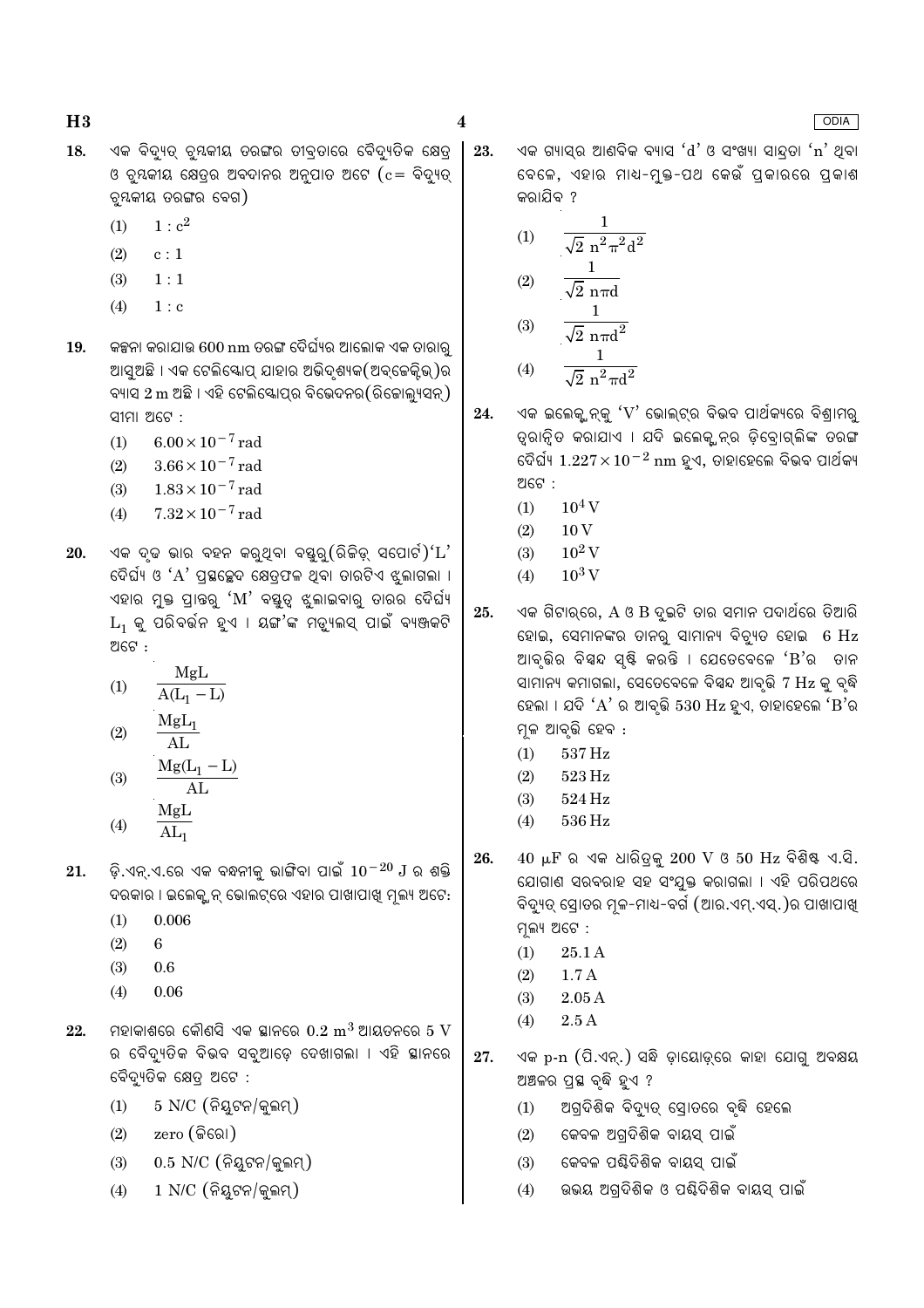18. ଏକ ବିଦ୍ୟୁତ୍ ଚୁମ୍ବକୀୟ ତରଙ୍ଗର ତୀବ୍ରତାରେ ବୈଦ୍ୟୁତିକ କ୍ଷେତ୍ର ଓ ଚୁମ୍ବକୀୟ କ୍ଷେତ୍ରର ଅବଦାନର ଅନୁପାତ ଅଟେ ($c$= ବିଦ୍ୟୁତ୍ ଚୁମ୍ବକୀୟ ତରଙ୍ଗର ବେଗ)

(1) $1 : c^2$

(2) $c : 1$

(3) $1 : 1$

(4) $1 : c$

19. କଳ୍ପନା କରାଯାଉ 600 nm ତରଙ୍ଗ ଦୈର୍ଘ୍ୟର ଆଲୋକ ଏକ ତାରାରୁ ଆସୁଅଛି । ଏକ ଟେଲିସ୍କୋପ୍ ଯାହାର ଅଭିଦୃଶ୍ୟକ(ଅବ୍‌ଜେକ୍ଟିଭ୍)ର ବ୍ୟାସ 2 m ଅଛି । ଏହି ଟେଲିସ୍କୋପ୍‌ର ବିଭେଦନର(ରିଜୋଲ୍ୟୁସନ୍) ସୀମା ଅଟେ :

(1) $6.00 \times 10^{-7}$ rad

(2) $3.66 \times 10^{-7}$ rad

(3) $1.83 \times 10^{-7}$ rad

(4) $7.32 \times 10^{-7}$ rad

20. ଏକ ଦୃଢ଼ ଭାର ବହନ କରୁଥିବା ବସ୍ତୁରୁ(ରିଜିଡ୍ ସପୋର୍ଟ)'L' ଦୈର୍ଘ୍ୟ ଓ 'A' ପ୍ରସ୍ଥଚ୍ଛେଦ କ୍ଷେତ୍ରଫଳ ଥିବା ତାରଟିଏ ଝୁଲାଗଲା । ଏହାର ମୁକ୍ତ ପ୍ରାନ୍ତରୁ 'M' ବସ୍ତୁତ୍ୱ ଝୁଲାଇବାରୁ ତାରର ଦୈର୍ଘ୍ୟ $L_1$ କୁ ପରିବର୍ତ୍ତନ ହୁଏ । ୟଙ୍ଗ୍'ଙ୍କ ମଡ୍ୟୁଲସ୍ ପାଇଁ ବ୍ୟଞ୍ଜକଟି ଅଟେ :

(1) $\dfrac{MgL}{A(L_1 - L)}$

(2) $\dfrac{MgL_1}{AL}$

(3) $\dfrac{Mg(L_1 - L)}{AL}$

(4) $\dfrac{MgL}{AL_1}$

21. ଡ଼ି.ଏନ୍.ଏ.ରେ ଏକ ବନ୍ଧନୀକୁ ଭାଙ୍ଗିବା ପାଇଁ $10^{-20}$ J ର ଶକ୍ତି ଦରକାର । ଇଲେକ୍ଟ୍ରନ୍ ଭୋଲଟ୍‌ରେ ଏହାର ପାଖାପାଖି ମୂଲ୍ୟ ଅଟେ:

(1) 0.006

(2) 6

(3) 0.6

(4) 0.06

22. ମହାକାଶରେ କୌଣସି ଏକ ସ୍ଥାନରେ 0.2 $m^3$ ଆୟତନରେ 5 V ର ବୈଦ୍ୟୁତିକ ବିଭବ ସବୁଆଡ଼େ ଦେଖାଗଲା । ଏହି ସ୍ଥାନରେ ବୈଦ୍ୟୁତିକ କ୍ଷେତ୍ର ଅଟେ :

(1) 5 N/C (ନିୟୁଟନ/କୁଲମ୍)

(2) zero (ଜିରୋ)

(3) 0.5 N/C (ନିୟୁଟନ/କୁଲମ୍)

(4) 1 N/C (ନିୟୁଟନ/କୁଲମ୍)

23. ଏକ ଗ୍ୟାସ୍‌ର ଆଣବିକ ବ୍ୟାସ 'd' ଓ ସଂଖ୍ୟା ସାନ୍ଦ୍ରତା 'n' ଥିବା ବେଳେ, ଏହାର ମାଧ୍ୟ-ମୁକ୍ତ-ପଥ କେଉଁ ପ୍ରକାରରେ ପ୍ରକାଶ କରାଯିବ ?

(1) $\dfrac{1}{\sqrt{2}\ n^2\pi^2 d^2}$

(2) $\dfrac{1}{\sqrt{2}\ n\pi d}$

(3) $\dfrac{1}{\sqrt{2}\ n\pi d^2}$

(4) $\dfrac{1}{\sqrt{2}\ n^2\pi d^2}$

24. ଏକ ଇଲେକ୍ଟ୍ରନ୍‌କୁ 'V' ଭୋଲ୍ଟ୍‌ର ବିଭବ ପାର୍ଥକ୍ୟରେ ବିଶ୍ରାମରୁ ତ୍ୱରାନ୍ୱିତ କରାଯାଏ । ଯଦି ଇଲେକ୍ଟ୍ରନ୍‌ର ଡ଼ି ବ୍ରୋଗ୍ଲିଙ୍କ ତରଙ୍ଗ ଦୈର୍ଘ୍ୟ $1.227 \times 10^{-2}$ nm ହୁଏ, ତାହାହେଲେ ବିଭବ ପାର୍ଥକ୍ୟ ଅଟେ :

(1) $10^4$ V

(2) 10 V

(3) $10^2$ V

(4) $10^3$ V

25. ଏକ ଗିଟାର୍‌ରେ, A ଓ B ଦୁଇଟି ତାର ସମାନ ପଦାର୍ଥରେ ତିଆରି ହୋଇ, ସେମାନଙ୍କର ତାନରୁ ସାମାନ୍ୟ ବିଚ୍ୟୁତ ହୋଇ 6 Hz ଆବୃତ୍ତିର ବିସ୍ପନ୍ଦ ସୃଷ୍ଟି କରନ୍ତି । ଯେତେବେଳେ 'B'ର ତାନ ସାମାନ୍ୟ କମାଗଲା, ସେତେବେଳେ ବିସ୍ପନ୍ଦ ଆବୃତ୍ତି 7 Hz କୁ ବୃଦ୍ଧି ହେଲା । ଯଦି 'A' ର ଆବୃତ୍ତି 530 Hz ହୁଏ, ତାହାହେଲେ 'B'ର ମୂଳ ଆବୃତ୍ତି ହେବ :

(1) 537 Hz

(2) 523 Hz

(3) 524 Hz

(4) 536 Hz

26. 40 μF ର ଏକ ଧାରିତ୍ରକୁ 200 V ଓ 50 Hz ବିଶିଷ୍ଟ ଏ.ସି. ଯୋଗାଣ ସରବରାହ ସହ ସଂଯୁକ୍ତ କରାଗଲା । ଏହି ପରିପଥରେ ବିଦ୍ୟୁତ୍ ସ୍ରୋତର ମୂଳ-ମାଧ୍ୟ-ବର୍ଗ (ଆର.ଏମ୍.ଏସ୍.)ର ପାଖାପାଖି ମୂଲ୍ୟ ଅଟେ :

(1) 25.1 A

(2) 1.7 A

(3) 2.05 A

(4) 2.5 A

27. ଏକ p-n (ପି.ଏନ୍.) ସନ୍ଧି ଡ଼ାୟୋଡ୍‌ରେ କାହା ଯୋଗୁ ଅବକ୍ଷୟ ଅଞ୍ଚଳର ପ୍ରସ୍ଥ ବୃଦ୍ଧି ହୁଏ ?

(1) ଅଗ୍ରଦିଶିକ ବିଦ୍ୟୁତ୍ ସ୍ରୋତରେ ବୃଦ୍ଧି ହେଲେ

(2) କେବଳ ଅଗ୍ରଦିଶିକ ବାୟସ୍ ପାଇଁ

(3) କେବଳ ପଶ୍ଚିଦିଶିକ ବାୟସ୍ ପାଇଁ

(4) ଉଭୟ ଅଗ୍ରଦିଶିକ ଓ ପଶ୍ଚିଦିଶିକ ବାୟସ୍ ପାଇଁ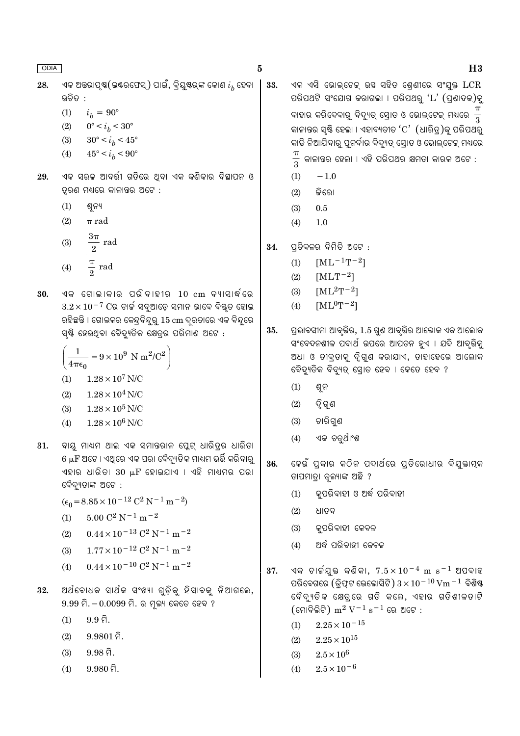28. ଏକ ଅନ୍ତରାପୃଷ୍ଠ(ଇଣ୍ଟରଫେସ୍) ପାଇଁ, ବ୍ରିୟୁଷ୍ଟର୍‌ଙ୍କ କୋଣ $i_b$ ହେବା ଉଚିତ :

(1) $i_b = 90°$

(2) $0° < i_b < 30°$

(3) $30° < i_b < 45°$

(4) $45° < i_b < 90°$

29. ଏକ ସରଳ ଆବର୍ତ୍ତୀ ଗତିରେ ଥିବା ଏକ କଣିକାର ବିସ୍ଥାପନ ଓ ତ୍ୱରଣ ମଧ୍ୟରେ କାଳାନ୍ତର ଅଟେ :

(1) ଶୂନ୍ୟ

(2) $\pi$ rad

(3) $\frac{3\pi}{2}$ rad

(4) $\frac{\pi}{2}$ rad

30. ଏକ ଗୋଲାକାର ପରିବାହୀର 10 cm ବ୍ୟାସାର୍ଦ୍ଧରେ $3.2 \times 10^{-7}$ C ର ଚାର୍ଜ ସବୁଆଡ଼େ ସମାନ ଭାବେ ବିସ୍ତୃତ ହୋଇ ରହିଛନ୍ତି । ଗୋଲକର କେନ୍ଦ୍ରବିନ୍ଦୁରୁ 15 cm ଦୂରତାରେ ଏକ ବିନ୍ଦୁରେ ସୃଷ୍ଟି ହେଉଥିବା ବୈଦ୍ୟୁତିକ କ୍ଷେତ୍ରର ପରିମାଣ ଅଟେ :

$\left(\frac{1}{4\pi\epsilon_0} = 9 \times 10^9 \text{ N m}^2/\text{C}^2\right)$

(1) $1.28 \times 10^7$ N/C

(2) $1.28 \times 10^4$ N/C

(3) $1.28 \times 10^5$ N/C

(4) $1.28 \times 10^6$ N/C

31. ବାୟୁ ମାଧ୍ୟମ ଥାଇ ଏକ ସମାନ୍ତରାଳ ପ୍ଲେଟ୍ ଧାରିତ୍ରର ଧାରିତା 6 $\mu$F ଅଟେ । ଏଥିରେ ଏକ ପରା ବୈଦ୍ୟୁତିକ ମାଧ୍ୟମ ଭର୍ତ୍ତି କରିବାରୁ ଏହାର ଧାରିତା 30 $\mu$F ହୋଇଯାଏ । ଏହି ମାଧ୍ୟମର ପରା ବୈଦ୍ୟୁତାଙ୍କ ଅଟେ :

$(\epsilon_0 = 8.85 \times 10^{-12} \text{ C}^2 \text{ N}^{-1} \text{ m}^{-2})$

(1) $5.00 \text{ C}^2 \text{ N}^{-1} \text{ m}^{-2}$

(2) $0.44 \times 10^{-13} \text{ C}^2 \text{ N}^{-1} \text{ m}^{-2}$

(3) $1.77 \times 10^{-12} \text{ C}^2 \text{ N}^{-1} \text{ m}^{-2}$

(4) $0.44 \times 10^{-10} \text{ C}^2 \text{ N}^{-1} \text{ m}^{-2}$

32. ଅର୍ଥବୋଧକ ସାର୍ଥକ ସଂଖ୍ୟା ଗୁଡ଼ିକୁ ହିସାବକୁ ନିଆଗଲେ, 9.99 ମି. – 0.0099 ମି. ର ମୂଲ୍ୟ କେତେ ହେବ ?

(1) 9.9 ମି.

(2) 9.9801 ମି.

(3) 9.98 ମି.

(4) 9.980 ମି.

33. ଏକ ଏସି ଭୋଲଟେଜ୍ ଉତ୍ସ ସହିତ ଶ୍ରେଣୀରେ ସଂଯୁକ୍ତ LCR ପରିପଥଟି ସଂଯୋଗ କରାଗଲା । ପରିପଥରୁ 'L' (ପ୍ରେରକ)କୁ ବାହାର କରିଦେବାରୁ ବିଦ୍ୟୁତ୍ ସ୍ରୋତ ଓ ଭୋଲଟେଜ୍ ମଧ୍ୟରେ $\frac{\pi}{3}$ କାଳାନ୍ତର ସୃଷ୍ଟି ହେଲା । ଏହାବ୍ୟତୀତ 'C' (ଧାରିତ୍ର)କୁ ପରିପଥରୁ କାଢ଼ି ନିଆଯିବାରୁ ପୁନର୍ବାର ବିଦ୍ୟୁତ୍ ସ୍ରୋତ ଓ ଭୋଲଟେଜ୍ ମଧ୍ୟରେ $\frac{\pi}{3}$ କାଳାନ୍ତର ହେଲା । ଏହି ପରିପଥର କ୍ଷମତା କାରକ ଅଟେ :

(1) $-1.0$

(2) ଜିରୋ

(3) 0.5

(4) 1.0

34. ପ୍ରତିବଳର ବିମିତି ଅଟେ :

(1) $[\text{ML}^{-1}\text{T}^{-2}]$

(2) $[\text{MLT}^{-2}]$

(3) $[\text{ML}^2\text{T}^{-2}]$

(4) $[\text{ML}^0\text{T}^{-2}]$

35. ପ୍ରଭାବସୀମା ଆବୃତ୍ତିର, 1.5 ଗୁଣ ଆବୃତ୍ତିର ଆଲୋକ ଏକ ଆଲୋକ ସଂବେଦନଶୀଳ ପଦାର୍ଥ ଉପରେ ଆପତନ ହୁଏ । ଯଦି ଆବୃତ୍ତିକୁ ଅଧା ଓ ତୀବ୍ରତାକୁ ଦ୍ୱିଗୁଣ କରାଯାଏ, ତାହାହେଲେ ଆଲୋକ ବୈଦ୍ୟୁତିକ ବିଦ୍ୟୁତ୍ ସ୍ରୋତ ହେବ । କେତେ ହେବ ?

(1) ଶୂନ

(2) ଦ୍ୱିଗୁଣ

(3) ଚାରିଗୁଣ

(4) ଏକ ଚତୁର୍ଥାଂଶ

36. କେଉଁ ପ୍ରକାର କଠିନ ପଦାର୍ଥରେ ପ୍ରତିରୋଧୀର ବିଯୁକ୍ତାତ୍ମକ ତାପମାତ୍ରା ଗୁଣାଙ୍କ ଅଛି ?

(1) କୁପରିବାହୀ ଓ ଅର୍ଦ୍ଧ ପରିବାହୀ

(2) ଧାତବ

(3) କୁପରିବାହୀ କେବଳ

(4) ଅର୍ଦ୍ଧ ପରିବାହୀ କେବଳ

37. ଏକ ଚାର୍ଜଯୁକ୍ତ କଣିକା, $7.5 \times 10^{-4}$ m s$^{-1}$ ଅପବାହ ପରିବେଗରେ (ଡ୍ରିଫ୍ଟ ଭେଲୋସିଟି) $3 \times 10^{-10}$ Vm$^{-1}$ ବିଶିଷ୍ଟ ବୈଦ୍ୟୁତିକ କ୍ଷେତ୍ରରେ ଗତି କଲେ, ଏହାର ଗତିଶୀଳତାଟି (ମୋବିଲିଟି) m$^2$ V$^{-1}$ s$^{-1}$ ରେ ଅଟେ :

(1) $2.25 \times 10^{-15}$

(2) $2.25 \times 10^{15}$

(3) $2.5 \times 10^6$

(4) $2.5 \times 10^{-6}$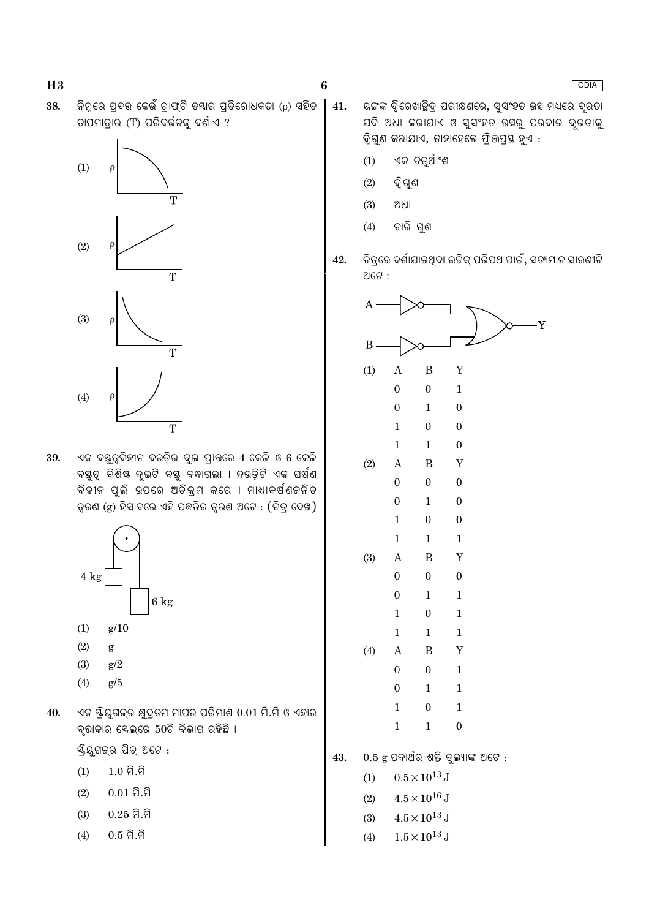38. ନିମ୍ନରେ ପ୍ରଦତ୍ତ କେଉଁ ଗ୍ରାଫ୍‌ଟି ତମ୍ବାର ପ୍ରତିରୋଧକତା ($\rho$) ସହିତ ତାପମାତ୍ରାର (T) ପରିବର୍ତ୍ତନକୁ ଦର୍ଶାଏ ?

(1)

(2)

(3)

(4)

39. ଏକ ବସ୍ତୁତ୍ୱବିହୀନ ଦଉଡ଼ିର ଦୁଇ ପ୍ରାନ୍ତରେ 4 କେଜି ଓ 6 କେଜି ବସ୍ତୁତ୍ୱ ବିଶିଷ୍ଟ ଦୁଇଟି ବସ୍ତୁ ବନ୍ଧାଗଲା । ଦଉଡ଼ିଟି ଏକ ଘର୍ଷଣ ବିହୀନ ପୁଲି ଉପରେ ଅତିକ୍ରମ କରେ । ମାଧ୍ୟାକର୍ଷଣଜନିତ ତ୍ୱରଣ (g) ହିସାବରେ ଏହି ପଦ୍ଧତିର ତ୍ୱରଣ ଅଟେ : (ଚିତ୍ର ଦେଖ)

(1) g/10

(2) g

(3) g/2

(4) g/5

40. ଏକ ସ୍କ୍ରିୟୁଗଜ୍‌ର କ୍ଷୁଦ୍ରତମ ମାପର ପରିମାଣ 0.01 ମି.ମି ଓ ଏହାର ବୃତ୍ତାକାର ସ୍କେଲ୍‌ରେ 50ଟି ବିଭାଗ ରହିଛି ।

ସ୍କ୍ରିୟୁଗଜ୍‌ର ପିଚ୍ ଅଟେ :

(1) 1.0 ମି.ମି

(2) 0.01 ମି.ମି

(3) 0.25 ମି.ମି

(4) 0.5 ମି.ମି

41. ୟଙ୍ଗଙ୍କ ଦ୍ୱିରେଖାଛିଦ୍ର ପରୀକ୍ଷଣରେ, ସୁସଂହତ ଉତ୍ସ ମଧ୍ୟରେ ଦୂରତା ଯଦି ଅଧା କରାଯାଏ ଓ ସୁସଂହତ ଉତ୍ସରୁ ପରଦାର ଦୂରତାକୁ ଦ୍ୱିଗୁଣ କରାଯାଏ, ତାହାହେଲେ ଫ୍ରିଞ୍ଜପ୍ରସ୍ଥ ହୁଏ :

(1) ଏକ ଚତୁର୍ଥାଂଶ

(2) ଦ୍ୱିଗୁଣ

(3) ଅଧା

(4) ଚାରି ଗୁଣ

42. ଚିତ୍ରରେ ଦର୍ଶାଯାଇଥିବା ଲଜିକ୍ ପରିପଥ ପାଇଁ, ସତ୍ୟମାନ ସାରଣୀଟି ଅଟେ :

(1)

| A | B | Y |
|---|---|---|
| 0 | 0 | 1 |
| 0 | 1 | 0 |
| 1 | 0 | 0 |
| 1 | 1 | 0 |

(2)

| A | B | Y |
|---|---|---|
| 0 | 0 | 0 |
| 0 | 1 | 0 |
| 1 | 0 | 0 |
| 1 | 1 | 1 |

(3)

| A | B | Y |
|---|---|---|
| 0 | 0 | 0 |
| 0 | 1 | 1 |
| 1 | 0 | 1 |
| 1 | 1 | 1 |

(4)

| A | B | Y |
|---|---|---|
| 0 | 0 | 1 |
| 0 | 1 | 1 |
| 1 | 0 | 1 |
| 1 | 1 | 0 |

43. 0.5 g ପଦାର୍ଥର ଶକ୍ତି ତୁଲ୍ୟାଙ୍କ ଅଟେ :

(1) $0.5 \times 10^{13}$ J

(2) $4.5 \times 10^{16}$ J

(3) $4.5 \times 10^{13}$ J

(4) $1.5 \times 10^{13}$ J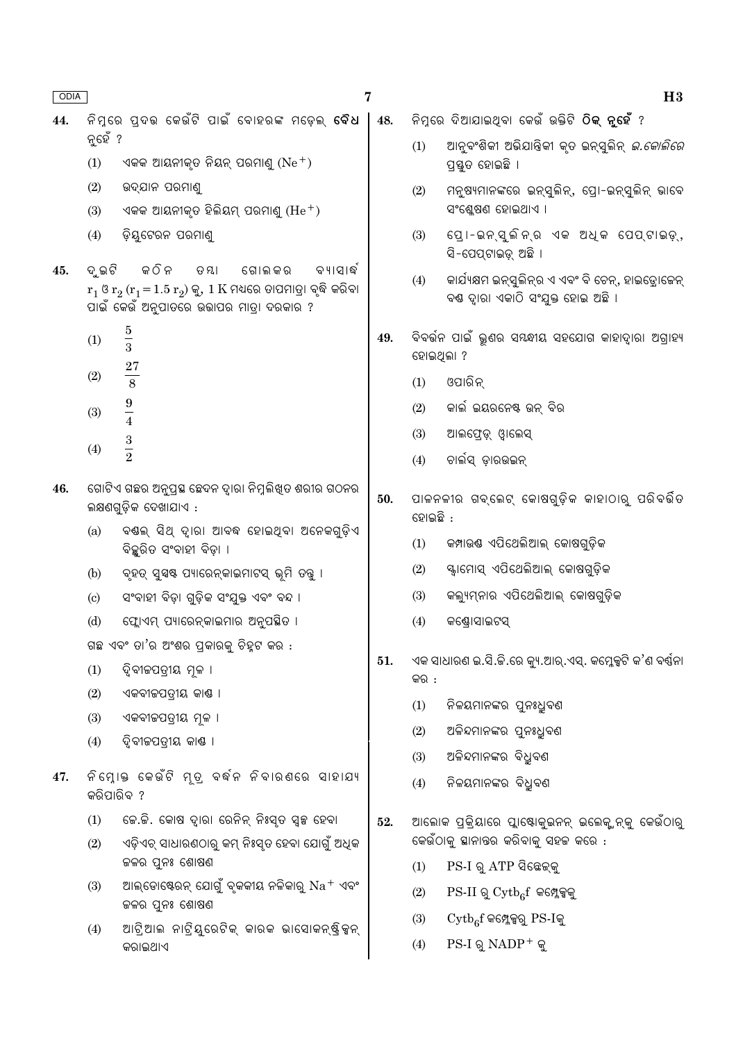44. ନିମ୍ନରେ ପ୍ରଦତ୍ତ କେଉଁଟି ପାଇଁ ବୋହରଙ୍କ ମଡ଼େଲ୍ **ବୈଧ** ନୁହେଁ ?

(1) ଏକକ ଆୟନୀକୃତ ନିୟନ୍ ପରମାଣୁ ($Ne^+$)

(2) ଉଦ୍‌ଯାନ ପରମାଣୁ

(3) ଏକକ ଆୟନୀକୃତ ହିଲିୟମ୍ ପରମାଣୁ ($He^+$)

(4) ଡ଼ିୟୁଟେରନ ପରମାଣୁ

45. ଦୁଇଟି କଠିନ ତମ୍ବା ଗୋଲକର ବ୍ୟାସାର୍ଦ୍ଧ $r_1$ ଓ $r_2$ ($r_1 = 1.5\ r_2$) କୁ, 1 K ମଧ୍ୟରେ ତାପମାତ୍ରା ବୃଦ୍ଧି କରିବା ପାଇଁ କେଉଁ ଅନୁପାତରେ ଉତ୍ତାପର ମାତ୍ରା ଦରକାର ?

(1) $\frac{5}{3}$

(2) $\frac{27}{8}$

(3) $\frac{9}{4}$

(4) $\frac{3}{2}$

46. ଗୋଟିଏ ଗଛର ଅନୁପ୍ରସ୍ଥ ଛେଦନ ଦ୍ୱାରା ନିମ୍ନଲିଖିତ ଶରୀର ଗଠନର ଲକ୍ଷଣଗୁଡ଼ିକ ଦେଖାଯାଏ :

(a) ବଣ୍ଡଲ୍ ସିଥ୍ ଦ୍ୱାରା ଆବଦ୍ଧ ହୋଇଥିବା ଅନେକଗୁଡ଼ିଏ ବିଚ୍ଛୁରିତ ସଂବାହୀ ବିଡ଼ା ।

(b) ବୃହତ୍ ସୁସ୍ପଷ୍ଟ ପ୍ୟାରେନ୍‌କାଇମାଟସ୍ ଭୂମି ତନ୍ତୁ ।

(c) ସଂବାହୀ ବିଡ଼ା ଗୁଡ଼ିକ ସଂଯୁକ୍ତ ଏବଂ ବନ୍ଦ ।

(d) ଫ୍ଲୋଏମ୍ ପ୍ୟାରେନ୍‌କାଇମାର ଅନୁପସ୍ଥିତ ।

ଗଛ ଏବଂ ତା'ର ଅଂଶର ପ୍ରକାରକୁ ଚିହ୍ନଟ କର :

(1) ଦ୍ୱିବୀଜପତ୍ରୀୟ ମୂଳ ।

(2) ଏକବୀଜପତ୍ରୀୟ କାଣ୍ଡ ।

(3) ଏକବୀଜପତ୍ରୀୟ ମୂଳ ।

(4) ଦ୍ୱିବୀଜପତ୍ରୀୟ କାଣ୍ଡ ।

47. ନିମ୍ନୋକ୍ତ କେଉଁଟି ମୂତ୍ର ବର୍ଦ୍ଧନ ନିବାରଣରେ ସାହାଯ୍ୟ କରିପାରିବ ?

(1) ଜେ.ଜି. କୋଷ ଦ୍ୱାରା ରେନିନ୍ ନିଃସୃତ ସ୍ୱଳ୍ପ ହେବା

(2) ଏଡ଼ିଏଚ୍ ସାଧାରଣଠାରୁ କମ୍ ନିଃସୃତ ହେବା ଯୋଗୁଁ ଅଧିକ ଜଳର ପୁନଃ ଶୋଷଣ

(3) ଆଲ୍‌ଡୋଷ୍ଟେରନ୍ ଯୋଗୁଁ ବୃକକୀୟ ନଳିକାରୁ $Na^+$ ଏବଂ ଜଳର ପୁନଃ ଶୋଷଣ

(4) ଆଟ୍ରିଆଲ ନାଟ୍ରିୟୁରେଟିକ୍ କାରକ ଭାସୋକନ୍‌ଷ୍ଟ୍ରିକ୍ସନ୍ କରାଇଥାଏ

48. ନିମ୍ନରେ ଦିଆଯାଇଥିବା କେଉଁ ଉକ୍ତିଟି **ଠିକ୍ ନୁହେଁ** ?

(1) ଆନୁବଂଶିକୀ ଅଭିଯାନ୍ତ୍ରିକୀ କୃତ ଇନ୍‌ସୁଲିନ୍ *ଇ.କୋଲିରେ* ପ୍ରସ୍ତୁତ ହୋଇଛି ।

(2) ମନୁଷ୍ୟମାନଙ୍କରେ ଇନ୍‌ସୁଲିନ୍, ପ୍ରୋ-ଇନ୍‌ସୁଲିନ୍ ଭାବେ ସଂଶ୍ଳେଷଣ ହୋଇଥାଏ ।

(3) ପ୍ରୋ-ଇନ୍‌ସୁଲିନ୍‌ର ଏକ ଅଧିକ ପେପ୍‌ଟାଇଡ୍, ସି-ପେପ୍‌ଟାଇଡ୍ ଅଛି ।

(4) କାର୍ଯ୍ୟକ୍ଷମ ଇନ୍‌ସୁଲିନ୍‌ର ଏ ଏବଂ ବି ଚେନ୍, ହାଇଡ୍ରୋଜେନ୍ ବଣ୍ଡ ଦ୍ୱାରା ଏକାଠି ସଂଯୁକ୍ତ ହୋଇ ଅଛି ।

49. ବିବର୍ତ୍ତନ ପାଇଁ ଭ୍ରୁଣର ସମ୍ବନ୍ଧୀୟ ସହଯୋଗ କାହାଦ୍ୱାରା ଅଗ୍ରାହ୍ୟ ହୋଇଥିଲା ?

(1) ଓପାରିନ୍

(2) କାର୍ଲ ଇୟରନେଷ୍ଟ ଭନ୍ ବିର

(3) ଆଲଫ୍ରେଡ୍ ୱାଲେସ୍

(4) ଚାର୍ଲସ୍ ଡ଼ାରଉଇନ୍

50. ପାକନଳୀର ଗବ୍‌ଲେଟ୍ କୋଷଗୁଡ଼ିକ କାହାଠାରୁ ପରିବର୍ତ୍ତିତ ହୋଇଛି :

(1) କମ୍ପାଉଣ୍ଡ ଏପିଥେଲିଆଲ୍ କୋଷଗୁଡ଼ିକ

(2) ସ୍କ୍ୱାମୋସ୍ ଏପିଥେଲିଆଲ୍ କୋଷଗୁଡ଼ିକ

(3) କଲ୍ୟୁମ୍‌ନାର ଏପିଥେଲିଆଲ୍ କୋଷଗୁଡ଼ିକ

(4) କଣ୍ଡ୍ରୋସାଇଟସ୍

51. ଏକ ସାଧାରଣ ଇ.ସି.ଜି.ରେ କ୍ୟୁ.ଆର୍.ଏସ୍. କମ୍ପ୍ଲେକ୍ସଟି କ'ଣ ବର୍ଣ୍ଣନା କର :

(1) ନିଳୟମାନଙ୍କର ପୁନଃଧ୍ରୁବଣ

(2) ଅଳିନ୍ଦମାନଙ୍କର ପୁନଃଧ୍ରୁବଣ

(3) ଅଳିନ୍ଦମାନଙ୍କର ବିଧ୍ରୁବଣ

(4) ନିଳୟମାନଙ୍କର ବିଧ୍ରୁବଣ

52. ଆଲୋକ ପ୍ରକ୍ରିୟାରେ ପ୍ଲାଷ୍ଟୋକୁଇନନ୍ ଇଲେକ୍ଟ୍ରନ୍‌କୁ କେଉଁଠାରୁ କେଉଁଠାକୁ ସ୍ଥାନାନ୍ତର କରିବାକୁ ସହଜ କରେ :

(1) PS-I ରୁ ATP ସିନ୍ଥେଜ୍‌କୁ

(2) PS-II ରୁ $Cytb_6f$ କମ୍ପ୍ଲେକ୍ସକୁ

(3) $Cytb_6f$ କମ୍ପ୍ଲେକ୍ସରୁ PS-Iକୁ

(4) PS-I ରୁ $NADP^+$ କୁ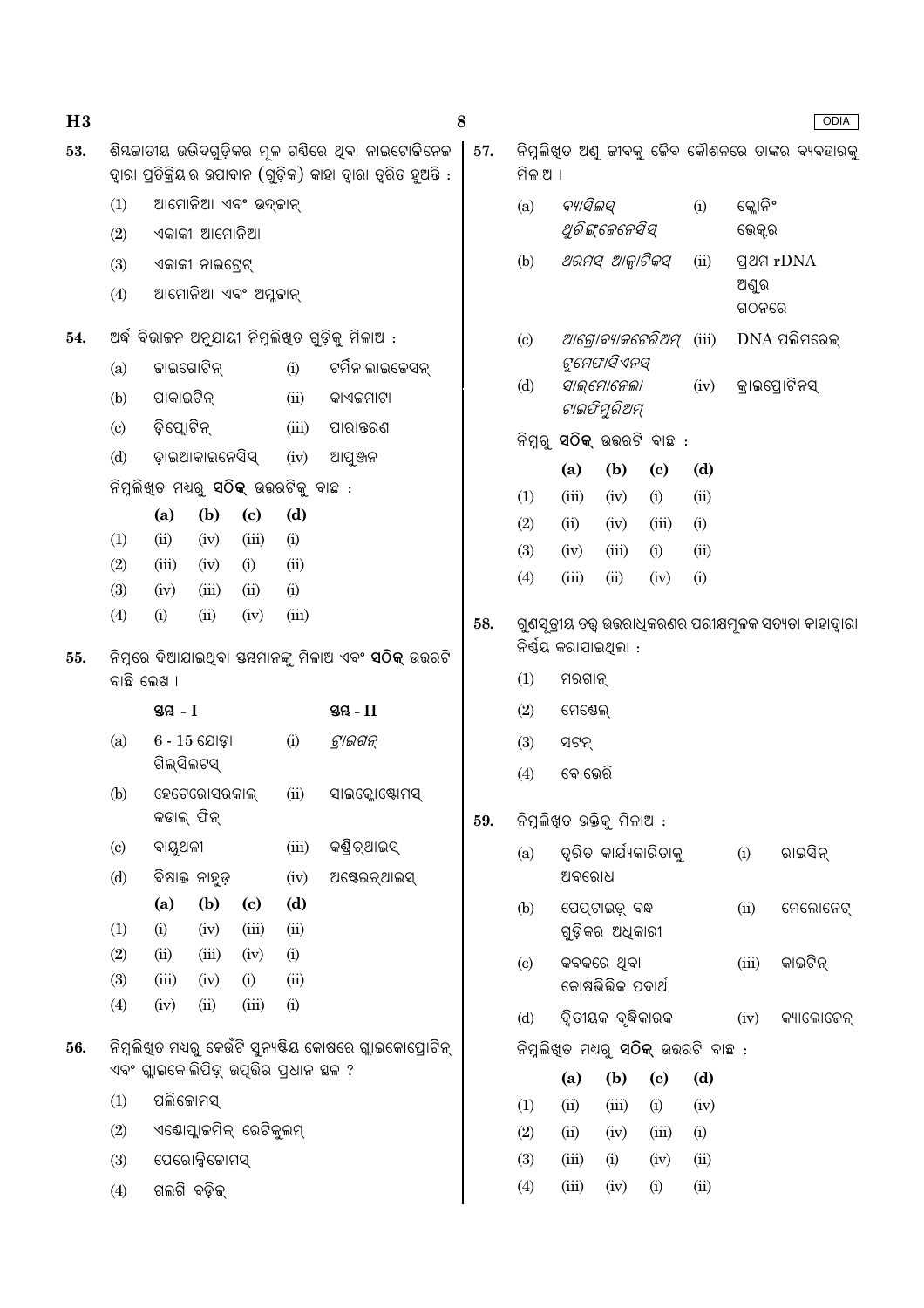53. ଶିମ୍ବଜାତୀୟ ଉଦ୍ଭିଦଗୁଡ଼ିକର ମୂଳ ଗଣ୍ଠିରେ ଥିବା ନାଇଟୋଜିନେଜ ଦ୍ୱାରା ପ୍ରତିକ୍ରିୟାର ଉପାଦାନ (ଗୁଡ଼ିକ) କାହା ଦ୍ୱାରା ତ୍ୱରିତ ହୁଅନ୍ତି :

(1) ଆମୋନିଆ ଏବଂ ଉଦ୍‌ଜାନ୍

(2) ଏକାକୀ ଆମୋନିଆ

(3) ଏକାକୀ ନାଇଟ୍ରେଟ୍

(4) ଆମୋନିଆ ଏବଂ ଅମ୍ଳଜାନ୍

54. ଅର୍ଦ୍ଧ ବିଭାଜନ ଅନୁଯାୟୀ ନିମ୍ନଲିଖିତ ଗୁଡ଼ିକୁ ମିଳାଅ :

| | | | |
|---|---|---|---|
| (a) | ଜାଇଗୋଟିନ୍ | (i) | ଟର୍ମିନାଲାଇଜେସନ୍ |
| (b) | ପାକାଇଟିନ୍ | (ii) | କାଏଜମାଟା |
| (c) | ଡ଼ିପ୍ଲୋଟିନ୍ | (iii) | ପାରାନ୍ତରଣ |
| (d) | ଡ଼ାଇଆକାଇନେସିସ୍ | (iv) | ଆପୁଞ୍ଜନ |

ନିମ୍ନଲିଖିତ ମଧ୍ୟରୁ **ସଠିକ୍** ଉତ୍ତରଟିକୁ ବାଛ :

| | (a) | (b) | (c) | (d) |
|---|---|---|---|---|
| (1) | (ii) | (iv) | (iii) | (i) |
| (2) | (iii) | (iv) | (i) | (ii) |
| (3) | (iv) | (iii) | (ii) | (i) |
| (4) | (i) | (ii) | (iv) | (iii) |

55. ନିମ୍ନରେ ଦିଆଯାଇଥିବା ସ୍ତମ୍ଭମାନଙ୍କୁ ମିଳାଅ ଏବଂ **ସଠିକ୍** ଉତ୍ତରଟି ବାଛି ଲେଖ ।

| | ସ୍ତମ୍ଭ - I | | ସ୍ତମ୍ଭ - II |
|---|---|---|---|
| (a) | 6 - 15 ଯୋଡ଼ା ଗିଲ୍‌ସିଲଟସ୍ | (i) | *ଟ୍ରାଇଗନ୍* |
| (b) | ହେଟେରୋସରକାଲ୍ କଡାଲ୍ ଫିନ୍ | (ii) | ସାଇକ୍ଲୋଷ୍ଟୋମସ୍ |
| (c) | ବାୟୁଥଳୀ | (iii) | କଣ୍ଡ୍ରିଚ୍‌ଥାଇସ୍ |
| (d) | ବିଷାକ୍ତ ନାହୁଡ଼ | (iv) | ଅଷ୍ଟେଇଚ୍‌ଥାଇସ୍ |

| | (a) | (b) | (c) | (d) |
|---|---|---|---|---|
| (1) | (i) | (iv) | (iii) | (ii) |
| (2) | (ii) | (iii) | (iv) | (i) |
| (3) | (iii) | (iv) | (i) | (ii) |
| (4) | (iv) | (ii) | (iii) | (i) |

56. ନିମ୍ନଲିଖିତ ମଧ୍ୟରୁ କେଉଁଟି ସୁନ୍ୟଷ୍ଟିୟ କୋଷରେ ଗ୍ଲାଇକୋପ୍ରୋଟିନ୍ ଏବଂ ଗ୍ଲାଇକୋଲିପିଡ଼୍ ଉତ୍ପତ୍ତିର ପ୍ରଧାନ ସ୍ଥଳ ?

(1) ପଲିଜୋମସ୍

(2) ଏଣ୍ଡୋପ୍ଲାଜମିକ୍ ରେଟିକୁଲମ୍

(3) ପେରୋକ୍ସିଜୋମସ୍

(4) ଗଲଗି ବଡ଼ିଜ୍

57. ନିମ୍ନଲିଖିତ ଅଣୁ ଜୀବକୁ ଜୈବ କୌଶଳରେ ତାଙ୍କର ବ୍ୟବହାରକୁ ମିଳାଅ ।

| | | | |
|---|---|---|---|
| (a) | *ବ୍ୟାସିଲସ୍ ଥୁରିଙ୍ଗେନେସିସ୍* | (i) | କ୍ଲୋନିଂ ଭେକ୍ଟର |
| (b) | *ଥରମସ୍ ଆକ୍ୱାଟିକସ୍* | (ii) | ପ୍ରଥମ rDNA ଅଣୁର ଗଠନରେ |
| (c) | *ଆଗ୍ରୋବ୍ୟାକଟେରିଅମ୍ ଟୁମେଫାସିଏନସ୍* | (iii) | DNA ପଲିମରେଜ୍ |
| (d) | *ସାଲ୍‌ମୋନେଲା ଟାଇଫିମୁରିଅମ୍* | (iv) | କ୍ରାଇପ୍ରୋଟିନସ୍ |

ନିମ୍ନରୁ **ସଠିକ୍** ଉତ୍ତରଟି ବାଛ :

| | (a) | (b) | (c) | (d) |
|---|---|---|---|---|
| (1) | (iii) | (iv) | (i) | (ii) |
| (2) | (ii) | (iv) | (iii) | (i) |
| (3) | (iv) | (iii) | (i) | (ii) |
| (4) | (iii) | (ii) | (iv) | (i) |

58. ଗୁଣସୂତ୍ରୀୟ ତତ୍ତ୍ୱ ଉତ୍ତରାଧିକରଣର ପରୀକ୍ଷାମୂଳକ ସତ୍ୟତା କାହାଦ୍ୱାରା ନିର୍ଣ୍ଣୟ କରାଯାଇଥିଲା :

(1) ମରଗାନ୍

(2) ମେଣ୍ଡେଲ୍

(3) ସଟନ୍

(4) ବୋଭେରି

59. ନିମ୍ନଲିଖିତ ଉକ୍ତିକୁ ମିଳାଅ :

| | | | |
|---|---|---|---|
| (a) | ତ୍ୱରିତ କାର୍ଯ୍ୟକାରିତାକୁ ଅବରୋଧ | (i) | ରାଇସିନ୍ |
| (b) | ପେପ୍‌ଟାଇଡ଼୍ ବନ୍ଧ ଗୁଡ଼ିକର ଅଧିକାରୀ | (ii) | ମେଲୋନେଟ୍ |
| (c) | କବକରେ ଥିବା କୋଷଭିତ୍ତିକ ପଦାର୍ଥ | (iii) | କାଇଟିନ୍ |
| (d) | ଦ୍ୱିତୀୟକ ବୃଦ୍ଧିକାରକ | (iv) | କ୍ୟାଲୋଜେନ୍ |

ନିମ୍ନଲିଖିତ ମଧ୍ୟରୁ **ସଠିକ୍** ଉତ୍ତରଟି ବାଛ :

| | (a) | (b) | (c) | (d) |
|---|---|---|---|---|
| (1) | (ii) | (iii) | (i) | (iv) |
| (2) | (ii) | (iv) | (iii) | (i) |
| (3) | (iii) | (i) | (iv) | (ii) |
| (4) | (iii) | (iv) | (i) | (ii) |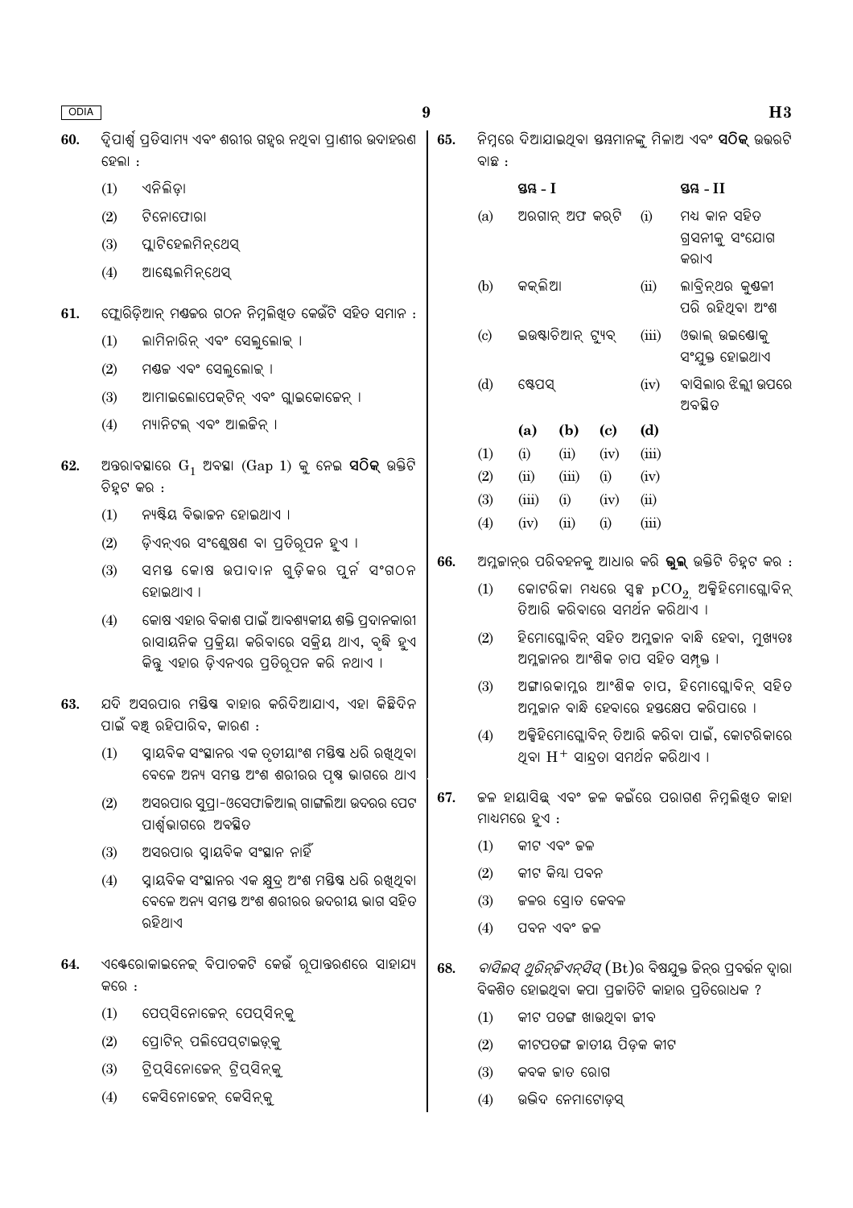**60.** ଦ୍ୱିପାର୍ଶ୍ୱ ପ୍ରତିସାମ୍ୟ ଏବଂ ଶରୀର ଗହ୍ୱର ନଥିବା ପ୍ରାଣୀର ଉଦାହରଣ ହେଲା :

(1) ଏନିଲିଡ଼ା

(2) ଟିନୋଫୋରା

(3) ପ୍ଲାଟିହେଲମିନ୍‌ଥେସ୍

(4) ଆସ୍କେଲମିନ୍‌ଥେସ୍

**61.** ଫ୍ଲୋରିଡ଼ିଆନ୍ ମଣ୍ଡଙ୍କର ଗଠନ ନିମ୍ନଲିଖିତ କେଉଁଟି ସହିତ ସମାନ :

(1) ଲାମିନାରିନ୍ ଏବଂ ସେଲୁଲୋଜ୍ ।

(2) ମଣ୍ଡଜ ଏବଂ ସେଲୁଲୋଜ୍ ।

(3) ଆମାଇଲୋପେକ୍‌ଟିନ୍ ଏବଂ ଗ୍ଲାଇକୋଜେନ୍ ।

(4) ମ୍ୟାନିଟଲ୍ ଏବଂ ଆଲଜିନ୍ ।

**62.** ଅନ୍ତରାବସ୍ଥାରେ $G_1$ ଅବସ୍ଥା (Gap 1) କୁ ନେଇ **ସଠିକ୍** ଉକ୍ତିଟି ଚିହ୍ନଟ କର :

(1) ନ୍ୟଷ୍ଟିୟ ବିଭାଜନ ହୋଇଥାଏ ।

(2) ଡ଼ିଏନ୍‌ଏର ସଂଶ୍ଳେଷଣ ବା ପ୍ରତିରୂପନ ହୁଏ ।

(3) ସମସ୍ତ କୋଷ ଉପାଦାନ ଗୁଡ଼ିକର ପୁର୍ନ ସଂଗଠନ ହୋଇଥାଏ ।

(4) କୋଷ ଏହାର ବିକାଶ ପାଇଁ ଆବଶ୍ୟକୀୟ ଶକ୍ତି ପ୍ରଦାନକାରୀ ରାସାୟନିକ ପ୍ରକ୍ରିୟା କରିବାରେ ସକ୍ରିୟ ଥାଏ, ବୃଦ୍ଧି ହୁଏ କିନ୍ତୁ ଏହାର ଡ଼ିଏନ୍‌ଏର ପ୍ରତିରୂପନ କରି ନଥାଏ ।

**63.** ଯଦି ଅସରପାର ମସ୍ତିଷ୍କ ବାହାର କରିଦିଆଯାଏ, ଏହା କିଛିଦିନ ପାଇଁ ବଞ୍ଚି ରହିପାରିବ, କାରଣ :

(1) ସ୍ନାୟବିକ ସଂସ୍ଥାନର ଏକ ତୃତୀୟାଂଶ ମସ୍ତିଷ୍କ ଧରି ରଖିଥିବା ବେଳେ ଅନ୍ୟ ସମସ୍ତ ଅଂଶ ଶରୀରର ପୃଷ୍ଠ ଭାଗରେ ଥାଏ

(2) ଅସରପାର ସୁପ୍ରା-ଓସେଫାଜିଆଲ୍ ଗାଙ୍ଗଲିଆ ଉଦରର ପେଟ ପାର୍ଶ୍ୱଭାଗରେ ଅବସ୍ଥିତ

(3) ଅସରପାର ସ୍ନାୟବିକ ସଂସ୍ଥାନ ନାହିଁ

(4) ସ୍ନାୟବିକ ସଂସ୍ଥାନର ଏକ କ୍ଷୁଦ୍ର ଅଂଶ ମସ୍ତିଷ୍କ ଧରି ରଖିଥିବା ବେଳେ ଅନ୍ୟ ସମସ୍ତ ଅଂଶ ଶରୀରର ଉଦରୀୟ ଭାଗ ସହିତ ରହିଥାଏ

**64.** ଏଣ୍ଟେରୋକାଇନେଜ୍ ବିପାଚକଟି କେଉଁ ରୂପାନ୍ତରଣରେ ସାହାଯ୍ୟ କରେ :

(1) ପେପ୍‌ସିନୋଜେନ୍ ପେପ୍‌ସିନ୍‌କୁ

(2) ପ୍ରୋଟିନ୍ ପଲିପେପ୍‌ଟାଇଡ଼୍‌କୁ

(3) ଟ୍ରିପ୍‌ସିନୋଜେନ୍ ଟ୍ରିପ୍‌ସିନ୍‌କୁ

(4) କେସିନୋଜେନ୍ କେସିନ୍‌କୁ

**65.** ନିମ୍ନରେ ଦିଆଯାଇଥିବା ସ୍ତମ୍ଭମାନଙ୍କୁ ମିଳାଅ ଏବଂ **ସଠିକ୍** ଉତ୍ତରଟି ବାଛ :

| | ସ୍ତମ୍ଭ - I | | ସ୍ତମ୍ଭ - II |
|---|---|---|---|
| (a) | ଅରଗାନ୍ ଅଫ କର୍‌ଟି | (i) | ମଧ୍ୟ କାନ ସହିତ ଗ୍ରସନୀକୁ ସଂଯୋଗ କରାଏ |
| (b) | କକ୍‌ଲିଆ | (ii) | ଲାବ୍ରିନ୍‌ଥର କୁଣ୍ଡଳୀ ପରି ରହିଥିବା ଅଂଶ |
| (c) | ଇଉଷ୍ଟାଚିଆନ୍ ଟ୍ୟୁବ୍ | (iii) | ଓଭାଲ୍ ଉଇଣ୍ଡୋକୁ ସଂଯୁକ୍ତ ହୋଇଥାଏ |
| (d) | ଷ୍ଟେପସ୍ | (iv) | ବାସିଲାର ଝିଲ୍ଲୀ ଉପରେ ଅବସ୍ଥିତ |

| | (a) | (b) | (c) | (d) |
|---|---|---|---|---|
| (1) | (i) | (ii) | (iv) | (iii) |
| (2) | (ii) | (iii) | (i) | (iv) |
| (3) | (iii) | (i) | (iv) | (ii) |
| (4) | (iv) | (ii) | (i) | (iii) |

**66.** ଅମ୍ଳଜାନର ପରିବହନକୁ ଆଧାର କରି **ଭୁଲ୍** ଉକ୍ତିଟି ଚିହ୍ନଟ କର :

(1) କୋଟରିକା ମଧ୍ୟରେ ସ୍ୱଳ୍ପ $pCO_2$ ଅକ୍ସିହିମୋଗ୍ଲୋବିନ୍ ତିଆରି କରିବାରେ ସମର୍ଥନ କରିଥାଏ ।

(2) ହିମୋଗ୍ଲୋବିନ୍ ସହିତ ଅମ୍ଳଜାନ ବାନ୍ଧି ହେବା, ମୁଖ୍ୟତଃ ଅମ୍ଳଜାନର ଆଂଶିକ ଚାପ ସହିତ ସମ୍ପୃକ୍ତ ।

(3) ଅଙ୍ଗାରକାମ୍ଳର ଆଂଶିକ ଚାପ, ହିମୋଗ୍ଲୋବିନ୍ ସହିତ ଅମ୍ଳଜାନ ବାନ୍ଧି ହେବାରେ ହସ୍ତକ୍ଷେପ କରିପାରେ ।

(4) ଅକ୍ସିହିମୋଗ୍ଲୋବିନ୍ ତିଆରି କରିବା ପାଇଁ, କୋଟରିକାରେ ଥିବା $H^+$ ସାନ୍ଦ୍ରତା ସମର୍ଥନ କରିଥାଏ ।

**67.** ଜଳ ହାୟାସିନ୍ଥ୍ ଏବଂ ଜଳ କଇଁରେ ପରାଗଣ ନିମ୍ନଲିଖିତ କାହା ମାଧ୍ୟମରେ ହୁଏ :

(1) କୀଟ ଏବଂ ଜଳ

(2) କୀଟ କିମ୍ବା ପବନ

(3) ଜଳର ସ୍ରୋତ କେବଳ

(4) ପବନ ଏବଂ ଜଳ

**68.** *ବାସିଲସ୍ ଥୁରିନ୍‌ଜିଏନ୍‌ସିସ୍* (Bt)ର ବିଷଯୁକ୍ତ ଜିନ୍‌ର ପ୍ରବର୍ତ୍ତନ ଦ୍ୱାରା ବିକଶିତ ହୋଇଥିବା କପା ପ୍ରଜାତିଟି କାହାର ପ୍ରତିରୋଧକ ?

(1) କୀଟ ପତଙ୍ଗ ଖାଉଥିବା ଜୀବ

(2) କୀଟପତଙ୍ଗ ଜାତୀୟ ପିଡ଼କ କୀଟ

(3) କବକ ଜାତ ରୋଗ

(4) ଉଦ୍ଭିଦ ନେମାଟୋଡ଼ସ୍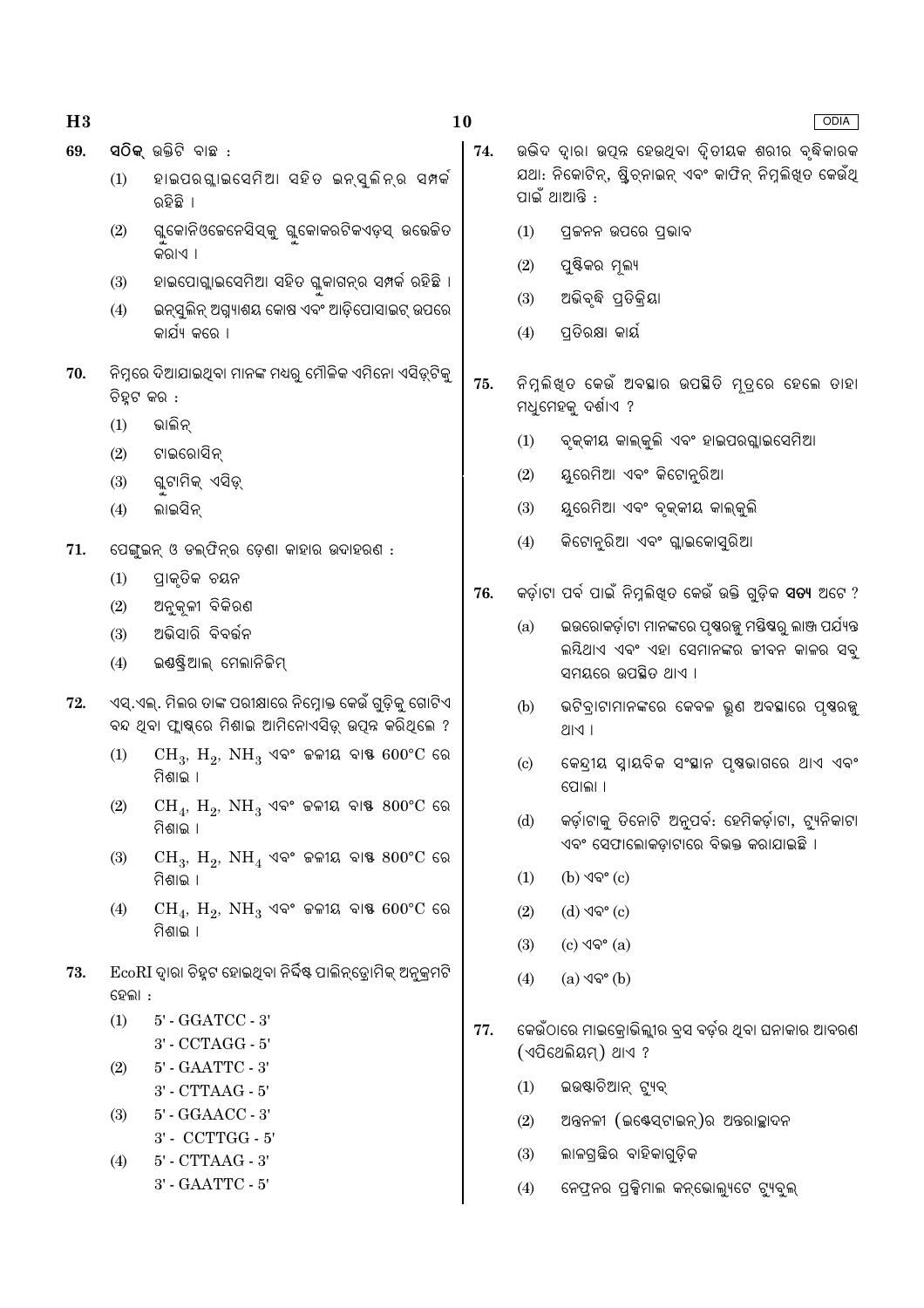**69.** **ସଠିକ୍** ଉକ୍ତିଟି ବାଛ :

(1) ହାଇପରଗ୍ଲାଇସେମିଆ ସହିତ ଇନ୍‌ସୁଲିନ୍‌ର ସମ୍ପର୍କ ରହିଛି ।

(2) ଗ୍ଲୁକୋନିଓଜେନେସିସ୍‌କୁ ଗ୍ଲୁକୋକରଟିକଏଡ୍‌ସ୍ ଉତ୍ତେଜିତ କରାଏ ।

(3) ହାଇପୋଗ୍ଲାଇସେମିଆ ସହିତ ଗ୍ଲୁକାଗନ୍‌ର ସମ୍ପର୍କ ରହିଛି ।

(4) ଇନ୍‌ସୁଲିନ୍ ଅଗ୍ନ୍ୟାଶୟ କୋଷ ଏବଂ ଆଡ଼ିପୋସାଇଟ୍ ଉପରେ କାର୍ଯ୍ୟ କରେ ।

**70.** ନିମ୍ନରେ ଦିଆଯାଇଥିବା ମାନଙ୍କ ମଧ୍ୟରୁ ମୌଳିକ ଏମିନୋ ଏସିଡ଼୍‌ଟିକୁ ଚିହ୍ନଟ କର :

(1) ଭାଲିନ୍

(2) ଟାଇରୋସିନ୍

(3) ଗ୍ଲୁଟାମିକ୍ ଏସିଡ୍

(4) ଲାଇସିନ୍

**71.** ପେଙ୍ଗୁଇନ୍ ଓ ଡଲ୍‌ଫିନ୍‌ର ଡ଼େଣା କାହାର ଉଦାହରଣ :

(1) ପ୍ରାକୃତିକ ଚୟନ

(2) ଅନୁକୂଳୀ ବିକିରଣ

(3) ଅଭିସାରି ବିବର୍ତ୍ତନ

(4) ଇଣ୍ଡଷ୍ଟ୍ରିଆଲ୍ ମେଲାନିଜିମ୍

**72.** ଏସ୍.ଏଲ୍. ମିଲର ତାଙ୍କ ପରୀକ୍ଷାରେ ନିମ୍ନୋକ୍ତ କେଉଁ ଗୁଡ଼ିକୁ ଗୋଟିଏ ବନ୍ଦ ଥିବା ଫ୍ଲାଷ୍କ୍‌ରେ ମିଶାଇ ଆମିନୋଏସିଡ୍ ଉତ୍ପନ୍ନ କରିଥିଲେ ?

(1) $CH_3$, $H_2$, $NH_3$ ଏବଂ ଜଳୀୟ ବାଷ୍ପ 600°C ରେ ମିଶାଇ ।

(2) $CH_4$, $H_2$, $NH_3$ ଏବଂ ଜଳୀୟ ବାଷ୍ପ 800°C ରେ ମିଶାଇ ।

(3) $CH_3$, $H_2$, $NH_4$ ଏବଂ ଜଳୀୟ ବାଷ୍ପ 800°C ରେ ମିଶାଇ ।

(4) $CH_4$, $H_2$, $NH_3$ ଏବଂ ଜଳୀୟ ବାଷ୍ପ 600°C ରେ ମିଶାଇ ।

**73.** EcoRI ଦ୍ୱାରା ଚିହ୍ନଟ ହୋଇଥିବା ନିର୍ଦ୍ଦିଷ୍ଟ ପାଲିନ୍‌ଡ୍ରୋମିକ୍ ଅନୁକ୍ରମଟି ହେଲା :

(1) 5' - GGATCC - 3'
3' - CCTAGG - 5'

(2) 5' - GAATTC - 3'
3' - CTTAAG - 5'

(3) 5' - GGAACC - 3'
3' - CCTTGG - 5'

(4) 5' - CTTAAG - 3'
3' - GAATTC - 5'

**74.** ଉଦ୍ଭିଦ ଦ୍ୱାରା ଉତ୍ପନ୍ନ ହେଉଥିବା ଦ୍ୱିତୀୟକ ଶରୀର ବୃଦ୍ଧିକାରକ ଯଥା: ନିକୋଟିନ୍, ଷ୍ଟ୍ରିଚ୍‌ନାଇନ୍ ଏବଂ କାଫିନ୍ ନିମ୍ନଲିଖିତ କେଉଁଥି ପାଇଁ ଥାଆନ୍ତି :

(1) ପ୍ରଜନନ ଉପରେ ପ୍ରଭାବ

(2) ପୁଷ୍ଟିକର ମୂଲ୍ୟ

(3) ଅଭିବୃଦ୍ଧି ପ୍ରତିକ୍ରିୟା

(4) ପ୍ରତିରକ୍ଷା କାର୍ଯ୍ୟ

**75.** ନିମ୍ନଲିଖିତ କେଉଁ ଅବସ୍ଥାର ଉପସ୍ଥିତି ମୂତ୍ରରେ ହେଲେ ତାହା ମଧୁମେହକୁ ଦର୍ଶାଏ ?

(1) ବୃକ୍କୀୟ କାଲ୍‌କୁଲି ଏବଂ ହାଇପରଗ୍ଲାଇସେମିଆ

(2) ୟୁରେମିଆ ଏବଂ କିଟୋନୁରିଆ

(3) ୟୁରେମିଆ ଏବଂ ବୃକ୍କୀୟ କାଲ୍‌କୁଲି

(4) କିଟୋନୁରିଆ ଏବଂ ଗ୍ଲାଇକୋସୁରିଆ

**76.** କର୍ଡ଼ାଟା ପର୍ବ ପାଇଁ ନିମ୍ନଲିଖିତ କେଉଁ ଉକ୍ତି ଗୁଡ଼ିକ **ସତ୍ୟ** ଅଟେ ?

(a) ଇଉରୋକର୍ଡ଼ାଟା ମାନଙ୍କରେ ପୃଷ୍ଠରଜ୍ଜୁ ମସ୍ତିଷ୍କରୁ ଲାଞ୍ଜ ପର୍ଯ୍ୟନ୍ତ ଲୟିଥାଏ ଏବଂ ଏହା ସେମାନଙ୍କର ଜୀବନ କାଳର ସବୁ ସମୟରେ ଉପସ୍ଥିତ ଥାଏ ।

(b) ଭଟିବ୍ରାଟାମାନଙ୍କରେ କେବଳ ଭ୍ରୂଣ ଅବସ୍ଥାରେ ପୃଷ୍ଠରଜ୍ଜୁ ଥାଏ ।

(c) କେନ୍ଦ୍ରୀୟ ସ୍ନାୟବିକ ସଂସ୍ଥାନ ପୃଷ୍ଠଭାଗରେ ଥାଏ ଏବଂ ପୋଲା ।

(d) କର୍ଡ଼ାଟାକୁ ତିନୋଟି ଅନୁପର୍ବ: ହେମିକର୍ଡ଼ାଟା, ଟ୍ୟୁନିକାଟା ଏବଂ ସେଫାଲୋକଡ଼ାଟାରେ ବିଭକ୍ତ କରାଯାଇଛି ।

(1) (b) ଏବଂ (c)

(2) (d) ଏବଂ (c)

(3) (c) ଏବଂ (a)

(4) (a) ଏବଂ (b)

**77.** କେଉଁଠାରେ ମାଇକ୍ରୋଭିଲ୍ଲୀର ବ୍ରସ ବର୍ଡ଼ର ଥିବା ଘନାକାର ଆବରଣ (ଏପିଥେଲିୟମ୍) ଥାଏ ?

(1) ଇଉଷ୍ଟାଚିଆନ୍ ଟ୍ୟୁବ୍

(2) ଅନ୍ତ୍ରନଳୀ (ଇଣ୍ଟେସ୍‌ଟାଇନ୍)ର ଅନ୍ତରାଚ୍ଛାଦନ

(3) ଲାଳଗ୍ରନ୍ଥିର ବାହିକାଗୁଡ଼ିକ

(4) ନେଫ୍ରନର ପ୍ରକ୍ସିମାଲ କନ୍‌ଭୋଲ୍ୟୁଟେ ଟ୍ୟୁବୁଲ୍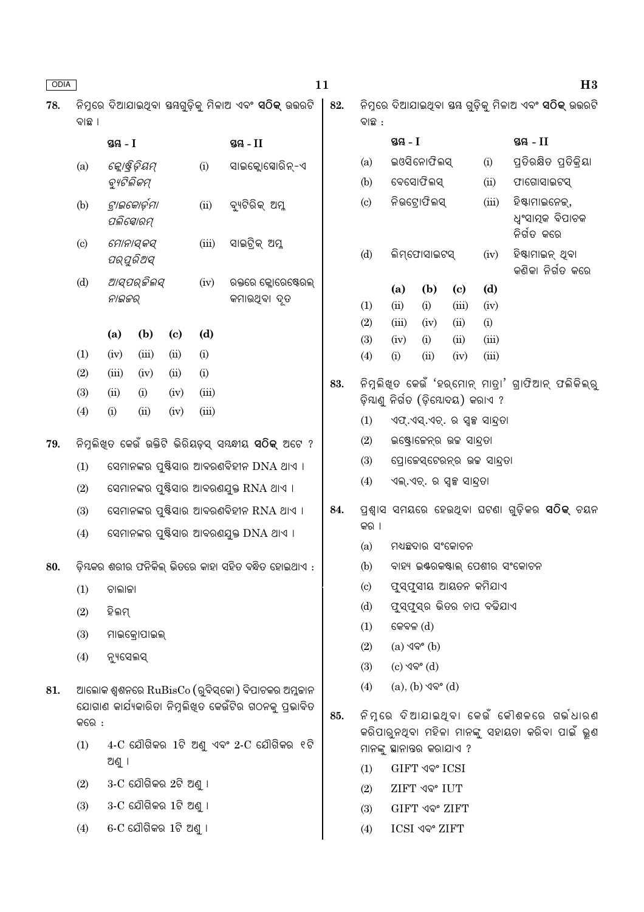78. ନିମ୍ନରେ ଦିଆଯାଇଥିବା ସ୍ତମ୍ଭଗୁଡ଼ିକୁ ମିଳାଅ ଏବଂ **ସଠିକ୍** ଉତ୍ତରଟି ବାଛ ।

| | ସ୍ତମ୍ଭ - I | | ସ୍ତମ୍ଭ - II |
|---|---|---|---|
| (a) | *କ୍ଲୋଷ୍ଟ୍ରିଡିୟମ୍ ବ୍ୟୁଟିଲିକମ୍* | (i) | ସାଇକ୍ଲୋସ୍ପୋରିନ୍-ଏ |
| (b) | *ଟ୍ରାଇକୋଡ଼ର୍ମା ପଲିସ୍ପୋରମ୍* | (ii) | ବ୍ୟୁଟିରିକ୍ ଅମ୍ଳ |
| (c) | *ମୋନାସ୍କସ୍ ପର୍ପୁରିଅସ୍* | (iii) | ସାଇଟ୍ରିକ୍ ଅମ୍ଳ |
| (d) | *ଆସ୍ପର୍ଜିଲସ୍ ନାଇଜର୍* | (iv) | ରକ୍ତରେ କ୍ଲୋରେଷ୍ଟେରଲ୍ କମାଉଥିବା ଦୃତ |

| | (a) | (b) | (c) | (d) |
|---|---|---|---|---|
| (1) | (iv) | (iii) | (ii) | (i) |
| (2) | (iii) | (iv) | (ii) | (i) |
| (3) | (ii) | (i) | (iv) | (iii) |
| (4) | (i) | (ii) | (iv) | (iii) |

79. ନିମ୍ନଲିଖିତ କେଉଁ ଉକ୍ତିଟି ଭିରିୟଡ଼ସ୍ ସମ୍ବନ୍ଧୀୟ **ସଠିକ୍** ଅଟେ ?

(1) ସେମାନଙ୍କର ପୁଷ୍ଟିସାର ଆବରଣବିହୀନ DNA ଥାଏ ।

(2) ସେମାନଙ୍କର ପୁଷ୍ଟିସାର ଆବରଣଯୁକ୍ତ RNA ଥାଏ ।

(3) ସେମାନଙ୍କର ପୁଷ୍ଟିସାର ଆବରଣବିହୀନ RNA ଥାଏ ।

(4) ସେମାନଙ୍କର ପୁଷ୍ଟିସାର ଆବରଣଯୁକ୍ତ DNA ଥାଏ ।

80. ଡ଼ିମ୍ବକର ଶରୀର ଫନିକିଲ୍ ଭିତରେ କାହା ସହିତ ବନ୍ଧିତ ହୋଇଥାଏ :

(1) ଚାଲାଜା

(2) ହିଲମ୍

(3) ମାଇକ୍ରୋପାଇଲ୍

(4) ନ୍ୟୁସେଲସ୍

81. ଆଲୋକ ଶ୍ୱଶନରେ RuBisCo (ରୁବିସ୍‌କୋ) ବିପାଚକର ଅମ୍ଳଜାନ ଯୋଗାଣ କାର୍ଯ୍ୟକାରିତା ନିମ୍ନଲିଖିତ କେଉଁଟିର ଗଠନକୁ ପ୍ରଭାବିତ କରେ :

(1) 4-C ଯୌଗିକର 1ଟି ଅଣୁ ଏବଂ 2-C ଯୌଗିକର ୧ଟି ଅଣୁ ।

(2) 3-C ଯୌଗିକର 2ଟି ଅଣୁ ।

(3) 3-C ଯୌଗିକର 1ଟି ଅଣୁ ।

(4) 6-C ଯୌଗିକର 1ଟି ଅଣୁ ।

82. ନିମ୍ନରେ ଦିଆଯାଇଥିବା ସ୍ତମ୍ଭ ଗୁଡ଼ିକୁ ମିଳାଅ ଏବଂ **ସଠିକ୍** ଉତ୍ତରଟି ବାଛ :

| | ସ୍ତମ୍ଭ - I | | ସ୍ତମ୍ଭ - II |
|---|---|---|---|
| (a) | ଇଓସିନୋଫିଲସ୍ | (i) | ପ୍ରତିରକ୍ଷିତ ପ୍ରତିକ୍ରିୟା |
| (b) | ବେସୋଫିଲସ୍ | (ii) | ଫାଗୋସାଇଟସ୍ |
| (c) | ନିଉଟ୍ରୋଫିଲସ୍ | (iii) | ହିଷ୍ଟାମାଇନେଜ୍, ଧ୍ୱଂସାତ୍ମକ ବିପାଚକ ନିର୍ଗତ କରେ |
| (d) | ଲିମ୍ଫୋସାଇଟସ୍ | (iv) | ହିଷ୍ଟାମାଇନ୍ ଥିବା କଣିକା ନିର୍ଗତ କରେ |

| | (a) | (b) | (c) | (d) |
|---|---|---|---|---|
| (1) | (ii) | (i) | (iii) | (iv) |
| (2) | (iii) | (iv) | (ii) | (i) |
| (3) | (iv) | (i) | (ii) | (iii) |
| (4) | (i) | (ii) | (iv) | (iii) |

83. ନିମ୍ନଲିଖିତ କେଉଁ 'ହର୍‌ମୋନ୍ ମାତ୍ରା' ଗ୍ରାଫିଆନ୍ ଫଲିକିଲ୍‌ରୁ ଡ଼ିମ୍ବାଣୁ ନିର୍ଗତ (ଡ଼ିମ୍ବୋଦୟ) କରାଏ ?

(1) ଏଫ୍.ଏସ୍.ଏଚ୍. ର ସ୍ୱଳ୍ପ ସାନ୍ଦ୍ରତା

(2) ଇଷ୍ଟ୍ରୋଜେନ୍‌ର ଉଚ୍ଚ ସାନ୍ଦ୍ରତା

(3) ପ୍ରୋଜେସ୍‌ଟେରନ୍‌ର ଉଚ୍ଚ ସାନ୍ଦ୍ରତା

(4) ଏଲ୍.ଏଚ୍. ର ସ୍ୱଳ୍ପ ସାନ୍ଦ୍ରତା

84. ପ୍ରଶ୍ୱାସ ସମୟରେ ହେଉଥିବା ଘଟଣା ଗୁଡ଼ିକର **ସଠିକ୍** ଚୟନ କର ।

(a) ମଧ୍ୟଛଦାର ସଂକୋଚନ

(b) ବାହ୍ୟ ଇଣ୍ଟରକଷ୍ଟାଲ୍ ପେଶୀର ସଂକୋଚନ

(c) ଫୁସ୍‌ଫୁସୀୟ ଆୟତନ କମିଯାଏ

(d) ଫୁସ୍‌ଫୁସ୍‌ର ଭିତର ଚାପ ବଢ଼ିଯାଏ

(1) କେବଳ (d)

(2) (a) ଏବଂ (b)

(3) (c) ଏବଂ (d)

(4) (a), (b) ଏବଂ (d)

85. ନିମ୍ନରେ ଦିଆଯାଇଥିବା କେଉଁ କୌଶଳରେ ଗର୍ଭଧାରଣ କରିପାରୁନଥିବା ମହିଳା ମାନଙ୍କୁ ସହାୟତା କରିବା ପାଇଁ ଭ୍ରୂଣ ମାନଙ୍କୁ ସ୍ଥାନାନ୍ତର କରାଯାଏ ?

(1) GIFT ଏବଂ ICSI

(2) ZIFT ଏବଂ IUT

(3) GIFT ଏବଂ ZIFT

(4) ICSI ଏବଂ ZIFT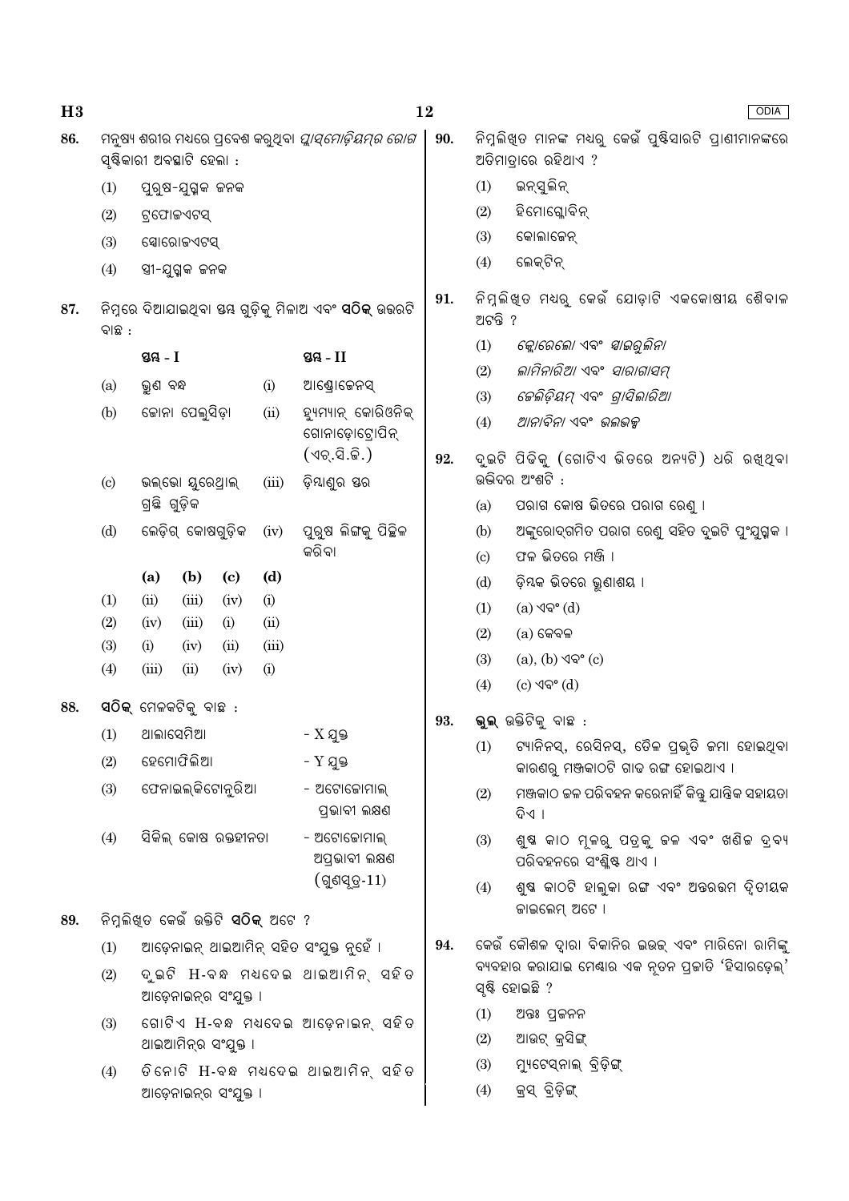86. ମନୁଷ୍ୟ ଶରୀର ମଧ୍ୟରେ ପ୍ରବେଶ କରୁଥିବା *ପ୍ଲାସ୍‌ମୋଡ଼ିୟମ୍‌ର ରୋଗ* ସୃଷ୍ଟିକାରୀ ଅବସ୍ଥାଟି ହେଲା :

(1) ପୁରୁଷ-ଯୁଗ୍ମକ ଜନକ

(2) ଟ୍ରଫୋଜଏଟସ୍

(3) ସ୍ପୋରୋଜଏଟସ୍

(4) ସ୍ତ୍ରୀ-ଯୁଗ୍ମକ ଜନକ

87. ନିମ୍ନରେ ଦିଆଯାଇଥିବା ସ୍ତମ୍ଭ ଗୁଡ଼ିକୁ ମିଳାଅ ଏବଂ **ସଠିକ୍** ଉତ୍ତରଟି ବାଛ :

| | ସ୍ତମ୍ଭ - I | | ସ୍ତମ୍ଭ - II |
|---|---|---|---|
| (a) | ଭ୍ରୂଣ ବନ୍ଧ | (i) | ଆଣ୍ଡ୍ରୋଜେନସ୍ |
| (b) | ଜୋନା ପେଲୁସିଡ଼ା | (ii) | ହ୍ୟୁମ୍ୟାନ୍ କୋରିଓନିକ୍ ଗୋନାଡ଼ୋଟ୍ରୋପିନ୍ (ଏଚ୍.ସି.ଜି.) |
| (c) | ଭଲ୍‌ଭୋ ୟୁରେଥ୍ରାଲ୍ ଗ୍ରନ୍ଥି ଗୁଡ଼ିକ | (iii) | ଡ଼ିମ୍ବାଣୁର ସ୍ତର |
| (d) | ଲେଡ଼ିଗ୍ କୋଷଗୁଡ଼ିକ | (iv) | ପୁରୁଷ ଲିଙ୍ଗକୁ ପିଚ୍ଛିଳ କରିବା |

| | (a) | (b) | (c) | (d) |
|---|---|---|---|---|
| (1) | (ii) | (iii) | (iv) | (i) |
| (2) | (iv) | (iii) | (i) | (ii) |
| (3) | (i) | (iv) | (ii) | (iii) |
| (4) | (iii) | (ii) | (iv) | (i) |

88. **ସଠିକ୍** ମେଳକଟିକୁ ବାଛ :

(1) ଥାଲାସେମିଆ - X ଯୁକ୍ତ

(2) ହେମୋଫିଲିଆ - Y ଯୁକ୍ତ

(3) ଫେନାଇଲ୍‌କିଟୋନୁରିଆ - ଅଟୋଜୋମାଲ୍ ପ୍ରଭାବୀ ଲକ୍ଷଣ

(4) ସିକିଲ୍ କୋଷ ରକ୍ତହୀନତା - ଅଟୋଜୋମାଲ୍ ଅପ୍ରଭାବୀ ଲକ୍ଷଣ (ଗୁଣସୂତ୍ର-11)

89. ନିମ୍ନଲିଖିତ କେଉଁ ଉକ୍ତିଟି **ସଠିକ୍** ଅଟେ ?

(1) ଆଡ଼େନାଇନ୍ ଥାଇଆମିନ୍ ସହିତ ସଂଯୁକ୍ତ ନୁହେଁ ।

(2) ଦୁଇଟି H-ବନ୍ଧ ମଧ୍ୟଦେଇ ଥାଇଆମିନ୍ ସହିତ ଆଡ଼େନାଇନ୍‌ର ସଂଯୁକ୍ତ ।

(3) ଗୋଟିଏ H-ବନ୍ଧ ମଧ୍ୟଦେଇ ଆଡ଼େନାଇନ୍ ସହିତ ଥାଇଆମିନ୍‌ର ସଂଯୁକ୍ତ ।

(4) ତିନୋଟି H-ବନ୍ଧ ମଧ୍ୟଦେଇ ଥାଇଆମିନ୍ ସହିତ ଆଡ଼େନାଇନ୍‌ର ସଂଯୁକ୍ତ ।

90. ନିମ୍ନଲିଖିତ ମାନଙ୍କ ମଧ୍ୟରୁ କେଉଁ ପୁଷ୍ଟିସାରଟି ପ୍ରାଣୀମାନଙ୍କରେ ଅତିମାତ୍ରାରେ ରହିଥାଏ ?

(1) ଇନ୍‌ସୁଲିନ୍

(2) ହିମୋଗ୍ଲୋବିନ୍

(3) କୋଲାଜେନ୍

(4) ଲେକ୍‌ଟିନ୍

91. ନିମ୍ନଲିଖିତ ମଧ୍ୟରୁ କେଉଁ ଯୋଡ଼ାଟି ଏକକୋଷୀୟ ଶୈବାଳ ଅଟନ୍ତି ?

(1) *କ୍ଲୋରେଲୋ ଏବଂ ସ୍ପାଇରୁଲିନା*

(2) *ଲାମିନାରିଆ ଏବଂ ସାରାଗାସମ୍*

(3) *ଜେଲିଡ଼ିୟମ୍ ଏବଂ ଗ୍ରାସିଲାରିଆ*

(4) *ଆନାବିନା ଏବଂ ଭଲଭକ୍ସ*

92. ଦୁଇଟି ପିଢ଼ିକୁ (ଗୋଟିଏ ଭିତରେ ଅନ୍ୟଟି) ଧରି ରଖିଥିବା ଉଦ୍ଭିଦର ଅଂଶଟି :

(a) ପରାଗ କୋଷ ଭିତରେ ପରାଗ ରେଣୁ ।

(b) ଅଙ୍କୁରୋଦ୍‌ଗମିତ ପରାଗ ରେଣୁ ସହିତ ଦୁଇଟି ପୁଂଯୁଗ୍ମକ ।

(c) ଫଳ ଭିତରେ ମଞ୍ଜି ।

(d) ଡ଼ିମ୍ବକ ଭିତରେ ଭ୍ରୂଣାଶୟ ।

(1) (a) ଏବଂ (d)

(2) (a) କେବଳ

(3) (a), (b) ଏବଂ (c)

(4) (c) ଏବଂ (d)

93. **ଭୁଲ୍** ଉକ୍ତିଟିକୁ ବାଛ :

(1) ଟ୍ୟାନିନସ୍, ରେସିନସ୍, ତୈଳ ପ୍ରଭୃତି ଜମା ହୋଇଥିବା କାରଣରୁ ମଞ୍ଜକାଠଟି ଗାଢ଼ ରଙ୍ଗ ହୋଇଥାଏ ।

(2) ମଞ୍ଜକାଠ ଜଳ ପରିବହନ କରେନାହିଁ କିନ୍ତୁ ଯାନ୍ତ୍ରିକ ସହାୟତା ଦିଏ ।

(3) ଶୁଷ୍କ କାଠ ମୂଳରୁ ପତ୍ରକୁ ଜଳ ଏବଂ ଖଣିଜ ଦ୍ରବ୍ୟ ପରିବହନରେ ସଂଶ୍ଳିଷ୍ଟ ଥାଏ ।

(4) ଶୁଷ୍କ କାଠଟି ହାଲୁକା ରଙ୍ଗ ଏବଂ ଅନ୍ତରତମ ଦ୍ୱିତୀୟକ ଜାଇଲେମ୍ ଅଟେ ।

94. କେଉଁ କୌଶଳ ଦ୍ୱାରା ବିକାନିର ଇୱଜ୍ ଏବଂ ମାରିନୋ ରାମିଙ୍କୁ ବ୍ୟବହାର କରାଯାଇ ମେଣ୍ଢାର ଏକ ନୂତନ ପ୍ରଜାତି 'ହିସାରଡ଼େଲ୍' ସୃଷ୍ଟି ହୋଇଛି ?

(1) ଅନ୍ତଃ ପ୍ରଜନନ

(2) ଆଉଟ୍ କ୍ରସିଙ୍ଗ୍

(3) ମ୍ୟୁଟେସନାଲ୍ ବ୍ରିଡ଼ିଙ୍ଗ୍

(4) କ୍ରସ୍ ବ୍ରିଡ଼ିଙ୍ଗ୍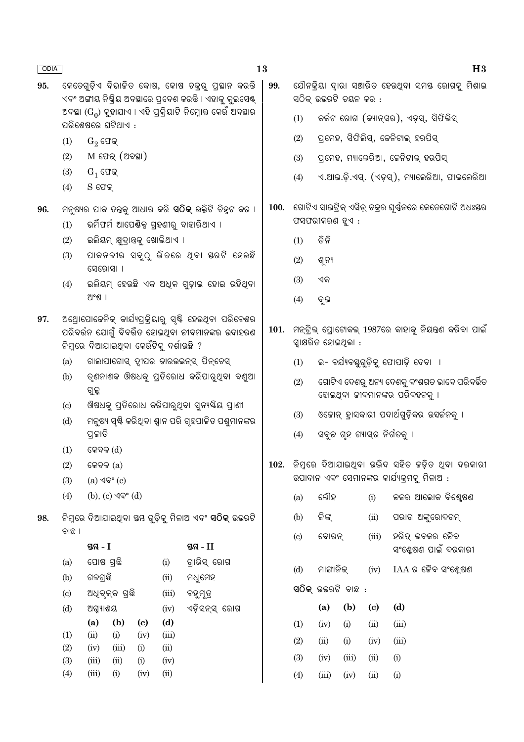**95.** କେତେଗୁଡ଼ିଏ ବିଭାଜିତ କୋଷ, କୋଷ ଚକ୍ରରୁ ପ୍ରସ୍ଥାନ କରନ୍ତି ଏବଂ ଅଙ୍ଗୀୟ ନିଷ୍କ୍ରିୟ ଅବସ୍ଥାରେ ପ୍ରବେଶ କରନ୍ତି । ଏହାକୁ କୁଇସେଣ୍ଟ ଅବସ୍ଥା ($G_0$) କୁହାଯାଏ । ଏହି ପ୍ରକ୍ରିୟାଟି ନିମ୍ନୋକ୍ତ କେଉଁ ଅବସ୍ଥାର ପରିଶେଷରେ ଘଟିଥାଏ :

(1) $G_2$ ଫେଜ୍

(2) M ଫେଜ୍ (ଅବସ୍ଥା)

(3) $G_1$ ଫେଜ୍

(4) S ଫେଜ୍

**96.** ମନୁଷ୍ୟର ପାକ ତନ୍ତ୍ରକୁ ଆଧାର କରି **ସଠିକ୍** ଉକ୍ତିଟି ଚିହ୍ନଟ କର ।

(1) ଭର୍ମିଫର୍ମ ଆପେଣ୍ଡିକ୍ସ ଗ୍ରହଣୀରୁ ବାହାରିଥାଏ ।

(2) ଇଲିୟମ୍ କ୍ଷୁଦ୍ରାନ୍ତକୁ ଖୋଲିଥାଏ ।

(3) ପାକନଳୀର ସବୁଠୁ ଭିତରେ ଥିବା ସ୍ତରଟି ହେଉଛି ସେରୋସା ।

(4) ଇଲିୟମ୍ ହେଉଛି ଏକ ଅଧିକ ଗୁଡ଼ାଇ ହୋଇ ରହିଥିବା ଅଂଶ ।

**97.** ଆନ୍ଥ୍ରୋପୋଜେନିକ୍ କାର୍ଯ୍ୟପ୍ରକ୍ରିୟାରୁ ସୃଷ୍ଟି ହେଉଥିବା ପରିବେଶର ପରିବର୍ତ୍ତନ ଯୋଗୁଁ ବିବର୍ତ୍ତିତ ହୋଇଥିବା ଜୀବମାନଙ୍କର ଉଦାହରଣ ନିମ୍ନରେ ଦିଆଯାଇଥିବା କେଉଁଟିକୁ ଦର୍ଶାଉଛି ?

(a) ଗାଲାପାଗୋସ୍ ଦ୍ୱୀପର ଡାରଉଇନ୍ସ୍ ପିନ୍‌ଚେସ୍

(b) ତୃଣନାଶକ ଔଷଧକୁ ପ୍ରତିରୋଧ କରିପାରୁଥିବା ବଣୁଆ ଗୁଳ୍ମ

(c) ଔଷଧକୁ ପ୍ରତିରୋଧ କରିପାରୁଥିବା ସୁନ୍ୟକ୍ଷିୟ ପ୍ରାଣୀ

(d) ମନୁଷ୍ୟ ସୃଷ୍ଟି କରିଥିବା ଶ୍ୱାନ ପରି ଗୃହପାଳିତ ପଶୁମାନଙ୍କର ପ୍ରଜାତି

(1) କେବଳ (d)

(2) କେବଳ (a)

(3) (a) ଏବଂ (c)

(4) (b), (c) ଏବଂ (d)

**98.** ନିମ୍ନରେ ଦିଆଯାଇଥିବା ସ୍ତମ୍ଭ ଗୁଡ଼ିକୁ ମିଳାଅ ଏବଂ **ସଠିକ୍** ଉତ୍ତରଟି ବାଛ ।

| | ସ୍ତମ୍ଭ - I | | ସ୍ତମ୍ଭ - II |
|---|---|---|---|
| (a) | ପୋଷ ଗ୍ରନ୍ଥି | (i) | ଗ୍ରାଭିସ୍ ରୋଗ |
| (b) | ଗଳଗ୍ରନ୍ଥି | (ii) | ମଧୁମେହ |
| (c) | ଅଧିବୃକ୍କ ଗ୍ରନ୍ଥି | (iii) | ବହୁମୂତ୍ର |
| (d) | ଅଗ୍ନ୍ୟାଶୟ | (iv) | ଏଡ଼ିସନ୍ସ୍ ରୋଗ |

| | (a) | (b) | (c) | (d) |
|---|---|---|---|---|
| (1) | (ii) | (i) | (iv) | (iii) |
| (2) | (iv) | (iii) | (i) | (ii) |
| (3) | (iii) | (ii) | (i) | (iv) |
| (4) | (iii) | (i) | (iv) | (ii) |

**99.** ଯୌନକ୍ରିୟା ଦ୍ୱାରା ସଞ୍ଚାରିତ ହେଉଥିବା ସମସ୍ତ ରୋଗକୁ ମିଶାଇ ସଠିକ୍ ଉତ୍ତରଟି ଚୟନ କର :

(1) କର୍କଟ ରୋଗ (କ୍ୟାନ୍‌ସର), ଏଡ଼ସ୍, ସିଫିଲିସ୍

(2) ପ୍ରମେହ, ସିଫିଲିସ୍, ଜେନିଟାଲ୍ ହରପିସ୍

(3) ପ୍ରମେହ, ମ୍ୟାଲେରିଆ, ଜେନିଟାଲ୍ ହରପିସ୍

(4) ଏ.ଆଇ.ଡ଼ି.ଏସ୍. (ଏଡ଼ସ୍), ମ୍ୟାଲେରିଆ, ଫାଇଲେରିଆ

**100.** ଗୋଟିଏ ସାଇଟ୍ରିକ୍ ଏସିଡ୍ ଚକ୍ରର ଘୂର୍ଣ୍ଣନରେ କେତେଗୋଟି ଅଧଃସ୍ତର ଫସଫରୀକରଣ ହୁଏ :

(1) ତିନି

(2) ଶୂନ୍ୟ

(3) ଏକ

(4) ଦୁଇ

**101.** ମନ୍‌ଟ୍ରିଲ୍ ପ୍ରୋଟୋକଲ୍ 1987ରେ କାହାକୁ ନିୟନ୍ତ୍ରଣ କରିବା ପାଇଁ ସ୍ୱାକ୍ଷରିତ ହୋଇଥିଲା :

(1) ଇ- ବର୍ଯ୍ୟବସ୍ତୁଗୁଡ଼ିକୁ ଫୋପାଡ଼ି ଦେବା ।

(2) ଗୋଟିଏ ଦେଶରୁ ଅନ୍ୟ ଦେଶକୁ ବଂଶଗତ ଭାବେ ପରିବର୍ତ୍ତିତ ହୋଇଥିବା ଜୀବମାନଙ୍କର ପରିବହନକୁ ।

(3) ଓଜୋନ୍ ହ୍ରାସକାରୀ ପଦାର୍ଥଗୁଡ଼ିକର ଉତ୍ସର୍ଜନକୁ ।

(4) ସବୁଜ ଗୃହ ଗ୍ୟାସ୍‌ର ନିର୍ଗତକୁ ।

**102.** ନିମ୍ନରେ ଦିଆଯାଇଥିବା ଉଦ୍ଭିଦ ସହିତ ଜଡ଼ିତ ଥିବା ଦରକାରୀ ଉପାଦାନ ଏବଂ ସେମାନଙ୍କର କାର୍ଯ୍ୟକ୍ରମକୁ ମିଳାଅ :

| | | | |
|---|---|---|---|
| (a) | ଲୌହ | (i) | ଜଳର ଆଲୋକ ବିଶ୍ଳେଷଣ |
| (b) | ଜିଙ୍କ୍ | (ii) | ପରାଗ ଅଙ୍କୁରୋଦଗମ୍ |
| (c) | ବୋରନ୍ | (iii) | ହରିତ୍ ଲବକର ଜୈବ ସଂଶ୍ଳେଷଣ ପାଇଁ ଦରକାରୀ |
| (d) | ମାଙ୍ଗାନିଜ୍ | (iv) | IAA ର ଜୈବ ସଂଶ୍ଳେଷଣ |

**ସଠିକ୍** ଉତ୍ତରଟି ବାଛ :

| | (a) | (b) | (c) | (d) |
|---|---|---|---|---|
| (1) | (iv) | (i) | (ii) | (iii) |
| (2) | (ii) | (i) | (iv) | (iii) |
| (3) | (iv) | (iii) | (ii) | (i) |
| (4) | (iii) | (iv) | (ii) | (i) |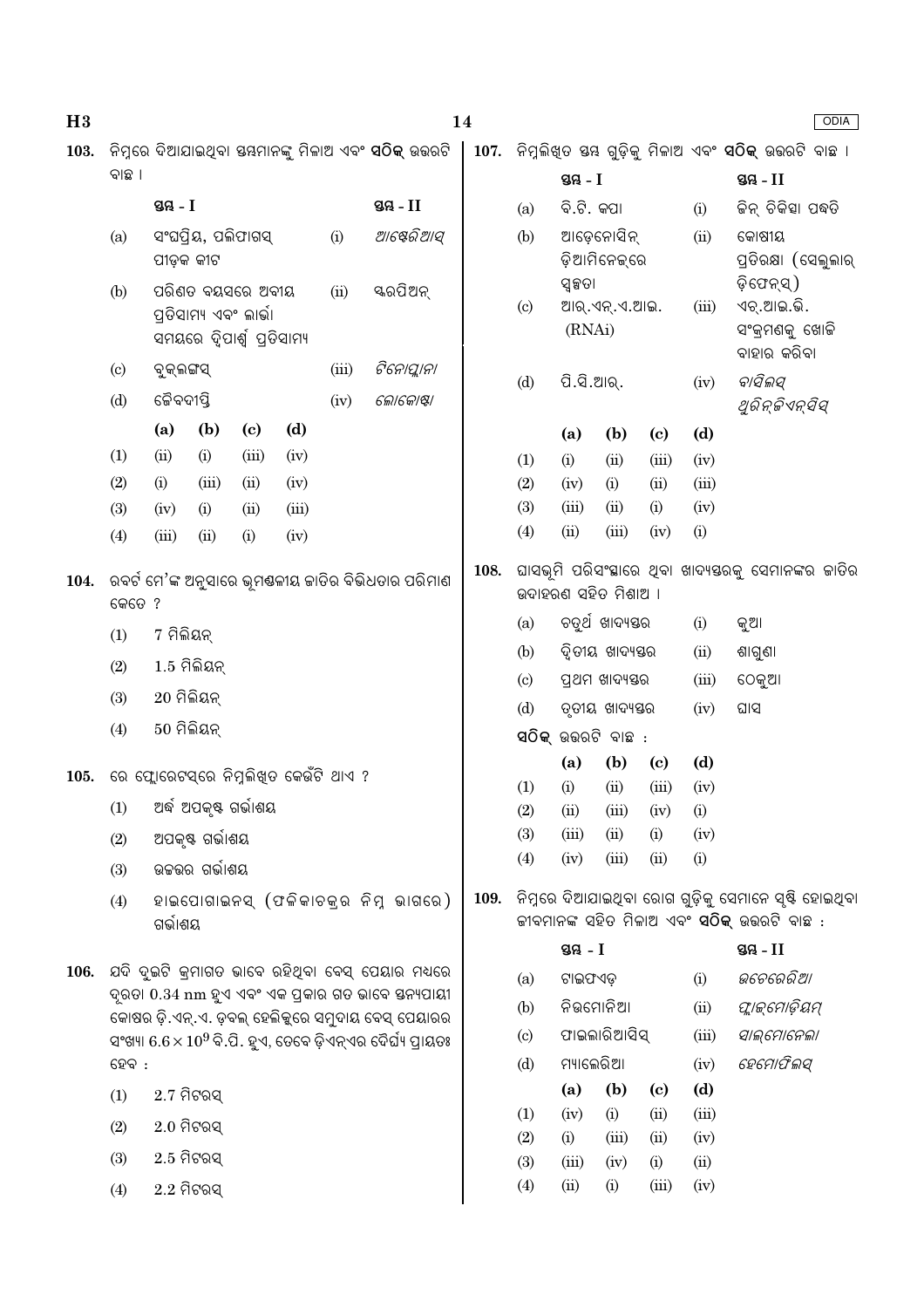**103.** ନିମ୍ନରେ ଦିଆଯାଇଥିବା ସ୍ତମ୍ଭମାନଙ୍କୁ ମିଳାଅ ଏବଂ **ସଠିକ୍** ଉତ୍ତରଟି ବାଛ ।

| | ସ୍ତମ୍ଭ - I | | ସ୍ତମ୍ଭ - II |
|---|---|---|---|
| (a) | ସଂଘପ୍ରିୟ, ପଲିଫାଗସ୍ ପୀଡ଼କ କୀଟ | (i) | *ଆଷ୍ଟେରିଆସ୍* |
| (b) | ପରିଣତ ବୟସରେ ଅରୀୟ ପ୍ରତିସାମ୍ୟ ଏବଂ ଲାର୍ଭା ସମୟରେ ଦ୍ୱିପାର୍ଶ୍ୱ ପ୍ରତିସାମ୍ୟ | (ii) | ସ୍କରପିଅନ୍ |
| (c) | ବୁକ୍‌ଲଙ୍ଗସ୍ | (iii) | *ଟିନୋପ୍ଲାନା* |
| (d) | ଜୈବଦୀପ୍ତି | (iv) | *ଲୋକୋଷ୍ଟା* |

| | (a) | (b) | (c) | (d) |
|---|---|---|---|---|
| (1) | (ii) | (i) | (iii) | (iv) |
| (2) | (i) | (iii) | (ii) | (iv) |
| (3) | (iv) | (i) | (ii) | (iii) |
| (4) | (iii) | (ii) | (i) | (iv) |

**104.** ରବର୍ଟ ମେ'ଙ୍କ ଅନୁସାରେ ଭୂମଣ୍ଡଳୀୟ ଜାତିର ବିଭିଧତାର ପରିମାଣ କେତେ ?

(1) 7 ମିଲିୟନ୍

(2) 1.5 ମିଲିୟନ୍

(3) 20 ମିଲିୟନ୍

(4) 50 ମିଲିୟନ୍

**105.** ରେ ଫ୍ଲୋରେଟସ୍‌ରେ ନିମ୍ନଲିଖିତ କେଉଁଟି ଥାଏ ?

(1) ଅର୍ଦ୍ଧ ଅପକୃଷ୍ଟ ଗର୍ଭାଶୟ

(2) ଅପକୃଷ୍ଟ ଗର୍ଭାଶୟ

(3) ଉଚ୍ଚତର ଗର୍ଭାଶୟ

(4) ହାଇପୋଗାଇନସ୍ (ଫଳିକାଚକ୍ରର ନିମ୍ନ ଭାଗରେ) ଗର୍ଭାଶୟ

**106.** ଯଦି ଦୁଇଟି କ୍ରମାଗତ ଭାବେ ରହିଥିବା ବେସ୍ ପେୟାର ମଧ୍ୟରେ ଦୂରତା 0.34 nm ହୁଏ ଏବଂ ଏକ ପ୍ରକାର ଗତ ଭାବେ ସ୍ତନ୍ୟପାୟୀ କୋଷର ଡ଼ି.ଏନ୍.ଏ. ଡ଼ବଲ୍ ହେଲିକ୍ସରେ ସମୁଦାୟ ବେସ୍ ପେୟାରର ସଂଖ୍ୟା $6.6 \times 10^9$ ବି.ପି. ହୁଏ, ତେବେ ଡ଼ିଏନ୍‌ଏର ଦୈର୍ଘ୍ୟ ପ୍ରାୟତଃ ହେବ :

(1) 2.7 ମିଟରସ୍

(2) 2.0 ମିଟରସ୍

(3) 2.5 ମିଟରସ୍

(4) 2.2 ମିଟରସ୍

**107.** ନିମ୍ନଲିଖିତ ସ୍ତମ୍ଭ ଗୁଡ଼ିକୁ ମିଳାଅ ଏବଂ **ସଠିକ୍** ଉତ୍ତରଟି ବାଛ ।

| | ସ୍ତମ୍ଭ - I | | ସ୍ତମ୍ଭ - II |
|---|---|---|---|
| (a) | ବି.ଟି. କପା | (i) | ଜିନ୍ ଚିକିତ୍ସା ପଦ୍ଧତି |
| (b) | ଆଡ଼େନୋସିନ୍ ଡ଼ିଆମିନେଜ୍‌ରେ ସ୍ୱଳ୍ପତା | (ii) | କୋଷୀୟ ପ୍ରତିରକ୍ଷା (ସେଲୁଲାର୍ ଡ଼ିଫେନ୍‌ସ୍) |
| (c) | ଆର୍.ଏନ୍.ଏ.ଆଇ. (RNAi) | (iii) | ଏଚ୍.ଆଇ.ଭି. ସଂକ୍ରମଣକୁ ଖୋଜି ବାହାର କରିବା |
| (d) | ପି.ସି.ଆର୍. | (iv) | *ବାସିଲସ୍ ଥୁରିନ୍‌ଜିଏନ୍‌ସିସ୍* |

| | (a) | (b) | (c) | (d) |
|---|---|---|---|---|
| (1) | (i) | (ii) | (iii) | (iv) |
| (2) | (iv) | (i) | (ii) | (iii) |
| (3) | (iii) | (ii) | (i) | (iv) |
| (4) | (ii) | (iii) | (iv) | (i) |

**108.** ଘାସଭୂମି ପରିସଂସ୍ଥାରେ ଥିବା ଖାଦ୍ୟସ୍ତରକୁ ସେମାନଙ୍କର ଜାତିର ଉଦାହରଣ ସହିତ ମିଶାଅ ।

| | | | |
|---|---|---|---|
| (a) | ଚତୁର୍ଥ ଖାଦ୍ୟସ୍ତର | (i) | କୁଆ |
| (b) | ଦ୍ୱିତୀୟ ଖାଦ୍ୟସ୍ତର | (ii) | ଶାଗୁଣା |
| (c) | ପ୍ରଥମ ଖାଦ୍ୟସ୍ତର | (iii) | ଠେକୁଆ |
| (d) | ତୃତୀୟ ଖାଦ୍ୟସ୍ତର | (iv) | ଘାସ |

**ସଠିକ୍** ଉତ୍ତରଟି ବାଛ :

| | (a) | (b) | (c) | (d) |
|---|---|---|---|---|
| (1) | (i) | (ii) | (iii) | (iv) |
| (2) | (ii) | (iii) | (iv) | (i) |
| (3) | (iii) | (ii) | (i) | (iv) |
| (4) | (iv) | (iii) | (ii) | (i) |

**109.** ନିମ୍ନରେ ଦିଆଯାଇଥିବା ରୋଗ ଗୁଡ଼ିକୁ ସେମାନେ ସୃଷ୍ଟି ହୋଇଥିବା ଜୀବମାନଙ୍କ ସହିତ ମିଳାଅ ଏବଂ **ସଠିକ୍** ଉତ୍ତରଟି ବାଛ :

| | ସ୍ତମ୍ଭ - I | | ସ୍ତମ୍ଭ - II |
|---|---|---|---|
| (a) | ଟାଇଫଏଡ୍ | (i) | *ଉଚେରେରିଆ* |
| (b) | ନିଉମୋନିଆ | (ii) | *ପ୍ଲାଜ୍‌ମୋଡ଼ିୟମ୍* |
| (c) | ଫାଇଲାରିଆସିସ୍ | (iii) | *ସାଲ୍‌ମୋନେଲା* |
| (d) | ମ୍ୟାଲେରିଆ | (iv) | *ହେମୋଫିଲସ୍* |

| | (a) | (b) | (c) | (d) |
|---|---|---|---|---|
| (1) | (iv) | (i) | (ii) | (iii) |
| (2) | (i) | (iii) | (ii) | (iv) |
| (3) | (iii) | (iv) | (i) | (ii) |
| (4) | (ii) | (i) | (iii) | (iv) |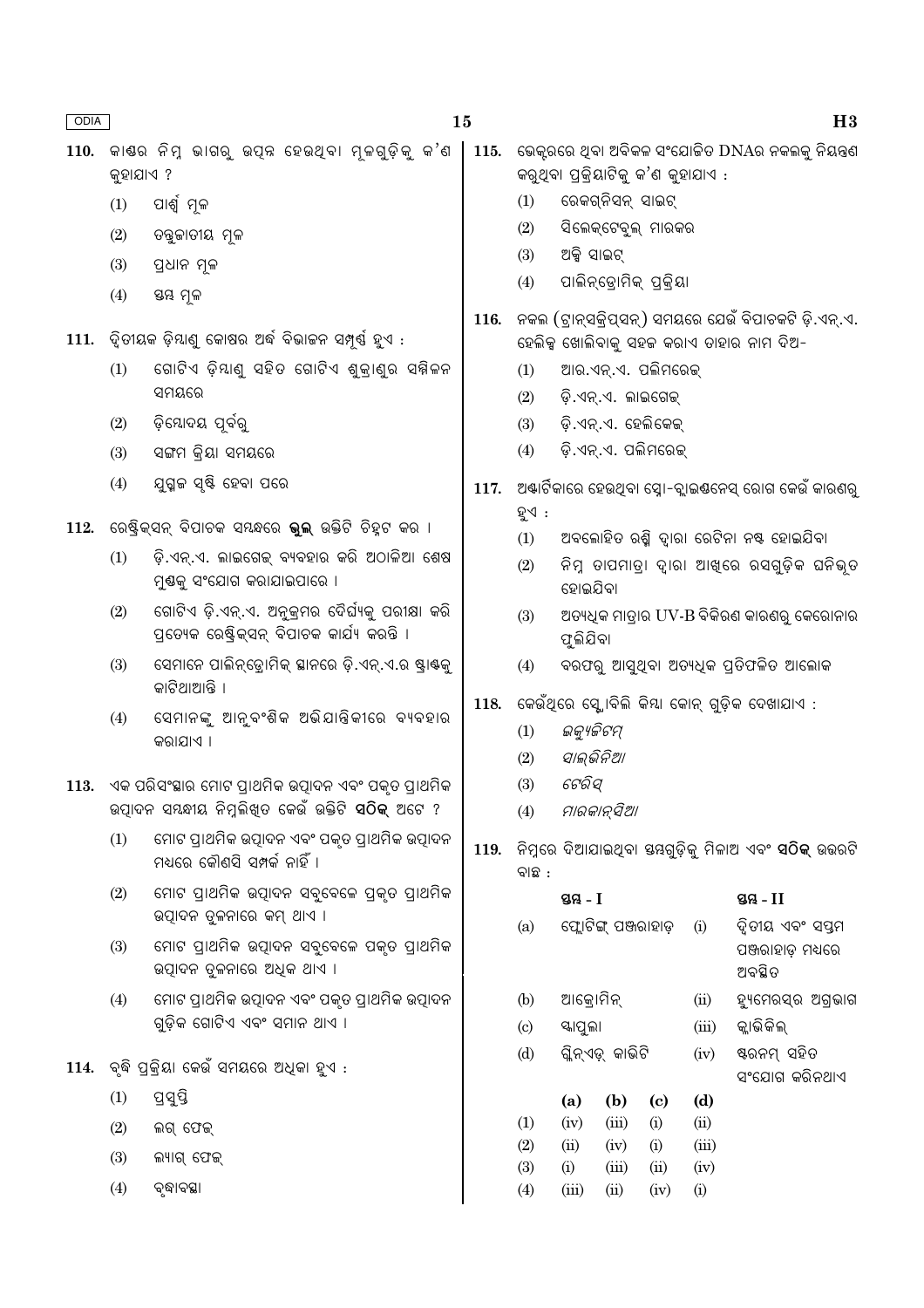**110.** କାଣ୍ଡର ନିମ୍ନ ଭାଗରୁ ଉତ୍ପନ୍ନ ହେଉଥିବା ମୂଳଗୁଡ଼ିକୁ କ'ଣ କୁହାଯାଏ ?

(1) ପାର୍ଶ୍ୱ ମୂଳ

(2) ତନ୍ତୁଜାତୀୟ ମୂଳ

(3) ପ୍ରଧାନ ମୂଳ

(4) ସ୍ତମ୍ଭ ମୂଳ

**111.** ଦ୍ୱିତୀୟକ ଡ଼ିମ୍ବାଣୁ କୋଷର ଅର୍ଦ୍ଧ ବିଭାଜନ ସମ୍ପୂର୍ଣ୍ଣ ହୁଏ :

(1) ଗୋଟିଏ ଡ଼ିମ୍ବାଣୁ ସହିତ ଗୋଟିଏ ଶୁକ୍ରାଣୁର ସମ୍ମିଳନ ସମୟରେ

(2) ଡ଼ିମ୍ବୋଦୟ ପୂର୍ବରୁ

(3) ସଙ୍ଗମ କ୍ରିୟା ସମୟରେ

(4) ଯୁଗ୍ମଜ ସୃଷ୍ଟି ହେବା ପରେ

**112.** ରେଷ୍ଟ୍ରିକ୍ସନ୍ ବିପାଚକ ସମ୍ବନ୍ଧରେ **ଭୁଲ** ଉକ୍ତିଟି ଚିହ୍ନଟ କର ।

(1) ଡ଼ି.ଏନ୍.ଏ. ଲାଇଗେଜ୍ ବ୍ୟବହାର କରି ଅଠାଳିଆ ଶେଷ ମୁଣ୍ଡକୁ ସଂଯୋଗ କରାଯାଇପାରେ ।

(2) ଗୋଟିଏ ଡ଼ି.ଏନ୍.ଏ. ଅନୁକ୍ରମର ଦୈର୍ଘ୍ୟକୁ ପରୀକ୍ଷା କରି ପ୍ରତ୍ୟେକ ରେଷ୍ଟ୍ରିକ୍ସନ୍ ବିପାଚକ କାର୍ଯ୍ୟ କରନ୍ତି ।

(3) ସେମାନେ ପାଲିନ୍ଡ୍ରୋମିକ୍ ସ୍ଥାନରେ ଡ଼ି.ଏନ୍.ଏ.ର ଷ୍ଟ୍ରାଣ୍ଡକୁ କାଟିଥାଆନ୍ତି ।

(4) ସେମାନଙ୍କୁ ଆନୁବଂଶିକ ଅଭିଯାନ୍ତ୍ରିକୀରେ ବ୍ୟବହାର କରାଯାଏ ।

**113.** ଏକ ପରିସଂସ୍ଥାର ମୋଟ ପ୍ରାଥମିକ ଉତ୍ପାଦନ ଏବଂ ପକୃତ ପ୍ରାଥମିକ ଉତ୍ପାଦନ ସମ୍ବନ୍ଧୀୟ ନିମ୍ନଲିଖିତ କେଉଁ ଉକ୍ତିଟି **ସଠିକ୍** ଅଟେ ?

(1) ମୋଟ ପ୍ରାଥମିକ ଉତ୍ପାଦନ ଏବଂ ପକୃତ ପ୍ରାଥମିକ ଉତ୍ପାଦନ ମଧ୍ୟରେ କୌଣସି ସମ୍ପର୍କ ନାହିଁ ।

(2) ମୋଟ ପ୍ରାଥମିକ ଉତ୍ପାଦନ ସବୁବେଳେ ପ୍ରକୃତ ପ୍ରାଥମିକ ଉତ୍ପାଦନ ତୁଳନାରେ କମ୍ ଥାଏ ।

(3) ମୋଟ ପ୍ରାଥମିକ ଉତ୍ପାଦନ ସବୁବେଳେ ପକୃତ ପ୍ରାଥମିକ ଉତ୍ପାଦନ ତୁଳନାରେ ଅଧିକ ଥାଏ ।

(4) ମୋଟ ପ୍ରାଥମିକ ଉତ୍ପାଦନ ଏବଂ ପକୃତ ପ୍ରାଥମିକ ଉତ୍ପାଦନ ଗୁଡ଼ିକ ଗୋଟିଏ ଏବଂ ସମାନ ଥାଏ ।

**114.** ବୃଦ୍ଧି ପ୍ରକ୍ରିୟା କେଉଁ ସମୟରେ ଅଧିକା ହୁଏ :

(1) ପ୍ରସୁପ୍ତି

(2) ଲଗ୍ ଫେଜ୍

(3) ଲ୍ୟାଗ୍ ଫେଜ୍

(4) ବୃଦ୍ଧାବସ୍ଥା

**115.** ଭେକ୍ଟରରେ ଥିବା ଅବିକଳ ସଂଯୋଜିତ DNAର ନକଲକୁ ନିୟନ୍ତ୍ରଣ କରୁଥିବା ପ୍ରକ୍ରିୟାଟିକୁ କ'ଣ କୁହାଯାଏ :

(1) ରେକଗ୍ନିସନ୍ ସାଇଟ୍

(2) ସିଲେକ୍ଟେବୁଲ୍ ମାରକର

(3) ଅକ୍ସି ସାଇଟ୍

(4) ପାଲିନ୍ଡ୍ରୋମିକ୍ ପ୍ରକ୍ରିୟା

**116.** ନକଲ (ଟ୍ରାନ୍ସକ୍ରିପ୍ସନ୍) ସମୟରେ ଯେଉଁ ବିପାଚକଟି ଡ଼ି.ଏନ୍.ଏ. ହେଲିକ୍ସ ଖୋଲିବାକୁ ସହଜ କରାଏ ତାହାର ନାମ ଦିଅ-

(1) ଆର.ଏନ୍.ଏ. ପଲିମରେଜ୍

(2) ଡ଼ି.ଏନ୍.ଏ. ଲାଇଗେଜ୍

(3) ଡ଼ି.ଏନ୍.ଏ. ହେଲିକେଜ୍

(4) ଡ଼ି.ଏନ୍.ଏ. ପଲିମରେଜ୍

**117.** ଅଣ୍ଟାର୍କିକାରେ ହେଉଥିବା ସ୍ନୋ-ବ୍ଲାଇଣ୍ଡନେସ୍ ରୋଗ କେଉଁ କାରଣରୁ ହୁଏ :

(1) ଅବଲୋହିତ ରଶ୍ମି ଦ୍ୱାରା ରେଟିନା ନଷ୍ଟ ହୋଇଯିବା

(2) ନିମ୍ନ ତାପମାତ୍ରା ଦ୍ୱାରା ଆଖିରେ ରସଗୁଡ଼ିକ ଘନିଭୂତ ହୋଇଯିବା

(3) ଅତ୍ୟଧିକ ମାତ୍ରାର UV-B ବିକିରଣ କାରଣରୁ କେରୋନାର ଫୁଲିଯିବା

(4) ବରଫରୁ ଆସୁଥିବା ଅତ୍ୟଧିକ ପ୍ରତିଫଳିତ ଆଲୋକ

**118.** କେଉଁଥିରେ ସ୍ଲୋବିଲି କିମ୍ବା କୋନ୍ ଗୁଡ଼ିକ ଦେଖାଯାଏ :

(1) *ଇକ୍ୟୁଜିଟମ୍*

(2) *ସାଲ୍‌ଭିନିଆ*

(3) *ଟେରିସ୍*

(4) *ମାରକାନ୍‌ସିଆ*

**119.** ନିମ୍ନରେ ଦିଆଯାଇଥିବା ସ୍ତମ୍ଭଗୁଡ଼ିକୁ ମିଳାଅ ଏବଂ **ସଠିକ୍** ଉତ୍ତରଟି ବାଛ :

| | ସ୍ତମ୍ଭ - I | | ସ୍ତମ୍ଭ - II |
|---|---|---|---|
| (a) | ଫ୍ଲୋଟିଙ୍ଗ୍ ପଞ୍ଜରାହାଡ଼ | (i) | ଦ୍ୱିତୀୟ ଏବଂ ସପ୍ତମ ପଞ୍ଜରାହାଡ଼ ମଧ୍ୟରେ ଅବସ୍ଥିତ |
| (b) | ଆକ୍ରୋମିନ୍ | (ii) | ହ୍ୟୁମେରସ୍‌ର ଅଗ୍ରଭାଗ |
| (c) | ସ୍କାପୁଲା | (iii) | କ୍ଲାଭିକିଲ୍ |
| (d) | ଗ୍ଲିନ୍‌ଏଡ୍ କାଭିଟି | (iv) | ଷ୍ଟରନମ୍ ସହିତ ସଂଯୋଗ କରିନଥାଏ |

| | (a) | (b) | (c) | (d) |
|---|---|---|---|---|
| (1) | (iv) | (iii) | (i) | (ii) |
| (2) | (ii) | (iv) | (i) | (iii) |
| (3) | (i) | (iii) | (ii) | (iv) |
| (4) | (iii) | (ii) | (iv) | (i) |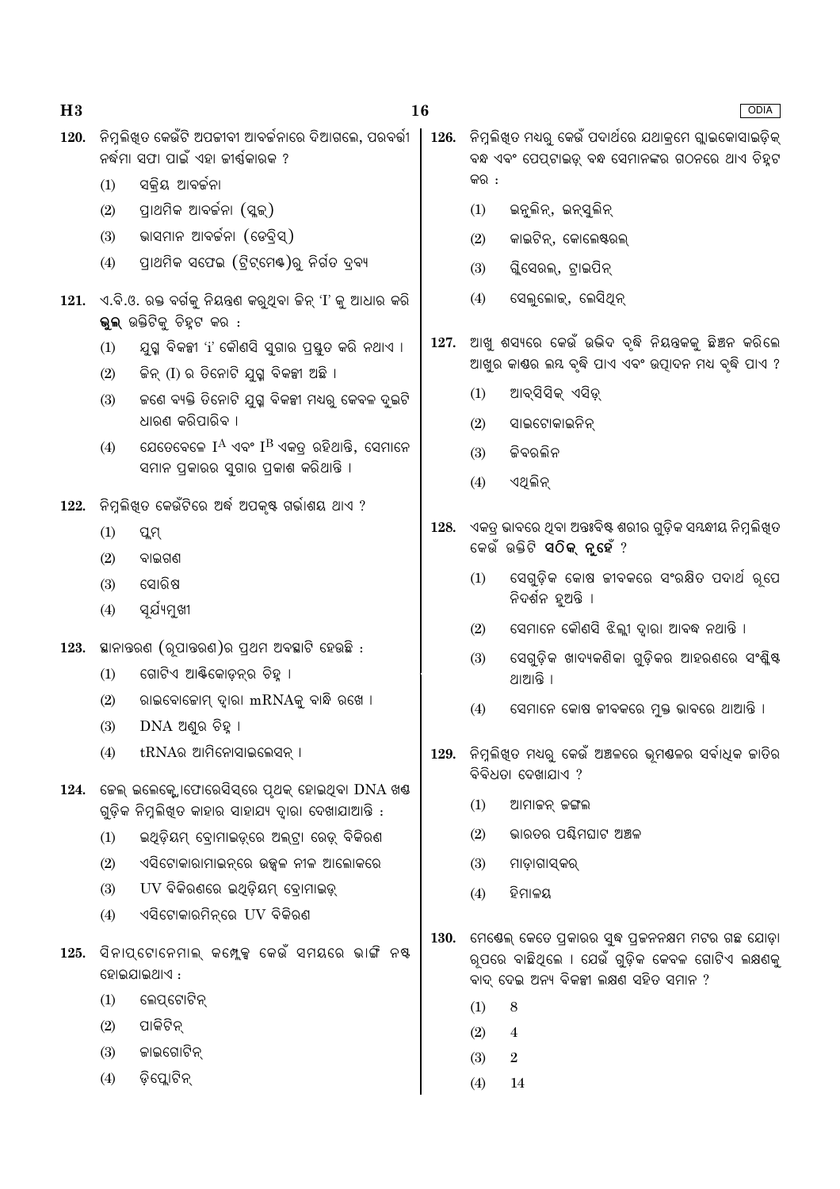120. ନିମ୍ନଲିଖିତ କେଉଁଟି ଅପଜୀବୀ ଆବର୍ଜନାରେ ଦିଆଗଲେ, ପରବର୍ତ୍ତୀ ନର୍ଦ୍ଦମା ସଫା ପାଇଁ ଏହା ଜୀର୍ଣ୍ଣକାରକ ?

(1) ସକ୍ରିୟ ଆବର୍ଜନା

(2) ପ୍ରାଥମିକ ଆବର୍ଜନା (ସ୍ଲଜ୍)

(3) ଭାସମାନ ଆବର୍ଜନା (ଡେବ୍ରିସ୍)

(4) ପ୍ରାଥମିକ ସଫେଇ (ଟ୍ରିଟ୍‌ମେଣ୍ଟ)ରୁ ନିର୍ଗତ ଦ୍ରବ୍ୟ

121. ଏ.ବି.ଓ. ରକ୍ତ ବର୍ଗକୁ ନିୟନ୍ତ୍ରଣ କରୁଥିବା ଜିନ୍ 'I' କୁ ଆଧାର କରି **ଭୁଲ** ଉକ୍ତିଟିକୁ ଚିହ୍ନଟ କର :

(1) ଯୁଗ୍ମ ବିକଳ୍ପୀ 'i' କୌଣସି ସୁଗାର ପ୍ରସ୍ତୁତ କରି ନଥାଏ ।

(2) ଜିନ୍ (I) ର ତିନୋଟି ଯୁଗ୍ମ ବିକଳ୍ପୀ ଅଛି ।

(3) ଜଣେ ବ୍ୟକ୍ତି ତିନୋଟି ଯୁଗ୍ମ ବିକଳ୍ପୀ ମଧ୍ୟରୁ କେବଳ ଦୁଇଟି ଧାରଣ କରିପାରିବ ।

(4) ଯେତେବେଳେ $I^A$ ଏବଂ $I^B$ ଏକତ୍ର ରହିଥାନ୍ତି, ସେମାନେ ସମାନ ପ୍ରକାରର ସୁଗାର ପ୍ରକାଶ କରିଥାନ୍ତି ।

122. ନିମ୍ନଲିଖିତ କେଉଁଟିରେ ଅର୍ଦ୍ଧ ଅପକୃଷ୍ଟ ଗର୍ଭାଶୟ ଥାଏ ?

(1) ପ୍ଲମ୍

(2) ବାଇଗଣ

(3) ସୋରିଷ

(4) ସୂର୍ଯ୍ୟମୁଖୀ

123. ସ୍ଥାନାନ୍ତରଣ (ରୂପାନ୍ତରଣ)ର ପ୍ରଥମ ଅବସ୍ଥାଟି ହେଉଛି :

(1) ଗୋଟିଏ ଆଣ୍ଟିକୋଡ଼ନ୍‌ର ଚିହ୍ନ ।

(2) ରାଇବୋଜୋମ୍ ଦ୍ଵାରା mRNAକୁ ବାନ୍ଧି ରଖେ ।

(3) DNA ଅଣୁର ଚିହ୍ନ ।

(4) tRNAର ଆମିନୋସାଇଲେସନ୍ ।

124. ଜେଲ୍ ଇଲେକ୍ଟ୍ରୋଫୋରେସିସ୍‌ରେ ପୃଥକ୍ ହୋଇଥିବା DNA ଖଣ୍ଡ ଗୁଡ଼ିକ ନିମ୍ନଲିଖିତ କାହାର ସାହାଯ୍ୟ ଦ୍ଵାରା ଦେଖାଯାଆନ୍ତି :

(1) ଇଥିଡ଼ିୟମ୍ ବ୍ରୋମାଇଡ଼ରେ ଅଲଟ୍ରା ରେଡ୍ ବିକିରଣ

(2) ଏସିଟୋକାରାମାଇନ୍‌ରେ ଉଜ୍ଜ୍ୱଳ ନୀଳ ଆଲୋକରେ

(3) UV ବିକିରଣରେ ଇଥିଡ଼ିୟମ୍ ବ୍ରୋମାଇଡ୍

(4) ଏସିଟୋକାରମିନ୍‌ରେ UV ବିକିରଣ

125. ସିନାପ୍‌ଟୋନେମାଲ୍ କମ୍ପ୍ଲେକ୍ସ କେଉଁ ସମୟରେ ଭାଙ୍ଗି ନଷ୍ଟ ହୋଇଯାଇଥାଏ :

(1) ଲେପ୍‌ଟୋଟିନ୍

(2) ପାକିଟିନ୍

(3) ଜାଇଗୋଟିନ୍

(4) ଡ଼ିପ୍ଲୋଟିନ୍

126. ନିମ୍ନଲିଖିତ ମଧ୍ୟରୁ କେଉଁ ପଦାର୍ଥରେ ଯଥାକ୍ରମେ ଗ୍ଲାଇକୋସାଇଡ଼ିକ୍ ବନ୍ଧ ଏବଂ ପେପ୍‌ଟାଇଡ୍ ବନ୍ଧ ସେମାନଙ୍କର ଗଠନରେ ଥାଏ ଚିହ୍ନଟ କର :

(1) ଇନୁଲିନ୍, ଇନ୍‌ସୁଲିନ୍

(2) କାଇଟିନ୍, କୋଲେଷ୍ଟରଲ୍

(3) ଗ୍ଲିସେରଲ୍, ଟ୍ରାଇପିନ୍

(4) ସେଲୁଲୋଜ୍, ଲେସିଥିନ୍

127. ଆଖୁ ଶସ୍ୟରେ କେଉଁ ଉଦ୍ଭିଦ ବୃଦ୍ଧି ନିୟନ୍ତ୍ରକକୁ ଛିଞ୍ଚନ କରିଲେ ଆଖୁର କାଣ୍ଡର ଲମ୍ବ ବୃଦ୍ଧି ପାଏ ଏବଂ ଉତ୍ପାଦନ ମଧ ବୃଦ୍ଧି ପାଏ ?

(1) ଆବ୍‌ସିସିକ୍ ଏସିଡ୍

(2) ସାଇଟୋକାଇନିନ୍

(3) ଜିବରଲିନ

(4) ଏଥିଲିନ୍

128. ଏକତ୍ର ଭାବରେ ଥିବା ଅନ୍ତଃବିଷ୍ଟ ଶରୀର ଗୁଡ଼ିକ ସମ୍ବନ୍ଧୀୟ ନିମ୍ନଲିଖିତ କେଉଁ ଉକ୍ତିଟି **ସଠିକ୍ ନୁହେଁ** ?

(1) ସେଗୁଡ଼ିକ କୋଷ ଜୀବକରେ ସଂରକ୍ଷିତ ପଦାର୍ଥ ରୂପେ ନିଦର୍ଶନ ହୁଅନ୍ତି ।

(2) ସେମାନେ କୌଣସି ଝିଲ୍ଲୀ ଦ୍ଵାରା ଆବଦ୍ଧ ନଥାନ୍ତି ।

(3) ସେଗୁଡ଼ିକ ଖାଦ୍ୟକଣିକା ଗୁଡ଼ିକର ଆହରଣରେ ସଂଶ୍ଳିଷ୍ଟ ଥାଆନ୍ତି ।

(4) ସେମାନେ କୋଷ ଜୀବକରେ ମୁକ୍ତ ଭାବରେ ଥାଆନ୍ତି ।

129. ନିମ୍ନଲିଖିତ ମଧ୍ୟରୁ କେଉଁ ଅଞ୍ଚଳରେ ଭୂମଣ୍ଡଳର ସର୍ବାଧିକ ଜାତିର ବିବିଧତା ଦେଖାଯାଏ ?

(1) ଆମାଜନ୍ ଜଙ୍ଗଲ

(2) ଭାରତର ପଶ୍ଚିମଘାଟ ଅଞ୍ଚଳ

(3) ମାଡ଼ାଗାସ୍କର୍

(4) ହିମାଳୟ

130. ମେଣ୍ଡେଲ୍ କେତେ ପ୍ରକାରର ଶୁଦ୍ଧ ପ୍ରଜନନକ୍ଷମ ମଟର ଗଛ ଯୋଡ଼ା ରୂପରେ ବାଛିଥିଲେ । ଯେଉଁ ଗୁଡ଼ିକ କେବଳ ଗୋଟିଏ ଲକ୍ଷଣକୁ ବାଦ୍ ଦେଇ ଅନ୍ୟ ବିକଳ୍ପୀ ଲକ୍ଷଣ ସହିତ ସମାନ ?

(1) 8

(2) 4

(3) 2

(4) 14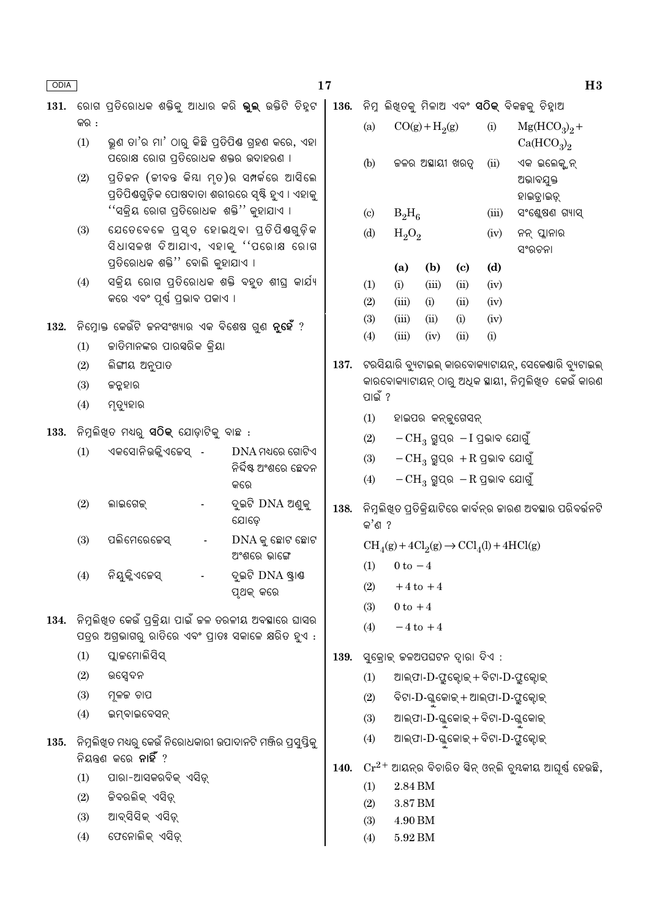**131.** ରୋଗ ପ୍ରତିରୋଧକ ଶକ୍ତିକୁ ଆଧାର କରି **ଭୁଲ** ଉକ୍ତିଟି ଚିହ୍ନଟ କର :

(1) ଭ୍ରୁଣ ତା'ର ମା' ଠାରୁ କିଛି ପ୍ରତିପିଣ୍ଡ ଗ୍ରହଣ କରେ, ଏହା ପରୋକ୍ଷ ରୋଗ ପ୍ରତିରୋଧକ ଶକ୍ତର ଉଦାହରଣ ।

(2) ପ୍ରତିଜନ (ଜୀବନ୍ତ କିମ୍ବା ମୃତ)ର ସମ୍ପର୍କରେ ଆସିଲେ ପ୍ରତିପିଣ୍ଡଗୁଡ଼ିକ ପୋଷକଦାତା ଶରୀରରେ ସୃଷ୍ଟି ହୁଏ । ଏହାକୁ "ସକ୍ରିୟ ରୋଗ ପ୍ରତିରୋଧକ ଶକ୍ତି" କୁହାଯାଏ ।

(3) ଯେତେବେଳେ ପ୍ରସ୍ତୁତ ହୋଇଥିବା ପ୍ରତିପିଣ୍ଡଗୁଡ଼ିକ ସିଧାସଳଖ ଦିଆଯାଏ, ଏହାକୁ "ପରୋକ୍ଷ ରୋଗ ପ୍ରତିରୋଧକ ଶକ୍ତି" ବୋଲି କୁହାଯାଏ ।

(4) ସକ୍ରିୟ ରୋଗ ପ୍ରତିରୋଧକ ଶକ୍ତି ବହୁତ ଶୀଘ୍ର କାର୍ଯ୍ୟ କରେ ଏବଂ ପୂର୍ଣ୍ଣ ପ୍ରଭାବ ପକାଏ ।

**132.** ନିମ୍ନୋକ୍ତ କେଉଁଟି ଜନସଂଖ୍ୟାର ଏକ ବିଶେଷ ଗୁଣ **ନୁହେଁ** ?

(1) ଜାତିମାନଙ୍କର ପାରସ୍ପରିକ କ୍ରିୟା

(2) ଲିଙ୍ଗୀୟ ଅନୁପାତ

(3) ଜନ୍ମହାର

(4) ମୃତ୍ୟୁହାର

**133.** ନିମ୍ନଲିଖିତ ମଧ୍ୟରୁ **ସଠିକ୍** ଯୋଡ଼ାଟିକୁ ବାଛ :

(1) ଏକସୋନିଉକ୍ଲିଏଜେସ୍ - DNA ମଧ୍ୟରେ ଗୋଟିଏ ନିର୍ଦ୍ଦିଷ୍ଟ ଅଂଶରେ ଛେଦନ କରେ

(2) ଲାଇଗେଜ୍ - ଦୁଇଟି DNA ଅଣୁକୁ ଯୋଡ଼େ

(3) ପଲିମେରେଜେସ୍ - DNA କୁ ଛୋଟ ଛୋଟ ଅଂଶରେ ଭାଙ୍ଗେ

(4) ନିୟୁକ୍ଲିଏଜେସ୍ - ଦୁଇଟି DNA ଷ୍ଟ୍ରାଣ୍ଡ ପୃଥକ୍ କରେ

**134.** ନିମ୍ନଲିଖିତ କେଉଁ ପ୍ରକ୍ରିୟା ପାଇଁ ଜଳ ତରଳୀୟ ଅବସ୍ଥାରେ ଘାସର ପତ୍ରର ଅଗ୍ରଭାଗରୁ ରାତିରେ ଏବଂ ପ୍ରାତଃ ସକାଳେ କ୍ଷରିତ ହୁଏ :

(1) ପ୍ଲାଜମୋଲିସିସ୍

(2) ଉସ୍ବେଦନ

(3) ମୂଳଜ ଚାପ

(4) ଇମ୍ବାଇବେସନ୍

**135.** ନିମ୍ନଲିଖିତ ମଧ୍ୟରୁ କେଉଁ ନିରୋଧକାରୀ ଉପାଦାନଟି ମଞ୍ଜିର ପ୍ରସୁପ୍ତିକୁ ନିୟନ୍ତ୍ରଣ କରେ **ନାହିଁ** ?

(1) ପାରା-ଆସକରବିକ୍ ଏସିଡ୍

(2) ଜିବରଲିକ୍ ଏସିଡ୍

(3) ଆବ୍‌ସିସିକ୍ ଏସିଡ୍

(4) ଫେନୋଲିକ୍ ଏସିଡ୍

**136.** ନିମ୍ନ ଲିଖିତକୁ ମିଳାଅ ଏବଂ **ସଠିକ୍** ବିକଳ୍ପକୁ ଚିହ୍ନାଅ

| | | | |
|---|---|---|---|
| (a) | $CO(g)+H_2(g)$ | (i) | $Mg(HCO_3)_2 + Ca(HCO_3)_2$ |
| (b) | ଜଳର ଅସ୍ଥାୟୀ ଖରତ୍ୱ | (ii) | ଏକ ଇଲେକ୍ଟ୍ରନ୍ ଅଭାବଯୁକ୍ତ ହାଇଡ୍ରାଇଡ୍ |
| (c) | $B_2H_6$ | (iii) | ସଂଶ୍ଳେଷଣ ଗ୍ୟାସ୍ |
| (d) | $H_2O_2$ | (iv) | ନନ୍ ପ୍ଲାନାର ସଂରଚନା |

| | (a) | (b) | (c) | (d) |
|---|---|---|---|---|
| (1) | (i) | (iii) | (ii) | (iv) |
| (2) | (iii) | (i) | (ii) | (iv) |
| (3) | (iii) | (ii) | (i) | (iv) |
| (4) | (iii) | (iv) | (ii) | (i) |

**137.** ଟରସିୟାରି ବ୍ୟୁଟାଇଲ୍ କାରବୋକ୍ୟାଟାୟନ୍, ସେକେଣ୍ଡାରି ବ୍ୟୁଟାଇଲ୍ କାରବୋକ୍ୟାଟାୟନ୍ ଠାରୁ ଅଧିକ ସ୍ଥାୟୀ, ନିମ୍ନଲିଖିତ କେଉଁ କାରଣ ପାଇଁ ?

(1) ହାଇପର କନ୍‌ଜୁଗେସନ୍

(2) $-CH_3$ ଗ୍ରୁପ୍‌ର $-I$ ପ୍ରଭାବ ଯୋଗୁଁ

(3) $-CH_3$ ଗ୍ରୁପ୍‌ର $+R$ ପ୍ରଭାବ ଯୋଗୁଁ

(4) $-CH_3$ ଗ୍ରୁପ୍‌ର $-R$ ପ୍ରଭାବ ଯୋଗୁଁ

**138.** ନିମ୍ନଲିଖିତ ପ୍ରତିକ୍ରିୟାଟିରେ କାର୍ବନ୍‌ର ଜାରଣ ଅବସ୍ଥାର ପରିବର୍ତ୍ତନଟି କ'ଣ ?

$$CH_4(g) + 4Cl_2(g) \rightarrow CCl_4(l) + 4HCl(g)$$

(1) 0 to $-4$

(2) $+4$ to $+4$

(3) 0 to $+4$

(4) $-4$ to $+4$

**139.** ସୁକ୍ରୋଜ୍ ଜଳଅପଘଟନ ଦ୍ୱାରା ଦିଏ :

(1) ଆଲ୍‌ଫା-D-ଫ୍ରୁକ୍ଟୋଜ୍ + ବିଟା-D-ଫ୍ରୁକ୍ଟୋଜ୍

(2) ବିଟା-D-ଗ୍ଲୁକୋଜ୍ + ଆଲ୍‌ଫା-D-ଫ୍ରୁକ୍ଟୋଜ୍

(3) ଆଲ୍‌ଫା-D-ଗ୍ଲୁକୋଜ୍ + ବିଟା-D-ଗ୍ଲୁକୋଜ୍

(4) ଆଲ୍‌ଫା-D-ଗ୍ଲୁକୋଜ୍ + ବିଟା-D-ଫ୍ରୁକ୍ଟୋଜ୍

**140.** $Cr^{2+}$ ଆୟନ୍‌ର ବିଚାରିତ ସ୍ପିନ୍ ଓନ୍‌ଲି ଚୁମ୍ବକୀୟ ଆଘୂର୍ଣ୍ଣ ହେଉଛି,

(1) 2.84 BM

(2) 3.87 BM

(3) 4.90 BM

(4) 5.92 BM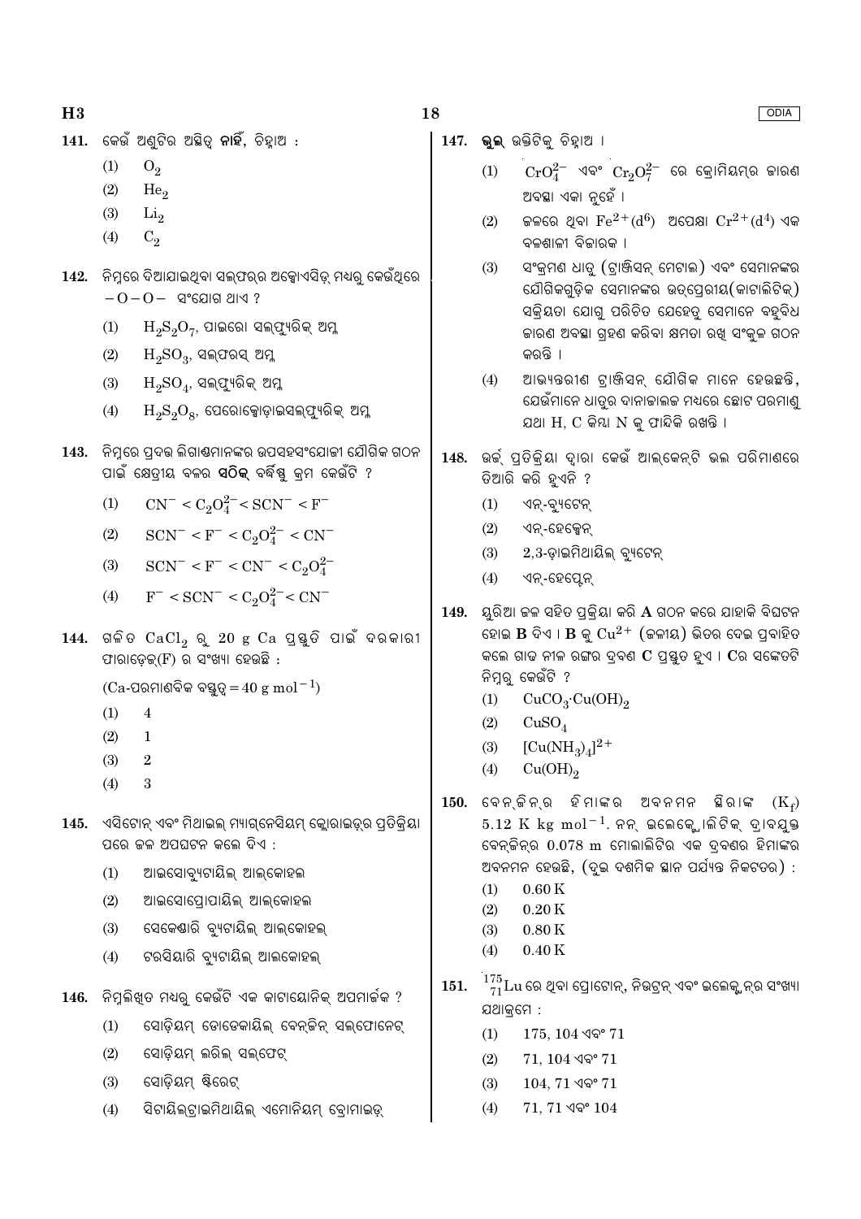141. କେଉଁ ଅଣୁଟିର ଅସ୍ତିତ୍ୱ **ନାହିଁ**, ଚିହ୍ନାଅ :

(1) $O_2$

(2) $He_2$

(3) $Li_2$

(4) $C_2$

142. ନିମ୍ନରେ ଦିଆଯାଇଥିବା ସଲଫର୍‌ର ଅକ୍ସୋଏସିଡ୍ ମଧ୍ୟରୁ କେଉଁଥିରେ $-O-O-$ ସଂଯୋଗ ଥାଏ ?

(1) $H_2S_2O_7$, ପାଇରୋ ସଲଫ୍ୟୁରିକ୍ ଅମ୍ଳ

(2) $H_2SO_3$, ସଲଫରସ୍ ଅମ୍ଳ

(3) $H_2SO_4$, ସଲଫ୍ୟୁରିକ୍ ଅମ୍ଳ

(4) $H_2S_2O_8$, ପେରୋକ୍ସୋଡ଼ାଇସଲଫ୍ୟୁରିକ୍ ଅମ୍ଳ

143. ନିମ୍ନରେ ପ୍ରଦତ୍ତ ଲିଗାଣ୍ଡମାନଙ୍କର ଉପସହସଂଯୋଜୀ ଯୌଗିକ ଗଠନ ପାଇଁ କ୍ଷେତ୍ରୀୟ ବଳର **ସଠିକ୍** ବର୍ଦ୍ଧିଷ୍ଣୁ କ୍ରମ କେଉଁଟି ?

(1) $CN^- < C_2O_4^{2-} < SCN^- < F^-$

(2) $SCN^- < F^- < C_2O_4^{2-} < CN^-$

(3) $SCN^- < F^- < CN^- < C_2O_4^{2-}$

(4) $F^- < SCN^- < C_2O_4^{2-} < CN^-$

144. ଗଳିତ $CaCl_2$ ରୁ 20 g Ca ପ୍ରସ୍ତୁତି ପାଇଁ ଦରକାରୀ ଫାରାଡ଼େଜ୍(F) ର ସଂଖ୍ୟା ହେଉଛି :

(Ca-ପରମାଣବିକ ବସ୍ତୁତ୍ୱ $= 40 \text{ g mol}^{-1}$)

(1) 4

(2) 1

(3) 2

(4) 3

145. ଏସିଟୋନ୍ ଏବଂ ମିଥାଇଲ୍ ମ୍ୟାଗ୍ନେସିୟମ୍ କ୍ଲୋରାଇଡ୍‌ର ପ୍ରତିକ୍ରିୟା ପରେ ଜଳ ଅପଘଟନ କଲେ ଦିଏ :

(1) ଆଇସୋବ୍ୟୁଟାୟିଲ୍ ଆଲ୍‌କୋହଲ

(2) ଆଇସୋପ୍ରୋପାୟିଲ୍ ଆଲ୍‌କୋହଲ

(3) ସେକେଣ୍ଡାରି ବ୍ୟୁଟାୟିଲ୍ ଆଲ୍‌କୋହଲ୍

(4) ଟରସିୟାରି ବ୍ୟୁଟାୟିଲ୍ ଆଲ୍‌କୋହଲ୍

146. ନିମ୍ନଲିଖିତ ମଧ୍ୟରୁ କେଉଁଟି ଏକ କାଟାୟୋନିକ୍ ଅପମାର୍ଜକ ?

(1) ସୋଡ଼ିୟମ୍ ଡୋଡେକାୟିଲ୍ ବେନ୍‌ଜିନ୍ ସଲ୍‌ଫୋନେଟ୍

(2) ସୋଡ଼ିୟମ୍ ଲରିଲ୍ ସଲ୍‌ଫେଟ୍

(3) ସୋଡ଼ିୟମ୍ ଷ୍ଟିରେଟ୍

(4) ସିଟାୟିଲ୍‌ଟ୍ରାଇମିଥାୟିଲ୍ ଏମୋନିୟମ୍ ବ୍ରୋମାଇଡ୍

147. **ଭୁଲ** ଉକ୍ତିଟିକୁ ଚିହ୍ନାଅ ।

(1) $CrO_4^{2-}$ ଏବଂ $Cr_2O_7^{2-}$ ରେ କ୍ରୋମିୟମ୍‌ର ଜାରଣ ଅବସ୍ଥା ଏକା ନୁହେଁ ।

(2) ଜଳରେ ଥିବା $Fe^{2+}(d^6)$ ଅପେକ୍ଷା $Cr^{2+}(d^4)$ ଏକ ବଳଶାଳୀ ବିଜାରକ ।

(3) ସଂକ୍ରମଣ ଧାତୁ (ଟ୍ରାଞ୍ଜିସନ୍ ମେଟାଲ) ଏବଂ ସେମାନଙ୍କର ଯୌଗିକଗୁଡ଼ିକ ସେମାନଙ୍କର ଉତ୍ପ୍ରେରୀୟ(କାଟାଲିଟିକ୍) ସକ୍ରିୟତା ଯୋଗୁ ପରିଚିତ ଯେହେତୁ ସେମାନେ ବହୁବିଧ ଜାରଣ ଅବସ୍ଥା ଗ୍ରହଣ କରିବା କ୍ଷମତା ରଖି ସଂକୁଳ ଗଠନ କରନ୍ତି ।

(4) ଆଭ୍ୟନ୍ତରୀଣ ଟ୍ରାଞ୍ଜିସନ୍ ଯୌଗିକ ମାନେ ହେଉଛନ୍ତି, ଯେଉଁମାନେ ଧାତୁର ଦାନାଜାଲକ ମଧ୍ୟରେ ଛୋଟ ପରମାଣୁ ଯଥା H, C କିମ୍ବା N କୁ ଫାନ୍ଦିକି ରଖନ୍ତି ।

148. ଉର୍ଜ୍ ପ୍ରତିକ୍ରିୟା ଦ୍ୱାରା କେଉଁ ଆଲ୍‌କେନ୍‌ଟି ଭଲ ପରିମାଣରେ ତିଆରି କରି ହୁଏନି ?

(1) ଏନ୍-ବ୍ୟୁଟେନ୍

(2) ଏନ୍-ହେକ୍ସେନ୍

(3) 2,3-ଡ଼ାଇମିଥାୟିଲ୍ ବ୍ୟୁଟେନ୍

(4) ଏନ୍-ହେପ୍ଟେନ୍

149. ୟୁରିଆ ଜଳ ସହିତ ପ୍ରକ୍ରିୟା କରି **A** ଗଠନ କରେ ଯାହାକି ବିଘଟନ ହୋଇ **B** ଦିଏ । **B** କୁ $Cu^{2+}$ (ଜଳୀୟ) ଭିତର ଦେଇ ପ୍ରବାହିତ କଲେ ଗାଢ ନୀଳ ରଙ୍ଗର ଦ୍ରବଣ **C** ପ୍ରସ୍ତୁତ ହୁଏ । **C**ର ସଙ୍କେତଟି ନିମ୍ନରୁ କେଉଁଟି ?

(1) $CuCO_3 \cdot Cu(OH)_2$

(2) $CuSO_4$

(3) $[Cu(NH_3)_4]^{2+}$

(4) $Cu(OH)_2$

150. ବେନ୍‌ଜିନ୍‌ର ହିମାଙ୍କର ଅବନମନ ସ୍ଥିରାଙ୍କ ($K_f$) $5.12 \text{ K kg mol}^{-1}$. ନନ୍ ଇଲେକ୍ଟ୍ରୋଲିଟିକ୍ ଦ୍ରାବ୍ୟଯୁକ୍ତ ବେନ୍‌ଜିନ୍‌ର 0.078 m ମୋଲାଲିଟିର ଏକ ଦ୍ରବଣର ହିମାଙ୍କର ଅବନମନ ହେଉଛି, (ଦୁଇ ଦଶମିକ ସ୍ଥାନ ପର୍ଯ୍ୟନ୍ତ ନିକଟତର) :

(1) 0.60 K

(2) 0.20 K

(3) 0.80 K

(4) 0.40 K

151. $^{175}_{71}Lu$ ରେ ଥିବା ପ୍ରୋଟୋନ୍, ନିଉଟ୍ରନ୍ ଏବଂ ଇଲେକ୍ଟ୍ରନ୍‌ର ସଂଖ୍ୟା ଯଥାକ୍ରମେ :

(1) 175, 104 ଏବଂ 71

(2) 71, 104 ଏବଂ 71

(3) 104, 71 ଏବଂ 71

(4) 71, 71 ଏବଂ 104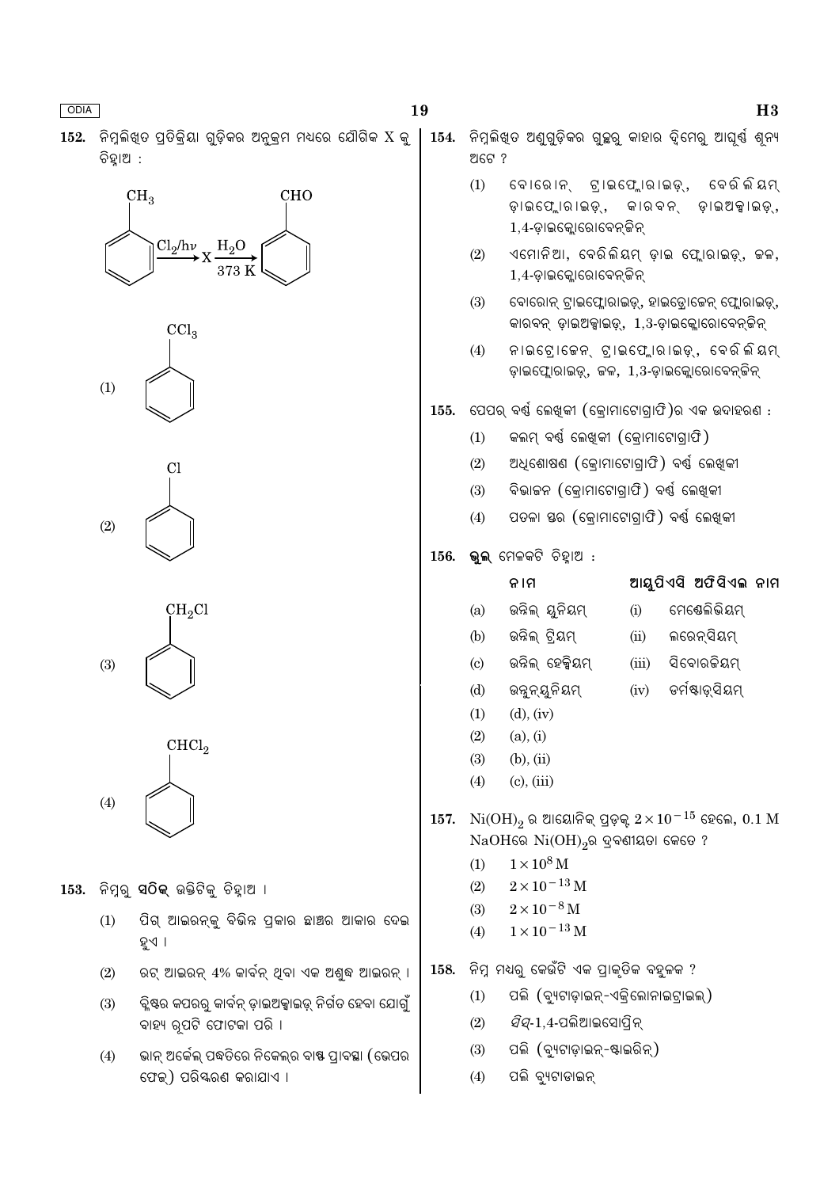**152.** ନିମ୍ନଲିଖିତ ପ୍ରତିକ୍ରିୟା ଗୁଡ଼ିକର ଅନୁକ୍ରମ ମଧ୍ୟରେ ଯୌଗିକ X କୁ ଚିହ୍ନାଅ :

$$C_6H_5CH_3 \xrightarrow{Cl_2/h\nu} X \xrightarrow[373\ K]{H_2O} C_6H_5CHO$$

(1) $C_6H_5CCl_3$

(2) $C_6H_5Cl$

(3) $C_6H_5CH_2Cl$

(4) $C_6H_5CHCl_2$

**153.** ନିମ୍ନରୁ **ସଠିକ୍** ଉକ୍ତିଟିକୁ ଚିହ୍ନାଅ ।

(1) ପିଗ୍ ଆଇରନ୍‌କୁ ବିଭିନ୍ନ ପ୍ରକାର ଛାଞ୍ଚର ଆକାର ଦେଇ ହୁଏ ।

(2) ରଟ୍ ଆଇରନ୍ 4% କାର୍ବନ୍ ଥିବା ଏକ ଅଶୁଦ୍ଧ ଆଇରନ୍ ।

(3) ବ୍ଲିଷ୍ଟର କପରରୁ କାର୍ବନ୍ ଡ଼ାଇଅକ୍ସାଇଡ୍ ନିର୍ଗତ ହେବା ଯୋଗୁଁ ବାହ୍ୟ ରୂପଟି ଫୋଟକା ପରି ।

(4) ଭାନ୍ ଅର୍କେଲ୍ ପଦ୍ଧତିରେ ନିକେଲ୍‌ର ବାଷ୍ପ ପ୍ରାବସ୍ଥା (ଭେପର ଫେଜ୍) ପରିଷ୍କରଣ କରାଯାଏ ।

**154.** ନିମ୍ନଲିଖିତ ଅଣୁଗୁଡ଼ିକର ଗୁଚ୍ଛରୁ କାହାର ଦ୍ୱିମେରୁ ଆଘୂର୍ଣ୍ଣ ଶୂନ୍ୟ ଅଟେ ?

(1) ବୋରୋନ୍ ଟ୍ରାଇଫ୍ଲୋରାଇଡ୍, ବେରିଲିୟମ୍ ଡ଼ାଇଫ୍ଲୋରାଇଡ୍, କାରବନ୍ ଡ଼ାଇଅକ୍ସାଇଡ୍, 1,4-ଡ଼ାଇକ୍ଲୋରୋବେନ୍‌ଜିନ୍

(2) ଏମୋନିଆ, ବେରିଲିୟମ୍ ଡ଼ାଇ ଫ୍ଲୋରାଇଡ୍, ଜଳ, 1,4-ଡ଼ାଇକ୍ଲୋରୋବେନ୍‌ଜିନ୍

(3) ବୋରୋନ୍ ଟ୍ରାଇଫ୍ଲୋରାଇଡ୍, ହାଇଡ୍ରୋଜେନ୍ ଫ୍ଲୋରାଇଡ୍, କାରବନ୍ ଡ଼ାଇଅକ୍ସାଇଡ୍, 1,3-ଡ଼ାଇକ୍ଲୋରୋବେନ୍‌ଜିନ୍

(4) ନାଇଟ୍ରୋଜେନ୍ ଟ୍ରାଇଫ୍ଲୋରାଇଡ୍, ବେରିଲିୟମ୍ ଡ଼ାଇଫ୍ଲୋରାଇଡ୍, ଜଳ, 1,3-ଡ଼ାଇକ୍ଲୋରୋବେନ୍‌ଜିନ୍

**155.** ପେପର୍ ବର୍ଣ୍ଣ ଲେଖିକୀ (କ୍ରୋମାଟୋଗ୍ରାଫି)ର ଏକ ଉଦାହରଣ :

(1) କଲମ୍ ବର୍ଣ୍ଣ ଲେଖିକୀ (କ୍ରୋମାଟୋଗ୍ରାଫି)

(2) ଅଧିଶୋଷଣ (କ୍ରୋମାଟୋଗ୍ରାଫି) ବର୍ଣ୍ଣ ଲେଖିକୀ

(3) ବିଭାଜନ (କ୍ରୋମାଟୋଗ୍ରାଫି) ବର୍ଣ୍ଣ ଲେଖିକୀ

(4) ପତଳା ସ୍ତର (କ୍ରୋମାଟୋଗ୍ରାଫି) ବର୍ଣ୍ଣ ଲେଖିକୀ

**156.** **ଭୁଲ୍** ମେଳକଟି ଚିହ୍ନାଅ :

| | ନାମ | | ଆୟୁପିଏସି ଅଫିସିଏଲ ନାମ |
|---|---|---|---|
| (a) | ଉନିଲ୍ ୟୁନିୟମ୍ | (i) | ମେଣ୍ଡେଲିଭିୟମ୍ |
| (b) | ଉନିଲ୍ ଟ୍ରିୟମ୍ | (ii) | ଲରେନ୍‌ସିୟମ୍ |
| (c) | ଉନିଲ୍ ହେକ୍ସିୟମ୍ | (iii) | ସିବୋରଜିୟମ୍ |
| (d) | ଉନ୍ନୁନ୍‌ୟୁନିୟମ୍ | (iv) | ଡର୍ମଷ୍ଟାଡ୍‌ସିୟମ୍ |

(1) (d), (iv)

(2) (a), (i)

(3) (b), (ii)

(4) (c), (iii)

**157.** $Ni(OH)_2$ ର ଆୟୋନିକ୍ ପ୍ରଡ଼କ୍ $2 \times 10^{-15}$ ହେଲେ, 0.1 M NaOHରେ $Ni(OH)_2$ର ଦ୍ରବଣୀୟତା କେତେ ?

(1) $1 \times 10^{8}$ M

(2) $2 \times 10^{-13}$ M

(3) $2 \times 10^{-8}$ M

(4) $1 \times 10^{-13}$ M

**158.** ନିମ୍ନ ମଧ୍ୟରୁ କେଉଁଟି ଏକ ପ୍ରାକୃତିକ ବହୁଳକ ?

(1) ପଲି (ବ୍ୟୁଟାଡ଼ାଇନ୍-ଏକ୍ରିଲୋନାଇଟ୍ରାଇଲ)

(2) *ସିସ୍*-1,4-ପଲିଆଇସୋପ୍ରିନ୍

(3) ପଲି (ବ୍ୟୁଟାଡ଼ାଇନ୍-ଷ୍ଟାଇରିନ୍)

(4) ପଲି ବ୍ୟୁଟାଡାଇନ୍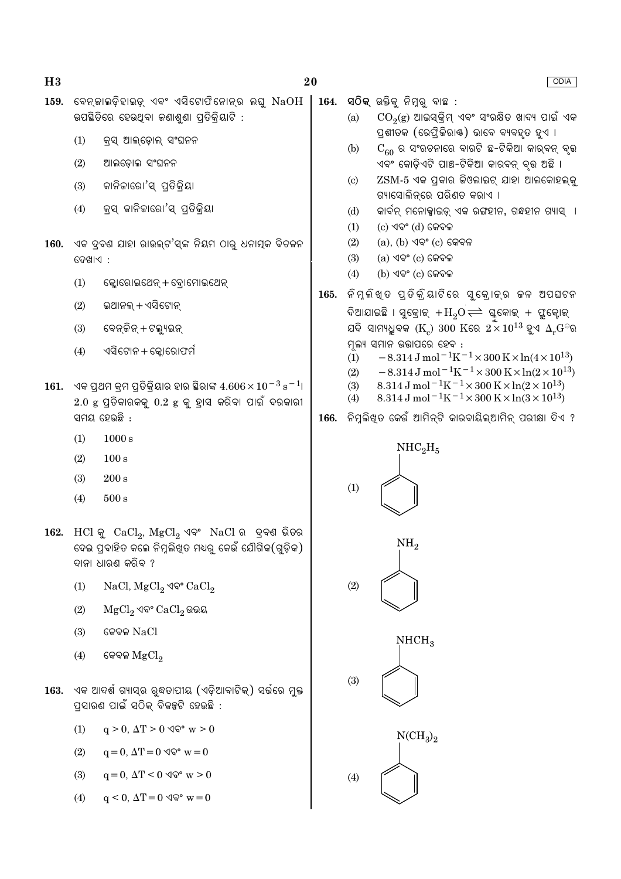159. ବେନ୍‌ଜାଲଡ଼ିହାଇଡ୍ ଏବଂ ଏସିଟୋଫିନୋନ୍‌ର ଲଘୁ NaOH ଉପସ୍ଥିତିରେ ହେଉଥିବା ଜଣାଶୁଣା ପ୍ରତିକ୍ରିୟାଟି :

(1) କ୍ରସ୍ ଆଲଡ଼ୋଲ୍ ସଂଘନନ

(2) ଆଲଡ଼ୋଲ ସଂଘନନ

(3) କାନିଜାରୋ'ସ୍ ପ୍ରତିକ୍ରିୟା

(4) କ୍ରସ୍ କାନିଜାରୋ'ସ୍ ପ୍ରତିକ୍ରିୟା

160. ଏକ ଦ୍ରବଣ ଯାହା ରାଉଲ୍‌ଟ'ସ୍‌ଙ୍କ ନିୟମ ଠାରୁ ଧନାତ୍ମକ ବିଚଳନ ଦେଖାଏ :

(1) କ୍ଲୋରୋଇଥେନ୍ + ବ୍ରୋମୋଇଥେନ୍

(2) ଇଥାନଲ୍ + ଏସିଟୋନ୍

(3) ବେନ୍‌ଜିନ୍ + ଟଲ୍ୟୁଇନ୍

(4) ଏସିଟୋନ + କ୍ଲୋରୋଫର୍ମ

161. ଏକ ପ୍ରଥମ କ୍ରମ ପ୍ରତିକ୍ରିୟାର ହାର ସ୍ଥିରାଙ୍କ $4.606 \times 10^{-3}\ s^{-1}$। 2.0 g ପ୍ରତିକାରକକୁ 0.2 g କୁ ହ୍ରାସ କରିବା ପାଇଁ ଦରକାରୀ ସମୟ ହେଉଛି :

(1) 1000 s

(2) 100 s

(3) 200 s

(4) 500 s

162. HCl କୁ $CaCl_2$, $MgCl_2$ ଏବଂ NaCl ର ଦ୍ରବଣ ଭିତର ଦେଇ ପ୍ରବାହିତ କଲେ ନିମ୍ନଲିଖିତ ମଧ୍ୟରୁ କେଉଁ ଯୌଗିକ(ଗୁଡ଼ିକ) ଦାନା ଧାରଣ କରିବ ?

(1) NaCl, $MgCl_2$ ଏବଂ $CaCl_2$

(2) $MgCl_2$ ଏବଂ $CaCl_2$ ଉଭୟ

(3) କେବଳ NaCl

(4) କେବଳ $MgCl_2$

163. ଏକ ଆଦର୍ଶ ଗ୍ୟାସ୍‌ର ରୁଦ୍ଧତାପୀୟ (ଏଡ଼ିଆବାଟିକ୍) ସର୍ତ୍ତରେ ମୁକ୍ତ ପ୍ରସାରଣ ପାଇଁ ସଠିକ୍ ବିକଳ୍ପଟି ହେଉଛି :

(1) $q > 0$, $\Delta T > 0$ ଏବଂ $w > 0$

(2) $q = 0$, $\Delta T = 0$ ଏବଂ $w = 0$

(3) $q = 0$, $\Delta T < 0$ ଏବଂ $w > 0$

(4) $q < 0$, $\Delta T = 0$ ଏବଂ $w = 0$

164. **ସଠିକ୍** ଉକ୍ତିକୁ ନିମ୍ନରୁ ବାଛ :

(a) $CO_2(g)$ ଆଇସ୍‌କ୍ରିମ୍ ଏବଂ ସଂରକ୍ଷିତ ଖାଦ୍ୟ ପାଇଁ ଏକ ପ୍ରଶୀତକ (ରେଫ୍ରିଜିରାଣ୍ଟ) ଭାବେ ବ୍ୟବହୃତ ହୁଏ ।

(b) $C_{60}$ ର ସଂରଚନାରେ ବାରଟି ଛ-ଟିକିଆ କାର୍‌ବନ୍ ବୃତ୍ତ ଏବଂ କୋଡ଼ିଏଟି ପାଞ୍ଚ-ଟିକିଆ କାରବନ୍ ବୃତ୍ତ ଅଛି ।

(c) ZSM-5 ଏକ ପ୍ରକାର ଜିଓଲାଇଟ୍ ଯାହା ଆଲକୋହଲ୍‌କୁ ଗ୍ୟାସୋଲିନ୍‌ରେ ପରିଣତ କରାଏ ।

(d) କାର୍ବନ୍ ମନୋକ୍ସାଇଡ୍ ଏକ ରଙ୍ଗହୀନ, ଗନ୍ଧହୀନ ଗ୍ୟାସ୍ ।

(1) (c) ଏବଂ (d) କେବଳ

(2) (a), (b) ଏବଂ (c) କେବଳ

(3) (a) ଏବଂ (c) କେବଳ

(4) (b) ଏବଂ (c) କେବଳ

165. ନିମ୍ନଲିଖିତ ପ୍ରତିକ୍ରିୟାଟିରେ ସୁକ୍ରୋଜ୍‌ର ଜଳ ଅପଘଟନ ଦିଆଯାଇଛି । ସୁକ୍ରୋଜ୍ + $H_2O \rightleftharpoons$ ଗ୍ଲୁକୋଜ୍ + ଫ୍ରୁକ୍ଟୋଜ୍ ଯଦି ସାମ୍ୟଧ୍ରୁବକ ($K_c$) 300 K ରେ $2 \times 10^{13}$ ହୁଏ $\Delta_r G^\ominus$ ର ମୂଲ୍ୟ ସମାନ ଉତ୍ତାପରେ ହେବ :

(1) $-8.314\ J\ mol^{-1} K^{-1} \times 300\ K \times \ln(4 \times 10^{13})$

(2) $-8.314\ J\ mol^{-1} K^{-1} \times 300\ K \times \ln(2 \times 10^{13})$

(3) $8.314\ J\ mol^{-1} K^{-1} \times 300\ K \times \ln(2 \times 10^{13})$

(4) $8.314\ J\ mol^{-1} K^{-1} \times 300\ K \times \ln(3 \times 10^{13})$

166. ନିମ୍ନଲିଖିତ କେଉଁ ଆମିନ୍‌ଟି କାରବାୟିଲ୍‌ଆମିନ୍ ପରୀକ୍ଷା ଦିଏ ?

(1) $NHC_2H_5$ (benzene ring)

(2) $NH_2$ (benzene ring)

(3) $NHCH_3$ (benzene ring)

(4) $N(CH_3)_2$ (benzene ring)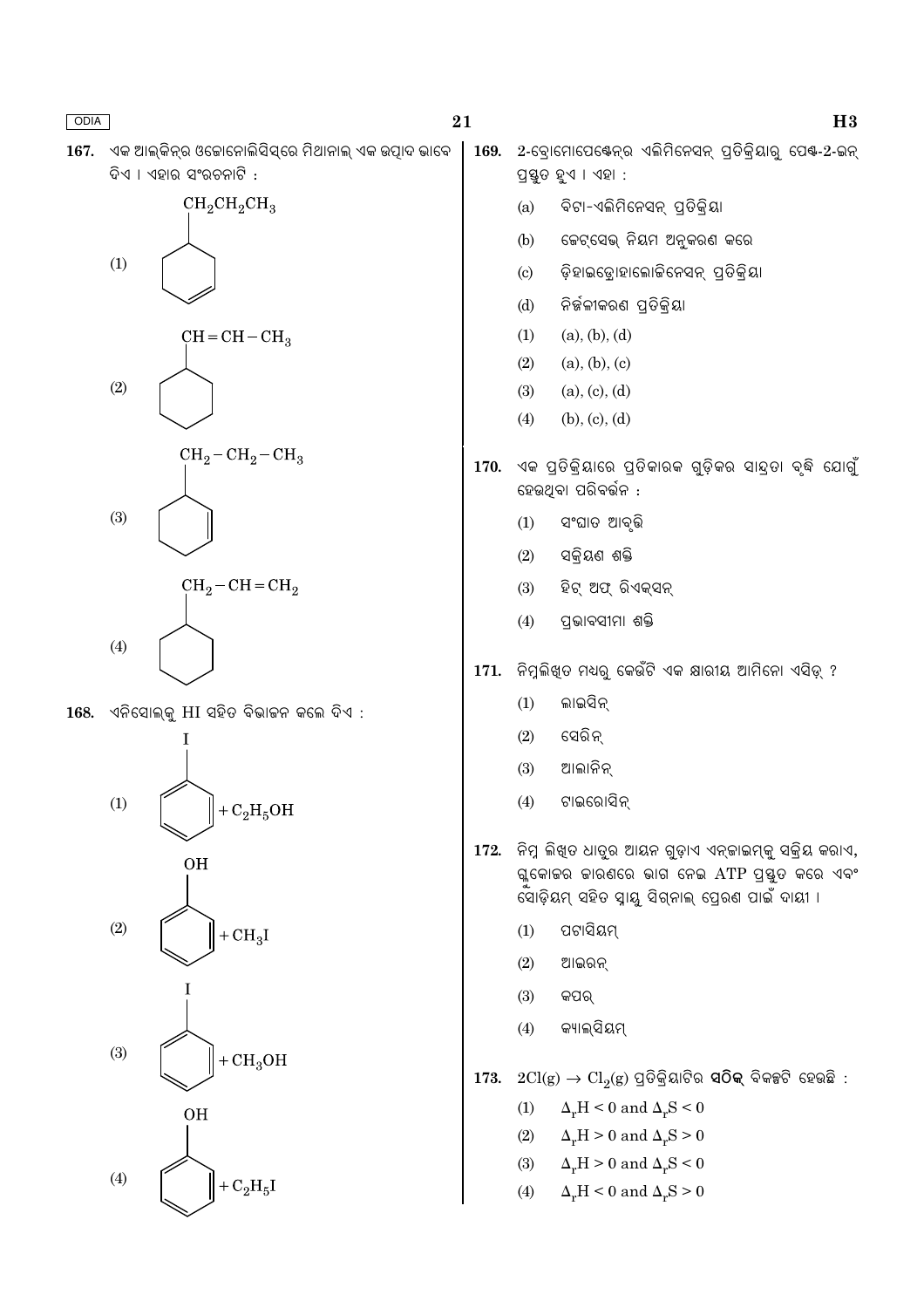167. ଏକ ଆଲ୍‌କିନ୍‌ର ଓଜୋନୋଲିସିସ୍‌ରେ ମିଥାନାଲ୍ ଏକ ଉତ୍ପାଦ ଭାବେ ଦିଏ । ଏହାର ସଂରଚନାଟି :

(1) Cyclohexene ring with $CH_2CH_2CH_3$ substituent

(2) Cyclohexane ring with $CH = CH - CH_3$ substituent

(3) Cyclohexene ring with $CH_2 - CH_2 - CH_3$ substituent

(4) Cyclohexane ring with $CH_2 - CH = CH_2$ substituent

168. ଏନିସୋଲ୍‌କୁ HI ସହିତ ବିଭାଜନ କଲେ ଦିଏ :

(1) Iodobenzene $+ C_2H_5OH$

(2) Phenol $+ CH_3I$

(3) Iodobenzene $+ CH_3OH$

(4) Phenol $+ C_2H_5I$

169. 2-ବ୍ରୋମୋପେଣ୍ଟେନ୍‌ର ଏଲିମିନେସନ୍ ପ୍ରତିକ୍ରିୟାରୁ ପେଣ୍ଟ-2-ଇନ୍ ପ୍ରସ୍ତୁତ ହୁଏ । ଏହା :

(a) ବିଟା-ଏଲିମିନେସନ୍ ପ୍ରତିକ୍ରିୟା

(b) ଜେଟ୍‌ସେଭ୍ ନିୟମ ଅନୁକରଣ କରେ

(c) ଡ଼ିହାଇଡ୍ରୋହାଲୋଜିନେସନ୍ ପ୍ରତିକ୍ରିୟା

(d) ନିର୍ଜ୍ଜଳୀକରଣ ପ୍ରତିକ୍ରିୟା

(1) (a), (b), (d)

(2) (a), (b), (c)

(3) (a), (c), (d)

(4) (b), (c), (d)

170. ଏକ ପ୍ରତିକ୍ରିୟାରେ ପ୍ରତିକାରକ ଗୁଡ଼ିକର ସାନ୍ଦ୍ରତା ବୃଦ୍ଧି ଯୋଗୁଁ ହେଉଥିବା ପରିବର୍ତ୍ତନ :

(1) ସଂଘାତ ଆବୃତ୍ତି

(2) ସକ୍ରିୟଣ ଶକ୍ତି

(3) ହିଟ୍ ଅଫ୍ ରିଏକ୍‌ସନ୍

(4) ପ୍ରଭାବସୀମା ଶକ୍ତି

171. ନିମ୍ନଲିଖିତ ମଧ୍ୟରୁ କେଉଁଟି ଏକ କ୍ଷାରୀୟ ଆମିନୋ ଏସିଡ୍ ?

(1) ଲାଇସିନ୍

(2) ସେରିନ୍

(3) ଆଲାନିନ୍

(4) ଟାଇରୋସିନ୍

172. ନିମ୍ନ ଲିଖିତ ଧାତୁର ଆୟନ ଗୁଡ଼ାଏ ଏନ୍‌ଜାଇମ୍‌କୁ ସକ୍ରିୟ କରାଏ, ଗ୍ଲୁକୋଜର ଜାରଣରେ ଭାଗ ନେଇ ATP ପ୍ରସ୍ତୁତ କରେ ଏବଂ ସୋଡ଼ିୟମ୍ ସହିତ ସ୍ନାୟୁ ସିଗ୍‌ନାଲ୍ ପ୍ରେରଣ ପାଇଁ ଦାୟୀ ।

(1) ପଟାସିୟମ୍

(2) ଆଇରନ୍

(3) କପର୍

(4) କ୍ୟାଲ୍‌ସିୟମ୍

173. $2Cl(g) \rightarrow Cl_2(g)$ ପ୍ରତିକ୍ରିୟାଟିର **ସଠିକ୍** ବିକଳ୍ପଟି ହେଉଛି :

(1) $\Delta_rH < 0$ and $\Delta_rS < 0$

(2) $\Delta_rH > 0$ and $\Delta_rS > 0$

(3) $\Delta_rH > 0$ and $\Delta_rS < 0$

(4) $\Delta_rH < 0$ and $\Delta_rS > 0$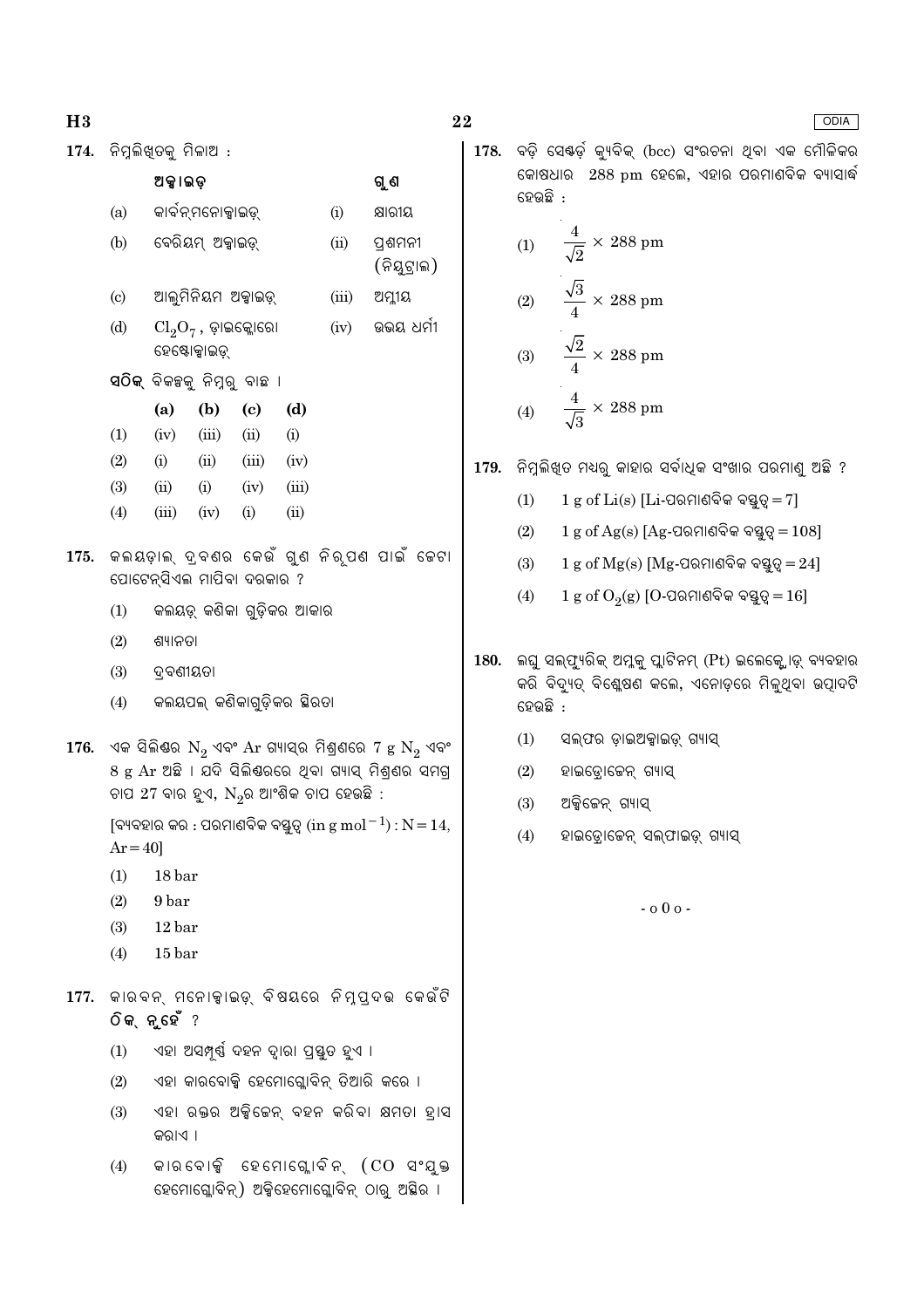174. ନିମ୍ନଲିଖିତକୁ ମିଳାଅ :

| | ଅକ୍ସାଇଡ୍ | | ଗୁଣ |
|---|---|---|---|
| (a) | କାର୍ବନ୍‌ମନୋକ୍ସାଇଡ୍ | (i) | କ୍ଷାରୀୟ |
| (b) | ବେରିୟମ୍ ଅକ୍ସାଇଡ୍ | (ii) | ପ୍ରଶମନୀ (ନିୟୁଟ୍ରାଲ) |
| (c) | ଆଲୁମିନିୟମ ଅକ୍ସାଇଡ୍ | (iii) | ଅମ୍ଳୀୟ |
| (d) | $Cl_2O_7$ , ଡ଼ାଇକ୍ଲୋରୋ ହେପ୍ଟୋକ୍ସାଇଡ୍ | (iv) | ଉଭୟ ଧର୍ମୀ |

**ସଠିକ୍** ବିକଳ୍ପକୁ ନିମ୍ନରୁ ବାଛ ।

| | (a) | (b) | (c) | (d) |
|---|---|---|---|---|
| (1) | (iv) | (iii) | (ii) | (i) |
| (2) | (i) | (ii) | (iii) | (iv) |
| (3) | (ii) | (i) | (iv) | (iii) |
| (4) | (iii) | (iv) | (i) | (ii) |

175. କଲୟଡ଼ାଲ୍ ଦ୍ରବଣର କେଉଁ ଗୁଣ ନିରୂପଣ ପାଇଁ ଜେଟା ପୋଟେନ୍‌ସିଏଲ ମାପିବା ଦରକାର ?

(1) କଲୟଡ୍ କଣିକା ଗୁଡ଼ିକର ଆକାର

(2) ଶ୍ୟାନତା

(3) ଦ୍ରବଣୀୟତା

(4) କଲୟଡ୍ କଣିକାଗୁଡ଼ିକର ସ୍ଥିରତା

176. ଏକ ସିଲିଣ୍ଡର $N_2$ ଏବଂ Ar ଗ୍ୟାସ୍‌ର ମିଶ୍ରଣରେ 7 g $N_2$ ଏବଂ 8 g Ar ଅଛି । ଯଦି ସିଲିଣ୍ଡରରେ ଥିବା ଗ୍ୟାସ୍ ମିଶ୍ରଣର ସମଗ୍ର ଚାପ 27 ବାର ହୁଏ, $N_2$ର ଆଂଶିକ ଚାପ ହେଉଛି :

[ବ୍ୟବହାର କର : ପରମାଣବିକ ବସ୍ତୁତ୍ୱ (in $g\,mol^{-1}$) : N = 14, Ar = 40]

(1) 18 bar

(2) 9 bar

(3) 12 bar

(4) 15 bar

177. କାରବନ୍ ମନୋକ୍ସାଇଡ୍ ବିଷୟରେ ନିମ୍ନପ୍ରଦତ୍ତ କେଉଁଟି **ଠିକ୍ ନୁହେଁ** ?

(1) ଏହା ଅସମ୍ପୂର୍ଣ୍ଣ ଦହନ ଦ୍ୱାରା ପ୍ରସ୍ତୁତ ହୁଏ ।

(2) ଏହା କାରବୋକ୍ସି ହେମୋଗ୍ଲୋବିନ୍ ତିଆରି କରେ ।

(3) ଏହା ରକ୍ତର ଅକ୍ସିଜେନ୍ ବହନ କରିବା କ୍ଷମତା ହ୍ରାସ କରାଏ ।

(4) କାରବୋକ୍ସି ହେମୋଗ୍ଲୋବିନ୍ (CO ସଂଯୁକ୍ତ ହେମୋଗ୍ଲୋବିନ୍) ଅକ୍ସିହେମୋଗ୍ଲୋବିନ୍ ଠାରୁ ଅସ୍ଥିର ।

178. ବଡ଼ି ସେଣ୍ଟର୍ଡ୍ କ୍ୟୁବିକ୍ (bcc) ସଂରଚନା ଥିବା ଏକ ମୌଳିକର କୋଷଧାର 288 pm ହେଲେ, ଏହାର ପରମାଣବିକ ବ୍ୟାସାର୍ଦ୍ଧ ହେଉଛି :

(1) $\frac{4}{\sqrt{2}} \times 288$ pm

(2) $\frac{\sqrt{3}}{4} \times 288$ pm

(3) $\frac{\sqrt{2}}{4} \times 288$ pm

(4) $\frac{4}{\sqrt{3}} \times 288$ pm

179. ନିମ୍ନଲିଖିତ ମଧ୍ୟରୁ କାହାର ସର୍ବାଧିକ ସଂଖ୍ୟାର ପରମାଣୁ ଅଛି ?

(1) 1 g of Li(s) [Li-ପରମାଣବିକ ବସ୍ତୁତ୍ୱ = 7]

(2) 1 g of Ag(s) [Ag-ପରମାଣବିକ ବସ୍ତୁତ୍ୱ = 108]

(3) 1 g of Mg(s) [Mg-ପରମାଣବିକ ବସ୍ତୁତ୍ୱ = 24]

(4) 1 g of $O_2$(g) [O-ପରମାଣବିକ ବସ୍ତୁତ୍ୱ = 16]

180. ଲଘୁ ସଲ୍‌ଫ୍ୟୁରିକ୍ ଅମ୍ଳକୁ ପ୍ଲାଟିନମ୍ (Pt) ଇଲେକ୍ଟ୍ରୋଡ୍ ବ୍ୟବହାର କରି ବିଦ୍ୟୁତ୍ ବିଶ୍ଳେଷଣ କଲେ, ଏନୋଡ଼ରେ ମିଳୁଥିବା ଉତ୍ପାଦଟି ହେଉଛି :

(1) ସଲ୍‌ଫର ଡ଼ାଇଅକ୍ସାଇଡ୍ ଗ୍ୟାସ୍

(2) ହାଇଡ୍ରୋଜେନ୍ ଗ୍ୟାସ୍

(3) ଅକ୍ସିଜେନ୍ ଗ୍ୟାସ୍

(4) ହାଇଡ୍ରୋଜେନ୍ ସଲ୍‌ଫାଇଡ୍ ଗ୍ୟାସ୍

- o 0 o -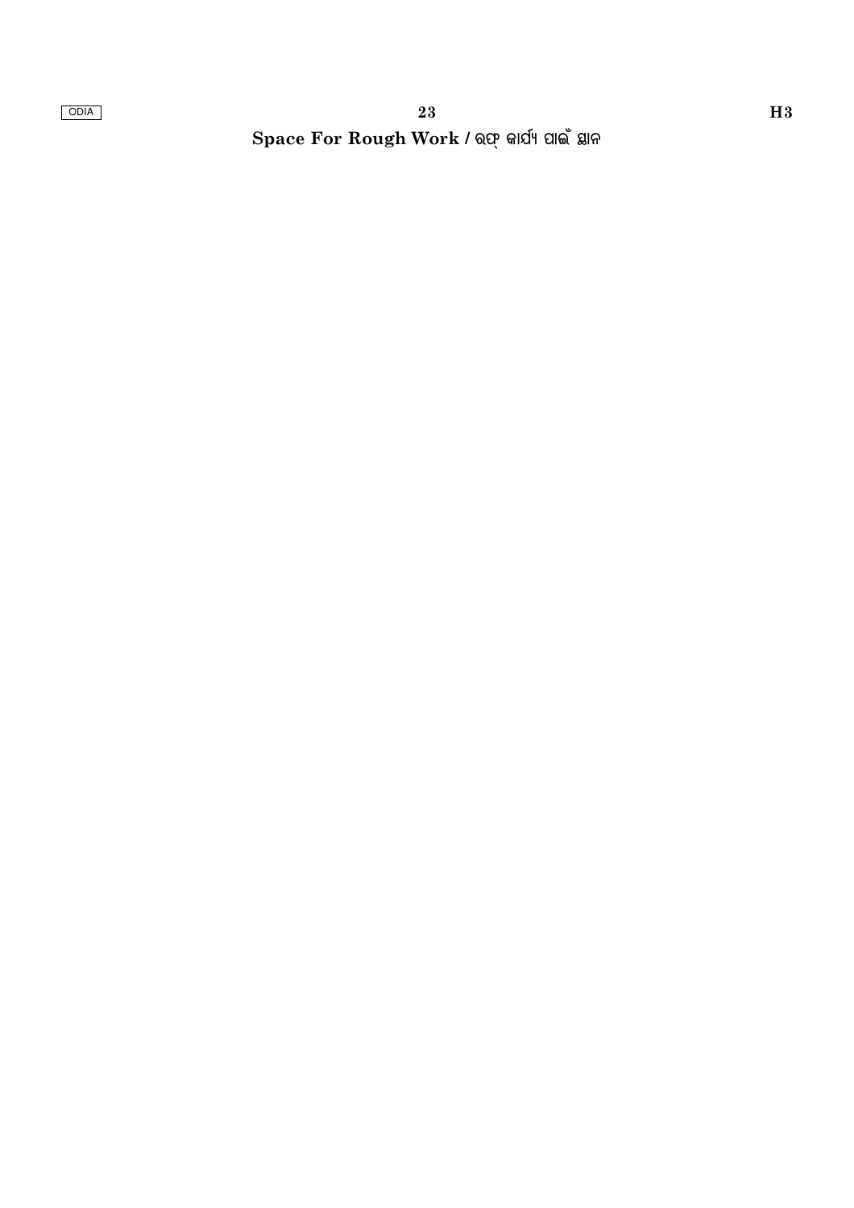**Space For Rough Work / ରଫ୍ କାର୍ଯ୍ୟ ପାଇଁ ସ୍ଥାନ**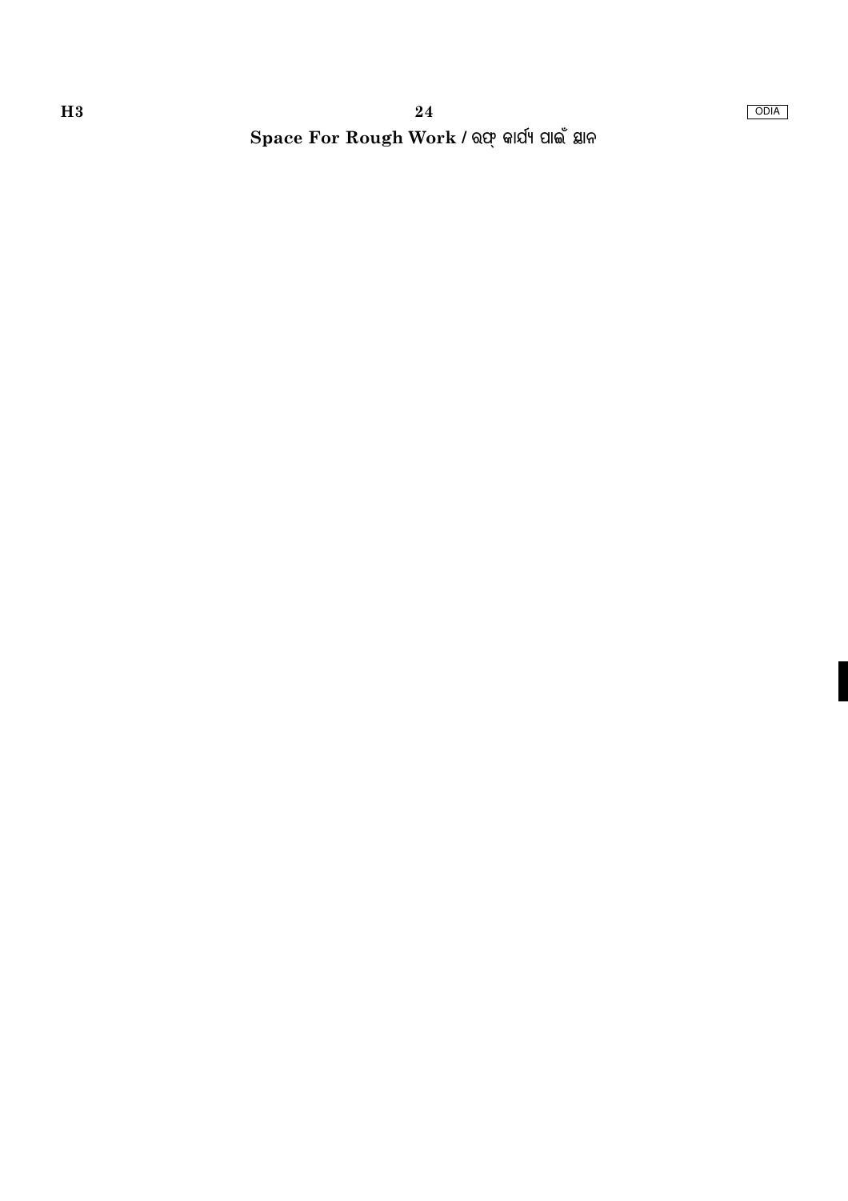**Space For Rough Work / ରଫ୍ କାର୍ଯ୍ୟ ପାଇଁ ସ୍ଥାନ**